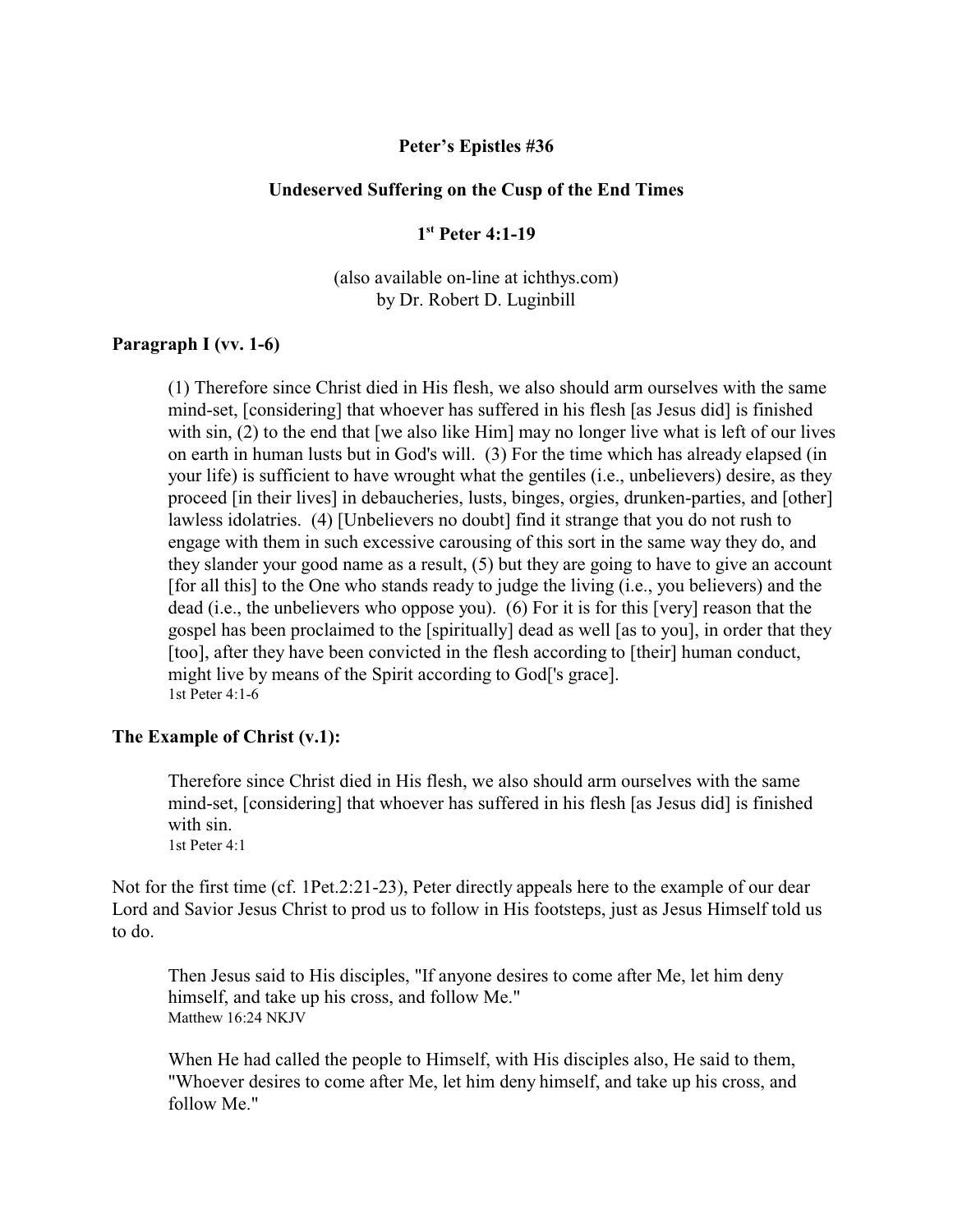**Peter's Epistles #36**

**Undeserved Suffering on the Cusp of the End Times**

**1st Peter 4:1-19**

(also available on-line at ichthys.com)
by Dr. Robert D. Luginbill

## Paragraph I (vv. 1-6)

> (1) Therefore since Christ died in His flesh, we also should arm ourselves with the same mind-set, [considering] that whoever has suffered in his flesh [as Jesus did] is finished with sin, (2) to the end that [we also like Him] may no longer live what is left of our lives on earth in human lusts but in God's will. (3) For the time which has already elapsed (in your life) is sufficient to have wrought what the gentiles (i.e., unbelievers) desire, as they proceed [in their lives] in debaucheries, lusts, binges, orgies, drunken-parties, and [other] lawless idolatries. (4) [Unbelievers no doubt] find it strange that you do not rush to engage with them in such excessive carousing of this sort in the same way they do, and they slander your good name as a result, (5) but they are going to have to give an account [for all this] to the One who stands ready to judge the living (i.e., you believers) and the dead (i.e., the unbelievers who oppose you). (6) For it is for this [very] reason that the gospel has been proclaimed to the [spiritually] dead as well [as to you], in order that they [too], after they have been convicted in the flesh according to [their] human conduct, might live by means of the Spirit according to God['s grace].
> 1st Peter 4:1-6

## The Example of Christ (v.1):

> Therefore since Christ died in His flesh, we also should arm ourselves with the same mind-set, [considering] that whoever has suffered in his flesh [as Jesus did] is finished with sin.
> 1st Peter 4:1

Not for the first time (cf. 1Pet.2:21-23), Peter directly appeals here to the example of our dear Lord and Savior Jesus Christ to prod us to follow in His footsteps, just as Jesus Himself told us to do.

> Then Jesus said to His disciples, "If anyone desires to come after Me, let him deny himself, and take up his cross, and follow Me."
> Matthew 16:24 NKJV

> When He had called the people to Himself, with His disciples also, He said to them, "Whoever desires to come after Me, let him deny himself, and take up his cross, and follow Me."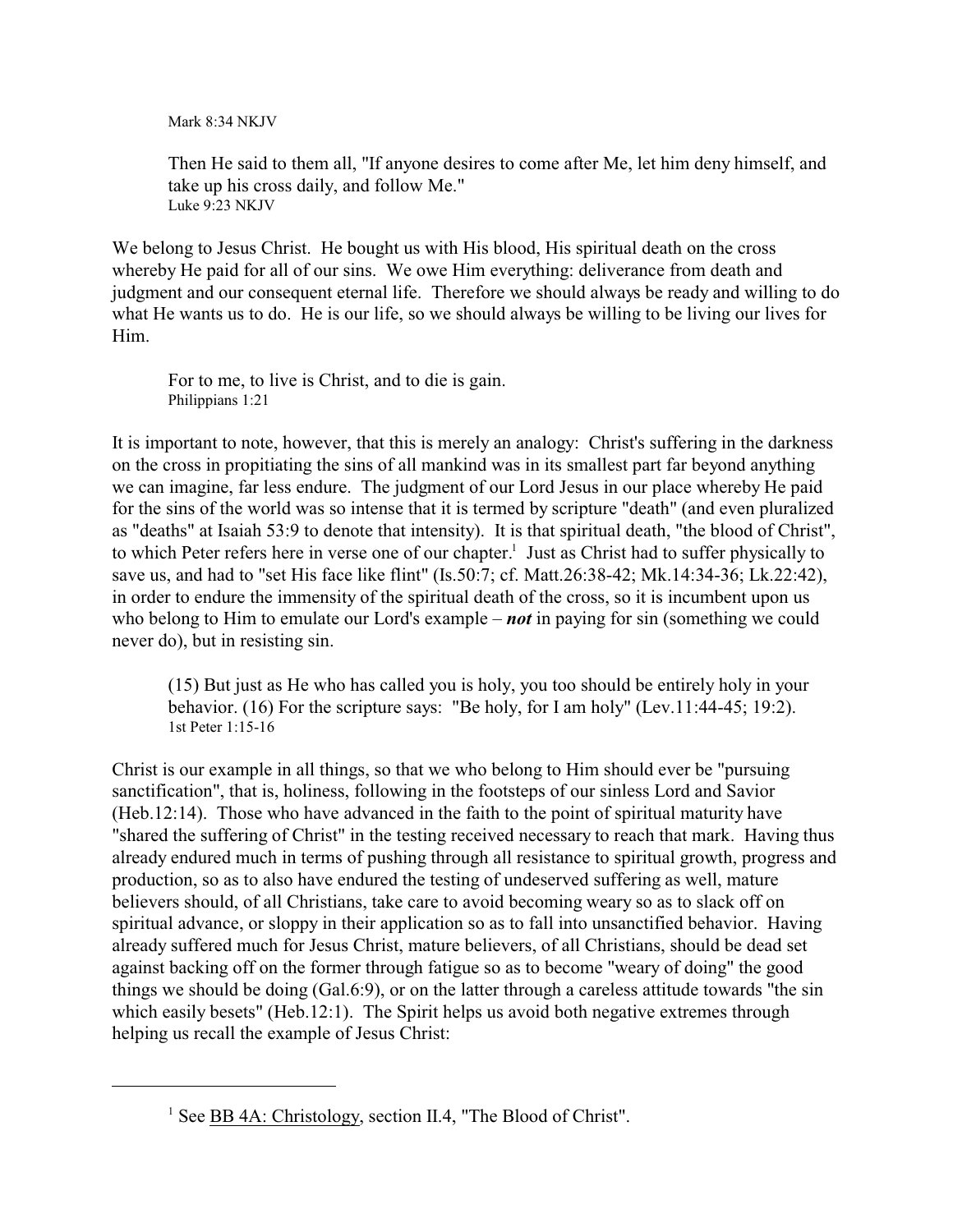Mark 8:34 NKJV

> Then He said to them all, "If anyone desires to come after Me, let him deny himself, and take up his cross daily, and follow Me."
> Luke 9:23 NKJV

We belong to Jesus Christ. He bought us with His blood, His spiritual death on the cross whereby He paid for all of our sins. We owe Him everything: deliverance from death and judgment and our consequent eternal life. Therefore we should always be ready and willing to do what He wants us to do. He is our life, so we should always be willing to be living our lives for Him.

> For to me, to live is Christ, and to die is gain.
> Philippians 1:21

It is important to note, however, that this is merely an analogy: Christ's suffering in the darkness on the cross in propitiating the sins of all mankind was in its smallest part far beyond anything we can imagine, far less endure. The judgment of our Lord Jesus in our place whereby He paid for the sins of the world was so intense that it is termed by scripture "death" (and even pluralized as "deaths" at Isaiah 53:9 to denote that intensity). It is that spiritual death, "the blood of Christ", to which Peter refers here in verse one of our chapter.[1] Just as Christ had to suffer physically to save us, and had to "set His face like flint" (Is.50:7; cf. Matt.26:38-42; Mk.14:34-36; Lk.22:42), in order to endure the immensity of the spiritual death of the cross, so it is incumbent upon us who belong to Him to emulate our Lord's example – ***not*** in paying for sin (something we could never do), but in resisting sin.

> (15) But just as He who has called you is holy, you too should be entirely holy in your behavior. (16) For the scripture says: "Be holy, for I am holy" (Lev.11:44-45; 19:2).
> 1st Peter 1:15-16

Christ is our example in all things, so that we who belong to Him should ever be "pursuing sanctification", that is, holiness, following in the footsteps of our sinless Lord and Savior (Heb.12:14). Those who have advanced in the faith to the point of spiritual maturity have "shared the suffering of Christ" in the testing received necessary to reach that mark. Having thus already endured much in terms of pushing through all resistance to spiritual growth, progress and production, so as to also have endured the testing of undeserved suffering as well, mature believers should, of all Christians, take care to avoid becoming weary so as to slack off on spiritual advance, or sloppy in their application so as to fall into unsanctified behavior. Having already suffered much for Jesus Christ, mature believers, of all Christians, should be dead set against backing off on the former through fatigue so as to become "weary of doing" the good things we should be doing (Gal.6:9), or on the latter through a careless attitude towards "the sin which easily besets" (Heb.12:1). The Spirit helps us avoid both negative extremes through helping us recall the example of Jesus Christ:

---

[1] See BB 4A: Christology, section II.4, "The Blood of Christ".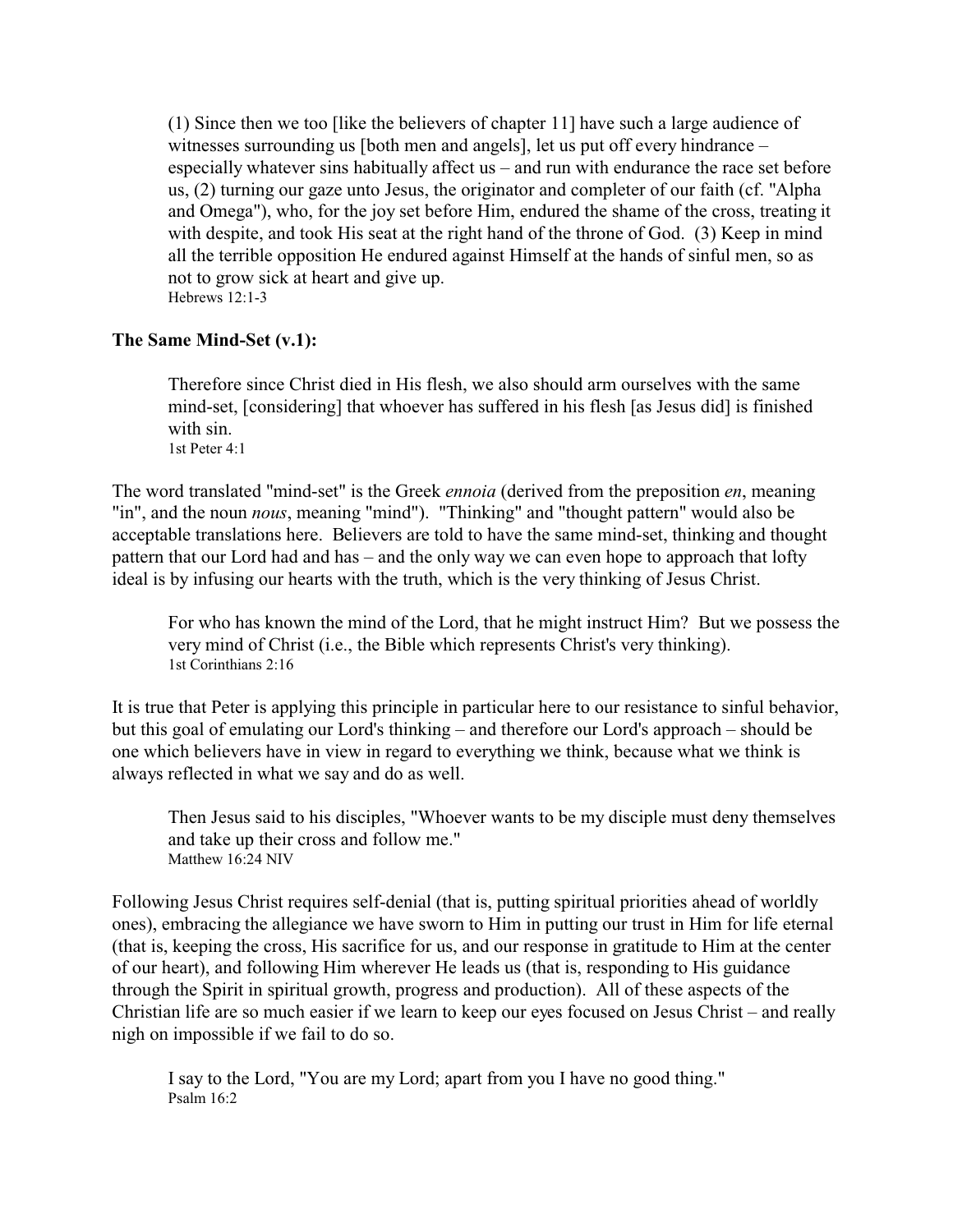> (1) Since then we too [like the believers of chapter 11] have such a large audience of witnesses surrounding us [both men and angels], let us put off every hindrance – especially whatever sins habitually affect us – and run with endurance the race set before us, (2) turning our gaze unto Jesus, the originator and completer of our faith (cf. "Alpha and Omega"), who, for the joy set before Him, endured the shame of the cross, treating it with despite, and took His seat at the right hand of the throne of God. (3) Keep in mind all the terrible opposition He endured against Himself at the hands of sinful men, so as not to grow sick at heart and give up.
> Hebrews 12:1-3

**The Same Mind-Set (v.1):**

> Therefore since Christ died in His flesh, we also should arm ourselves with the same mind-set, [considering] that whoever has suffered in his flesh [as Jesus did] is finished with sin.
> 1st Peter 4:1

The word translated "mind-set" is the Greek *ennoia* (derived from the preposition *en*, meaning "in", and the noun *nous*, meaning "mind"). "Thinking" and "thought pattern" would also be acceptable translations here. Believers are told to have the same mind-set, thinking and thought pattern that our Lord had and has – and the only way we can even hope to approach that lofty ideal is by infusing our hearts with the truth, which is the very thinking of Jesus Christ.

> For who has known the mind of the Lord, that he might instruct Him? But we possess the very mind of Christ (i.e., the Bible which represents Christ's very thinking).
> 1st Corinthians 2:16

It is true that Peter is applying this principle in particular here to our resistance to sinful behavior, but this goal of emulating our Lord's thinking – and therefore our Lord's approach – should be one which believers have in view in regard to everything we think, because what we think is always reflected in what we say and do as well.

> Then Jesus said to his disciples, "Whoever wants to be my disciple must deny themselves and take up their cross and follow me."
> Matthew 16:24 NIV

Following Jesus Christ requires self-denial (that is, putting spiritual priorities ahead of worldly ones), embracing the allegiance we have sworn to Him in putting our trust in Him for life eternal (that is, keeping the cross, His sacrifice for us, and our response in gratitude to Him at the center of our heart), and following Him wherever He leads us (that is, responding to His guidance through the Spirit in spiritual growth, progress and production). All of these aspects of the Christian life are so much easier if we learn to keep our eyes focused on Jesus Christ – and really nigh on impossible if we fail to do so.

> I say to the Lord, "You are my Lord; apart from you I have no good thing."
> Psalm 16:2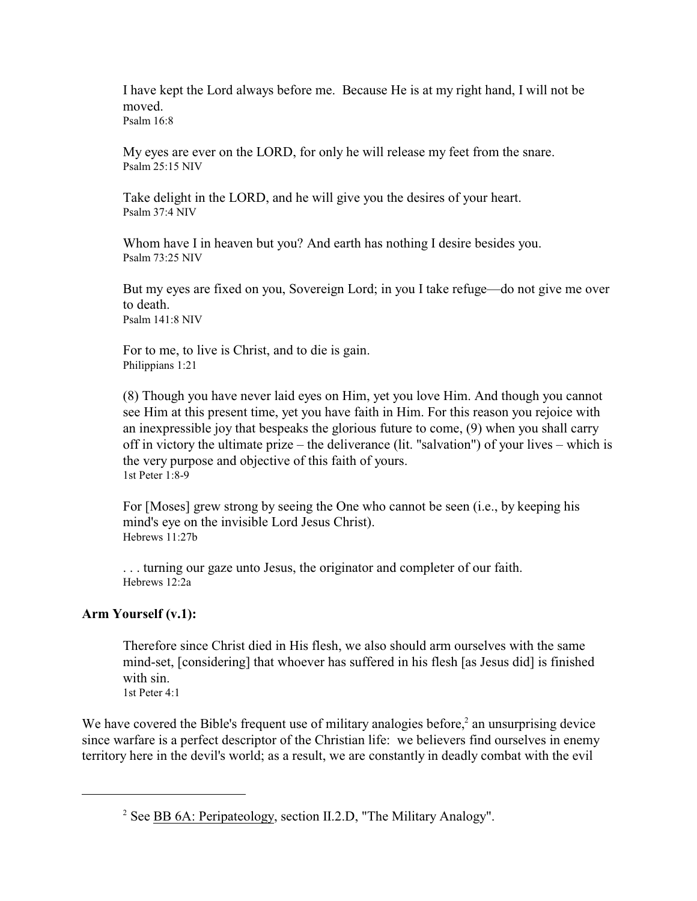I have kept the Lord always before me. Because He is at my right hand, I will not be moved.
Psalm 16:8

My eyes are ever on the LORD, for only he will release my feet from the snare.
Psalm 25:15 NIV

Take delight in the LORD, and he will give you the desires of your heart.
Psalm 37:4 NIV

Whom have I in heaven but you? And earth has nothing I desire besides you.
Psalm 73:25 NIV

But my eyes are fixed on you, Sovereign Lord; in you I take refuge—do not give me over to death.
Psalm 141:8 NIV

For to me, to live is Christ, and to die is gain.
Philippians 1:21

(8) Though you have never laid eyes on Him, yet you love Him. And though you cannot see Him at this present time, yet you have faith in Him. For this reason you rejoice with an inexpressible joy that bespeaks the glorious future to come, (9) when you shall carry off in victory the ultimate prize – the deliverance (lit. "salvation") of your lives – which is the very purpose and objective of this faith of yours.
1st Peter 1:8-9

For [Moses] grew strong by seeing the One who cannot be seen (i.e., by keeping his mind's eye on the invisible Lord Jesus Christ).
Hebrews 11:27b

. . . turning our gaze unto Jesus, the originator and completer of our faith.
Hebrews 12:2a

**Arm Yourself (v.1):**

Therefore since Christ died in His flesh, we also should arm ourselves with the same mind-set, [considering] that whoever has suffered in his flesh [as Jesus did] is finished with sin.
1st Peter 4:1

We have covered the Bible's frequent use of military analogies before,[2] an unsurprising device since warfare is a perfect descriptor of the Christian life: we believers find ourselves in enemy territory here in the devil's world; as a result, we are constantly in deadly combat with the evil

---

[2] See BB 6A: Peripateology, section II.2.D, "The Military Analogy".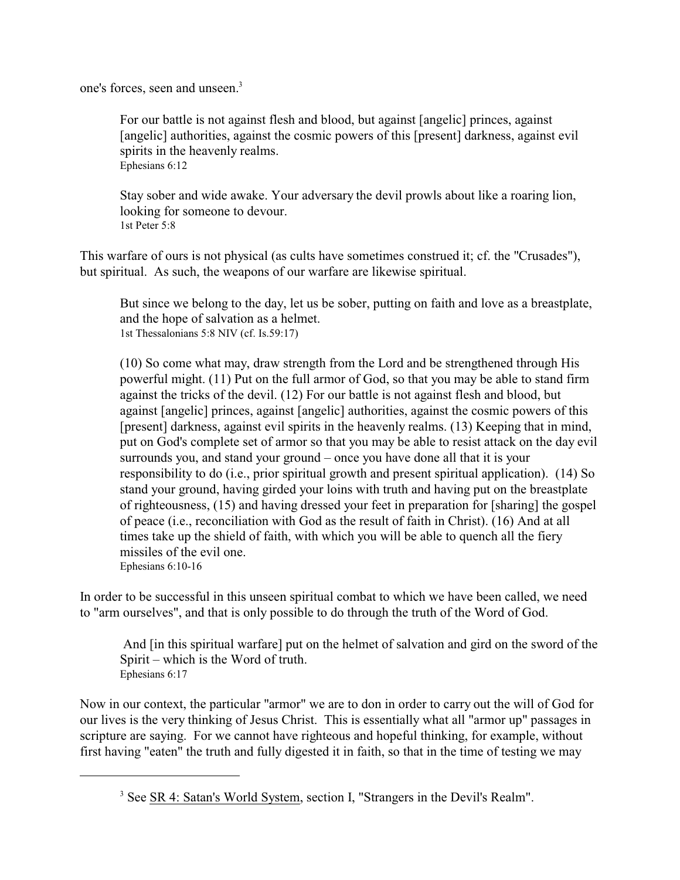one's forces, seen and unseen.[3]

> For our battle is not against flesh and blood, but against [angelic] princes, against [angelic] authorities, against the cosmic powers of this [present] darkness, against evil spirits in the heavenly realms.
> Ephesians 6:12

> Stay sober and wide awake. Your adversary the devil prowls about like a roaring lion, looking for someone to devour.
> 1st Peter 5:8

This warfare of ours is not physical (as cults have sometimes construed it; cf. the "Crusades"), but spiritual. As such, the weapons of our warfare are likewise spiritual.

> But since we belong to the day, let us be sober, putting on faith and love as a breastplate, and the hope of salvation as a helmet.
> 1st Thessalonians 5:8 NIV (cf. Is.59:17)

> (10) So come what may, draw strength from the Lord and be strengthened through His powerful might. (11) Put on the full armor of God, so that you may be able to stand firm against the tricks of the devil. (12) For our battle is not against flesh and blood, but against [angelic] princes, against [angelic] authorities, against the cosmic powers of this [present] darkness, against evil spirits in the heavenly realms. (13) Keeping that in mind, put on God's complete set of armor so that you may be able to resist attack on the day evil surrounds you, and stand your ground – once you have done all that it is your responsibility to do (i.e., prior spiritual growth and present spiritual application). (14) So stand your ground, having girded your loins with truth and having put on the breastplate of righteousness, (15) and having dressed your feet in preparation for [sharing] the gospel of peace (i.e., reconciliation with God as the result of faith in Christ). (16) And at all times take up the shield of faith, with which you will be able to quench all the fiery missiles of the evil one.
> Ephesians 6:10-16

In order to be successful in this unseen spiritual combat to which we have been called, we need to "arm ourselves", and that is only possible to do through the truth of the Word of God.

> And [in this spiritual warfare] put on the helmet of salvation and gird on the sword of the Spirit – which is the Word of truth.
> Ephesians 6:17

Now in our context, the particular "armor" we are to don in order to carry out the will of God for our lives is the very thinking of Jesus Christ. This is essentially what all "armor up" passages in scripture are saying. For we cannot have righteous and hopeful thinking, for example, without first having "eaten" the truth and fully digested it in faith, so that in the time of testing we may

---

[3] See SR 4: Satan's World System, section I, "Strangers in the Devil's Realm".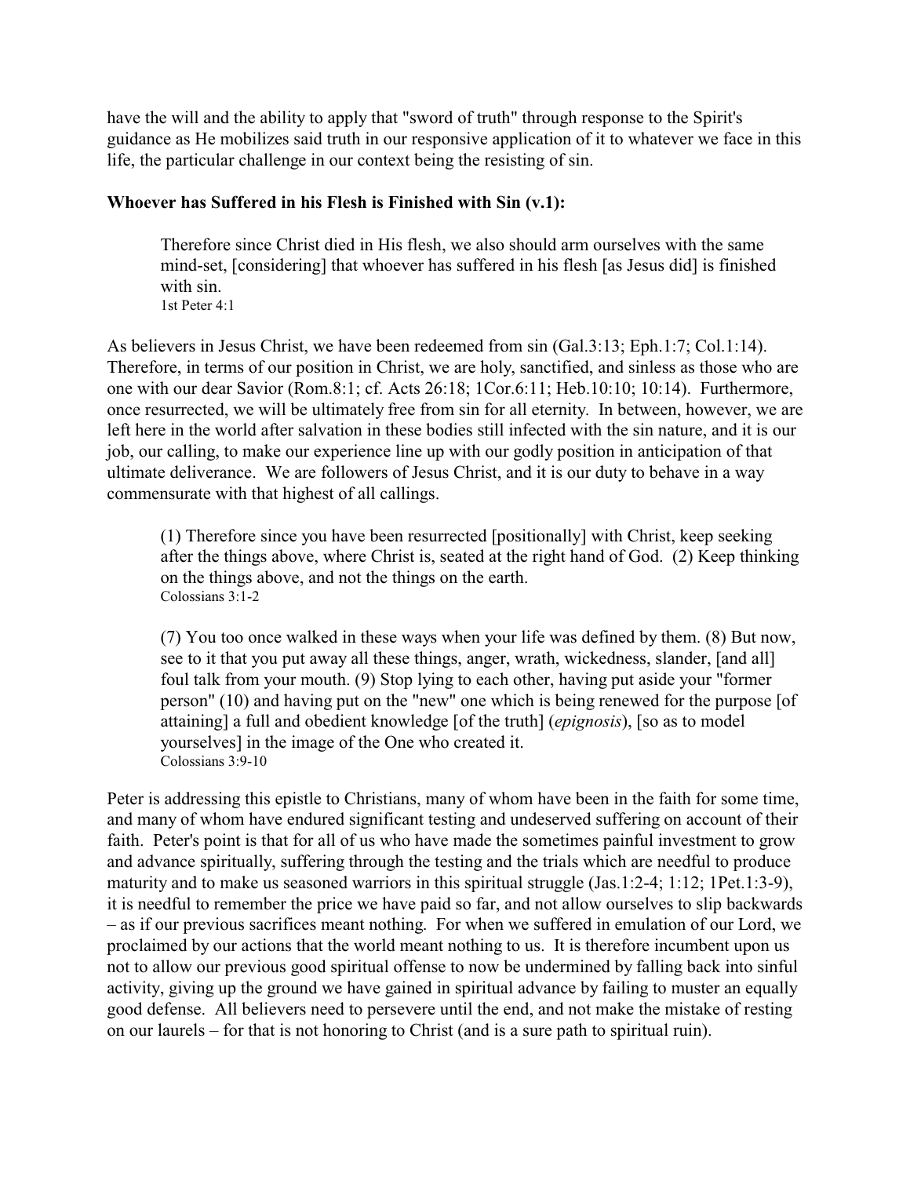have the will and the ability to apply that "sword of truth" through response to the Spirit's guidance as He mobilizes said truth in our responsive application of it to whatever we face in this life, the particular challenge in our context being the resisting of sin.

**Whoever has Suffered in his Flesh is Finished with Sin (v.1):**

> Therefore since Christ died in His flesh, we also should arm ourselves with the same mind-set, [considering] that whoever has suffered in his flesh [as Jesus did] is finished with sin.
> 1st Peter 4:1

As believers in Jesus Christ, we have been redeemed from sin (Gal.3:13; Eph.1:7; Col.1:14). Therefore, in terms of our position in Christ, we are holy, sanctified, and sinless as those who are one with our dear Savior (Rom.8:1; cf. Acts 26:18; 1Cor.6:11; Heb.10:10; 10:14). Furthermore, once resurrected, we will be ultimately free from sin for all eternity. In between, however, we are left here in the world after salvation in these bodies still infected with the sin nature, and it is our job, our calling, to make our experience line up with our godly position in anticipation of that ultimate deliverance. We are followers of Jesus Christ, and it is our duty to behave in a way commensurate with that highest of all callings.

> (1) Therefore since you have been resurrected [positionally] with Christ, keep seeking after the things above, where Christ is, seated at the right hand of God. (2) Keep thinking on the things above, and not the things on the earth.
> Colossians 3:1-2

> (7) You too once walked in these ways when your life was defined by them. (8) But now, see to it that you put away all these things, anger, wrath, wickedness, slander, [and all] foul talk from your mouth. (9) Stop lying to each other, having put aside your "former person" (10) and having put on the "new" one which is being renewed for the purpose [of attaining] a full and obedient knowledge [of the truth] (*epignosis*), [so as to model yourselves] in the image of the One who created it.
> Colossians 3:9-10

Peter is addressing this epistle to Christians, many of whom have been in the faith for some time, and many of whom have endured significant testing and undeserved suffering on account of their faith. Peter's point is that for all of us who have made the sometimes painful investment to grow and advance spiritually, suffering through the testing and the trials which are needful to produce maturity and to make us seasoned warriors in this spiritual struggle (Jas.1:2-4; 1:12; 1Pet.1:3-9), it is needful to remember the price we have paid so far, and not allow ourselves to slip backwards – as if our previous sacrifices meant nothing. For when we suffered in emulation of our Lord, we proclaimed by our actions that the world meant nothing to us. It is therefore incumbent upon us not to allow our previous good spiritual offense to now be undermined by falling back into sinful activity, giving up the ground we have gained in spiritual advance by failing to muster an equally good defense. All believers need to persevere until the end, and not make the mistake of resting on our laurels – for that is not honoring to Christ (and is a sure path to spiritual ruin).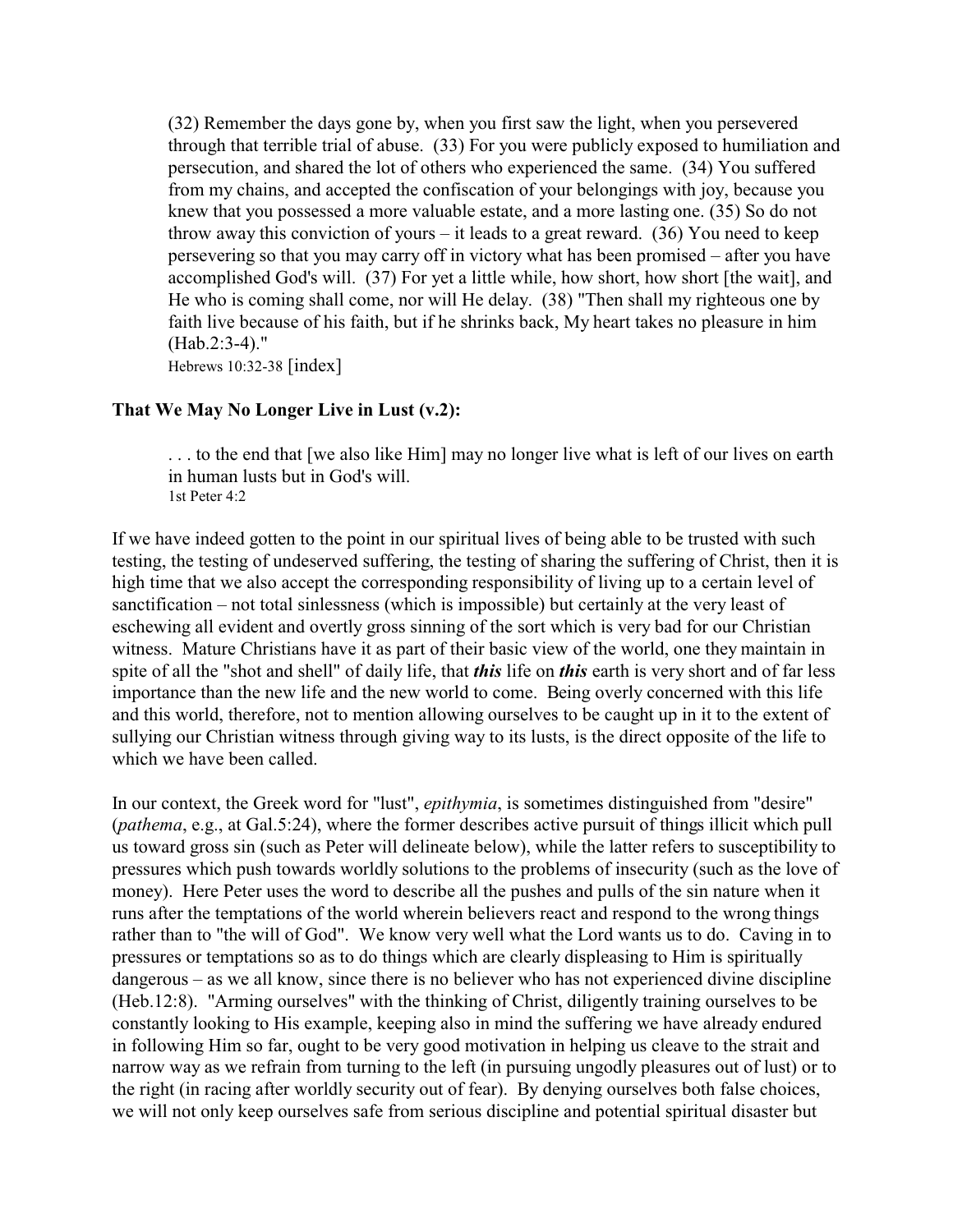> (32) Remember the days gone by, when you first saw the light, when you persevered through that terrible trial of abuse. (33) For you were publicly exposed to humiliation and persecution, and shared the lot of others who experienced the same. (34) You suffered from my chains, and accepted the confiscation of your belongings with joy, because you knew that you possessed a more valuable estate, and a more lasting one. (35) So do not throw away this conviction of yours – it leads to a great reward. (36) You need to keep persevering so that you may carry off in victory what has been promised – after you have accomplished God's will. (37) For yet a little while, how short, how short [the wait], and He who is coming shall come, nor will He delay. (38) "Then shall my righteous one by faith live because of his faith, but if he shrinks back, My heart takes no pleasure in him (Hab.2:3-4)."
> Hebrews 10:32-38 [index]

**That We May No Longer Live in Lust (v.2):**

> . . . to the end that [we also like Him] may no longer live what is left of our lives on earth in human lusts but in God's will.
> 1st Peter 4:2

If we have indeed gotten to the point in our spiritual lives of being able to be trusted with such testing, the testing of undeserved suffering, the testing of sharing the suffering of Christ, then it is high time that we also accept the corresponding responsibility of living up to a certain level of sanctification – not total sinlessness (which is impossible) but certainly at the very least of eschewing all evident and overtly gross sinning of the sort which is very bad for our Christian witness. Mature Christians have it as part of their basic view of the world, one they maintain in spite of all the "shot and shell" of daily life, that ***this*** life on ***this*** earth is very short and of far less importance than the new life and the new world to come. Being overly concerned with this life and this world, therefore, not to mention allowing ourselves to be caught up in it to the extent of sullying our Christian witness through giving way to its lusts, is the direct opposite of the life to which we have been called.

In our context, the Greek word for "lust", *epithymia*, is sometimes distinguished from "desire" (*pathema*, e.g., at Gal.5:24), where the former describes active pursuit of things illicit which pull us toward gross sin (such as Peter will delineate below), while the latter refers to susceptibility to pressures which push towards worldly solutions to the problems of insecurity (such as the love of money). Here Peter uses the word to describe all the pushes and pulls of the sin nature when it runs after the temptations of the world wherein believers react and respond to the wrong things rather than to "the will of God". We know very well what the Lord wants us to do. Caving in to pressures or temptations so as to do things which are clearly displeasing to Him is spiritually dangerous – as we all know, since there is no believer who has not experienced divine discipline (Heb.12:8). "Arming ourselves" with the thinking of Christ, diligently training ourselves to be constantly looking to His example, keeping also in mind the suffering we have already endured in following Him so far, ought to be very good motivation in helping us cleave to the strait and narrow way as we refrain from turning to the left (in pursuing ungodly pleasures out of lust) or to the right (in racing after worldly security out of fear). By denying ourselves both false choices, we will not only keep ourselves safe from serious discipline and potential spiritual disaster but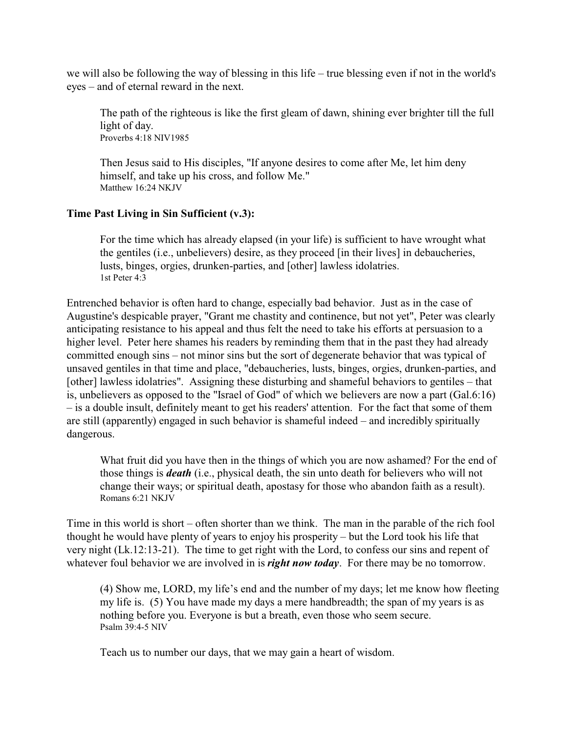we will also be following the way of blessing in this life – true blessing even if not in the world's eyes – and of eternal reward in the next.

> The path of the righteous is like the first gleam of dawn, shining ever brighter till the full light of day.
> Proverbs 4:18 NIV1985

> Then Jesus said to His disciples, "If anyone desires to come after Me, let him deny himself, and take up his cross, and follow Me."
> Matthew 16:24 NKJV

**Time Past Living in Sin Sufficient (v.3):**

> For the time which has already elapsed (in your life) is sufficient to have wrought what the gentiles (i.e., unbelievers) desire, as they proceed [in their lives] in debaucheries, lusts, binges, orgies, drunken-parties, and [other] lawless idolatries.
> 1st Peter 4:3

Entrenched behavior is often hard to change, especially bad behavior. Just as in the case of Augustine's despicable prayer, "Grant me chastity and continence, but not yet", Peter was clearly anticipating resistance to his appeal and thus felt the need to take his efforts at persuasion to a higher level. Peter here shames his readers by reminding them that in the past they had already committed enough sins – not minor sins but the sort of degenerate behavior that was typical of unsaved gentiles in that time and place, "debaucheries, lusts, binges, orgies, drunken-parties, and [other] lawless idolatries". Assigning these disturbing and shameful behaviors to gentiles – that is, unbelievers as opposed to the "Israel of God" of which we believers are now a part (Gal.6:16) – is a double insult, definitely meant to get his readers' attention. For the fact that some of them are still (apparently) engaged in such behavior is shameful indeed – and incredibly spiritually dangerous.

> What fruit did you have then in the things of which you are now ashamed? For the end of those things is ***death*** (i.e., physical death, the sin unto death for believers who will not change their ways; or spiritual death, apostasy for those who abandon faith as a result).
> Romans 6:21 NKJV

Time in this world is short – often shorter than we think. The man in the parable of the rich fool thought he would have plenty of years to enjoy his prosperity – but the Lord took his life that very night (Lk.12:13-21). The time to get right with the Lord, to confess our sins and repent of whatever foul behavior we are involved in is ***right now today***. For there may be no tomorrow.

> (4) Show me, LORD, my life's end and the number of my days; let me know how fleeting my life is. (5) You have made my days a mere handbreadth; the span of my years is as nothing before you. Everyone is but a breath, even those who seem secure.
> Psalm 39:4-5 NIV

> Teach us to number our days, that we may gain a heart of wisdom.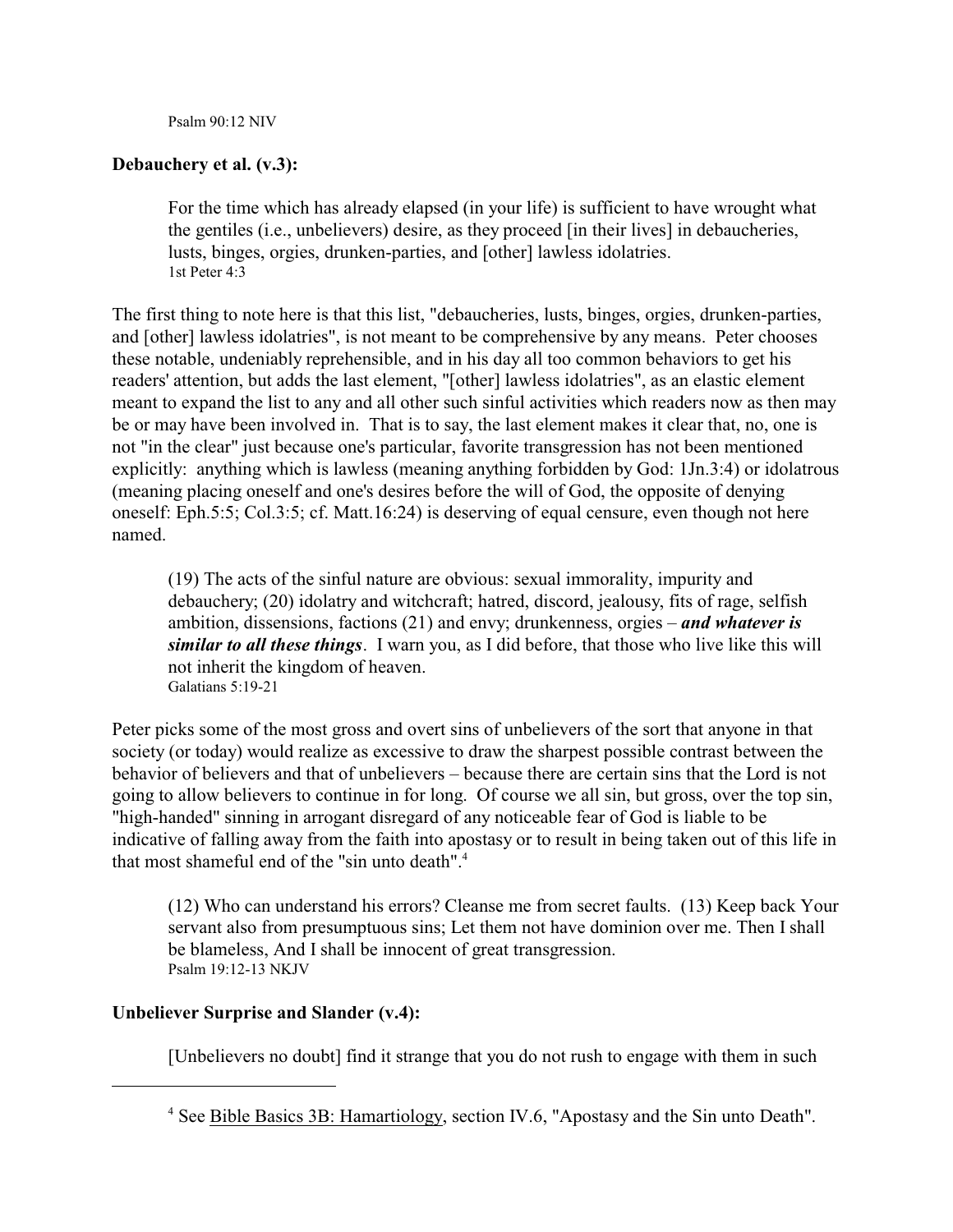Psalm 90:12 NIV

**Debauchery et al. (v.3):**

> For the time which has already elapsed (in your life) is sufficient to have wrought what the gentiles (i.e., unbelievers) desire, as they proceed [in their lives] in debaucheries, lusts, binges, orgies, drunken-parties, and [other] lawless idolatries.
> 1st Peter 4:3

The first thing to note here is that this list, "debaucheries, lusts, binges, orgies, drunken-parties, and [other] lawless idolatries", is not meant to be comprehensive by any means. Peter chooses these notable, undeniably reprehensible, and in his day all too common behaviors to get his readers' attention, but adds the last element, "[other] lawless idolatries", as an elastic element meant to expand the list to any and all other such sinful activities which readers now as then may be or may have been involved in. That is to say, the last element makes it clear that, no, one is not "in the clear" just because one's particular, favorite transgression has not been mentioned explicitly: anything which is lawless (meaning anything forbidden by God: 1Jn.3:4) or idolatrous (meaning placing oneself and one's desires before the will of God, the opposite of denying oneself: Eph.5:5; Col.3:5; cf. Matt.16:24) is deserving of equal censure, even though not here named.

> (19) The acts of the sinful nature are obvious: sexual immorality, impurity and debauchery; (20) idolatry and witchcraft; hatred, discord, jealousy, fits of rage, selfish ambition, dissensions, factions (21) and envy; drunkenness, orgies – ***and whatever is similar to all these things***. I warn you, as I did before, that those who live like this will not inherit the kingdom of heaven.
> Galatians 5:19-21

Peter picks some of the most gross and overt sins of unbelievers of the sort that anyone in that society (or today) would realize as excessive to draw the sharpest possible contrast between the behavior of believers and that of unbelievers – because there are certain sins that the Lord is not going to allow believers to continue in for long. Of course we all sin, but gross, over the top sin, "high-handed" sinning in arrogant disregard of any noticeable fear of God is liable to be indicative of falling away from the faith into apostasy or to result in being taken out of this life in that most shameful end of the "sin unto death".[4]

> (12) Who can understand his errors? Cleanse me from secret faults. (13) Keep back Your servant also from presumptuous sins; Let them not have dominion over me. Then I shall be blameless, And I shall be innocent of great transgression.
> Psalm 19:12-13 NKJV

**Unbeliever Surprise and Slander (v.4):**

> [Unbelievers no doubt] find it strange that you do not rush to engage with them in such

---

[4] See Bible Basics 3B: Hamartiology, section IV.6, "Apostasy and the Sin unto Death".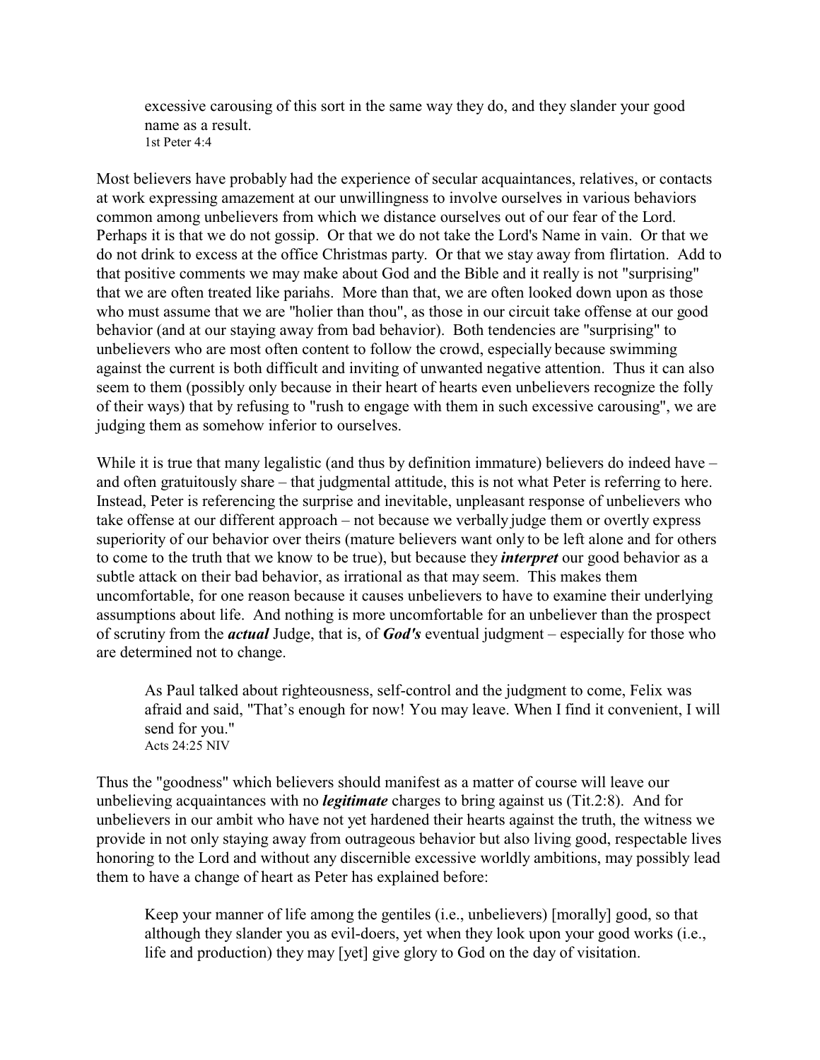> excessive carousing of this sort in the same way they do, and they slander your good name as a result.
> 1st Peter 4:4

Most believers have probably had the experience of secular acquaintances, relatives, or contacts at work expressing amazement at our unwillingness to involve ourselves in various behaviors common among unbelievers from which we distance ourselves out of our fear of the Lord. Perhaps it is that we do not gossip. Or that we do not take the Lord's Name in vain. Or that we do not drink to excess at the office Christmas party. Or that we stay away from flirtation. Add to that positive comments we may make about God and the Bible and it really is not "surprising" that we are often treated like pariahs. More than that, we are often looked down upon as those who must assume that we are "holier than thou", as those in our circuit take offense at our good behavior (and at our staying away from bad behavior). Both tendencies are "surprising" to unbelievers who are most often content to follow the crowd, especially because swimming against the current is both difficult and inviting of unwanted negative attention. Thus it can also seem to them (possibly only because in their heart of hearts even unbelievers recognize the folly of their ways) that by refusing to "rush to engage with them in such excessive carousing", we are judging them as somehow inferior to ourselves.

While it is true that many legalistic (and thus by definition immature) believers do indeed have – and often gratuitously share – that judgmental attitude, this is not what Peter is referring to here. Instead, Peter is referencing the surprise and inevitable, unpleasant response of unbelievers who take offense at our different approach – not because we verbally judge them or overtly express superiority of our behavior over theirs (mature believers want only to be left alone and for others to come to the truth that we know to be true), but because they ***interpret*** our good behavior as a subtle attack on their bad behavior, as irrational as that may seem. This makes them uncomfortable, for one reason because it causes unbelievers to have to examine their underlying assumptions about life. And nothing is more uncomfortable for an unbeliever than the prospect of scrutiny from the ***actual*** Judge, that is, of ***God's*** eventual judgment – especially for those who are determined not to change.

> As Paul talked about righteousness, self-control and the judgment to come, Felix was afraid and said, "That's enough for now! You may leave. When I find it convenient, I will send for you."
> Acts 24:25 NIV

Thus the "goodness" which believers should manifest as a matter of course will leave our unbelieving acquaintances with no ***legitimate*** charges to bring against us (Tit.2:8). And for unbelievers in our ambit who have not yet hardened their hearts against the truth, the witness we provide in not only staying away from outrageous behavior but also living good, respectable lives honoring to the Lord and without any discernible excessive worldly ambitions, may possibly lead them to have a change of heart as Peter has explained before:

> Keep your manner of life among the gentiles (i.e., unbelievers) [morally] good, so that although they slander you as evil-doers, yet when they look upon your good works (i.e., life and production) they may [yet] give glory to God on the day of visitation.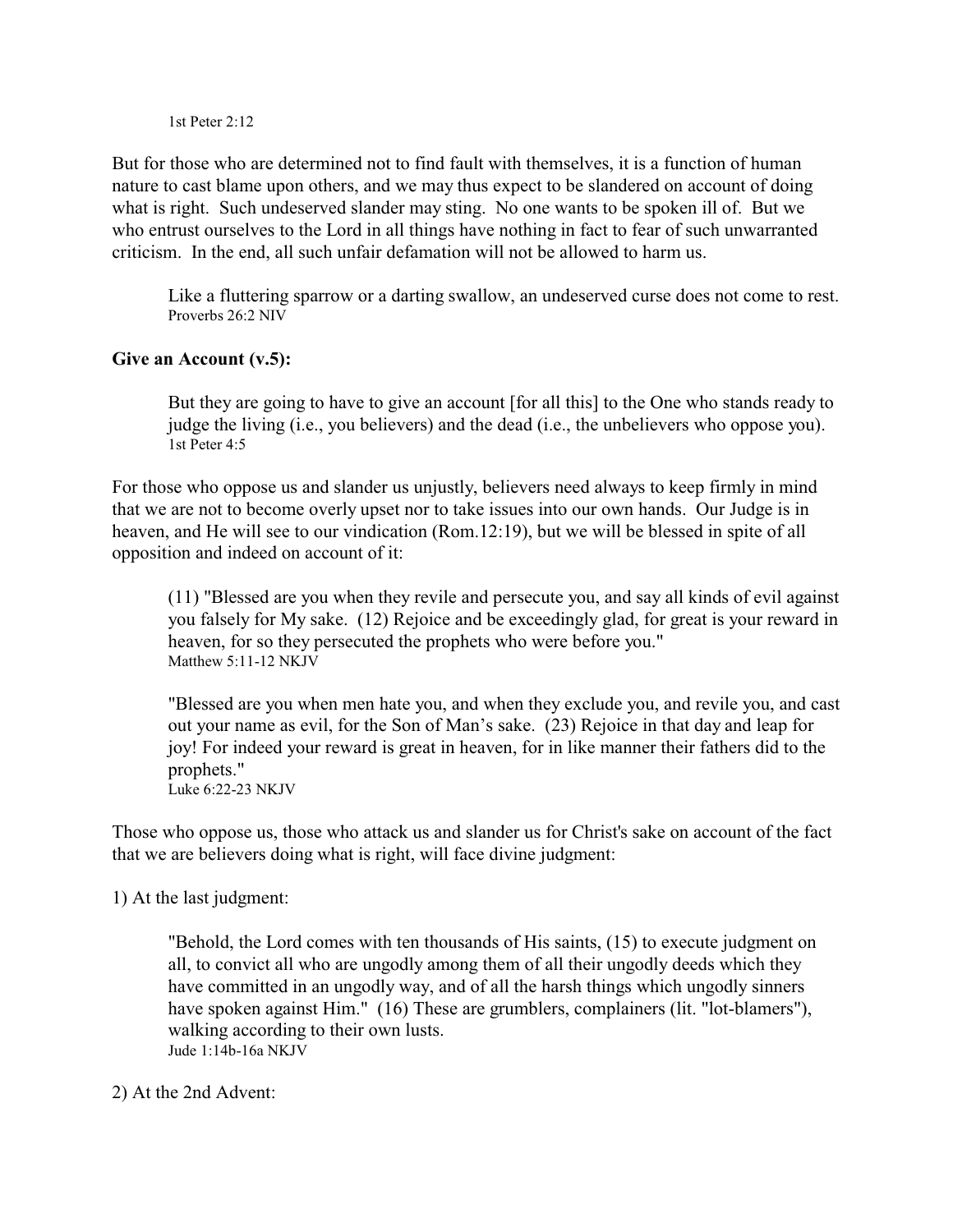1st Peter 2:12

But for those who are determined not to find fault with themselves, it is a function of human nature to cast blame upon others, and we may thus expect to be slandered on account of doing what is right. Such undeserved slander may sting. No one wants to be spoken ill of. But we who entrust ourselves to the Lord in all things have nothing in fact to fear of such unwarranted criticism. In the end, all such unfair defamation will not be allowed to harm us.

> Like a fluttering sparrow or a darting swallow, an undeserved curse does not come to rest.
> Proverbs 26:2 NIV

**Give an Account (v.5):**

> But they are going to have to give an account [for all this] to the One who stands ready to judge the living (i.e., you believers) and the dead (i.e., the unbelievers who oppose you).
> 1st Peter 4:5

For those who oppose us and slander us unjustly, believers need always to keep firmly in mind that we are not to become overly upset nor to take issues into our own hands. Our Judge is in heaven, and He will see to our vindication (Rom.12:19), but we will be blessed in spite of all opposition and indeed on account of it:

> (11) "Blessed are you when they revile and persecute you, and say all kinds of evil against you falsely for My sake. (12) Rejoice and be exceedingly glad, for great is your reward in heaven, for so they persecuted the prophets who were before you."
> Matthew 5:11-12 NKJV

> "Blessed are you when men hate you, and when they exclude you, and revile you, and cast out your name as evil, for the Son of Man's sake. (23) Rejoice in that day and leap for joy! For indeed your reward is great in heaven, for in like manner their fathers did to the prophets."
> Luke 6:22-23 NKJV

Those who oppose us, those who attack us and slander us for Christ's sake on account of the fact that we are believers doing what is right, will face divine judgment:

1) At the last judgment:

> "Behold, the Lord comes with ten thousands of His saints, (15) to execute judgment on all, to convict all who are ungodly among them of all their ungodly deeds which they have committed in an ungodly way, and of all the harsh things which ungodly sinners have spoken against Him." (16) These are grumblers, complainers (lit. "lot-blamers"), walking according to their own lusts.
> Jude 1:14b-16a NKJV

2) At the 2nd Advent: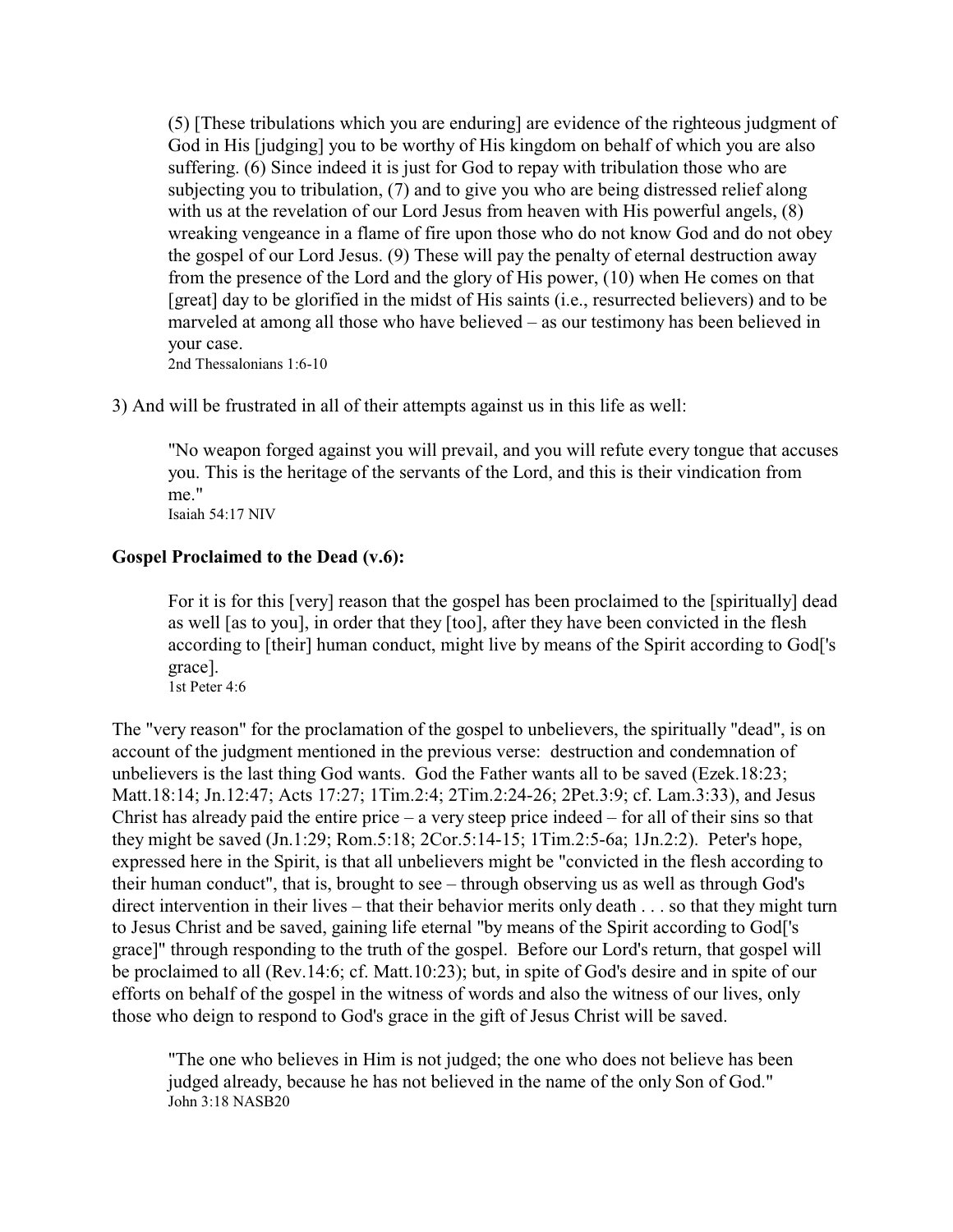> (5) [These tribulations which you are enduring] are evidence of the righteous judgment of God in His [judging] you to be worthy of His kingdom on behalf of which you are also suffering. (6) Since indeed it is just for God to repay with tribulation those who are subjecting you to tribulation, (7) and to give you who are being distressed relief along with us at the revelation of our Lord Jesus from heaven with His powerful angels, (8) wreaking vengeance in a flame of fire upon those who do not know God and do not obey the gospel of our Lord Jesus. (9) These will pay the penalty of eternal destruction away from the presence of the Lord and the glory of His power, (10) when He comes on that [great] day to be glorified in the midst of His saints (i.e., resurrected believers) and to be marveled at among all those who have believed – as our testimony has been believed in your case.
> 2nd Thessalonians 1:6-10

3) And will be frustrated in all of their attempts against us in this life as well:

> "No weapon forged against you will prevail, and you will refute every tongue that accuses you. This is the heritage of the servants of the Lord, and this is their vindication from me."
> Isaiah 54:17 NIV

**Gospel Proclaimed to the Dead (v.6):**

> For it is for this [very] reason that the gospel has been proclaimed to the [spiritually] dead as well [as to you], in order that they [too], after they have been convicted in the flesh according to [their] human conduct, might live by means of the Spirit according to God['s grace].
> 1st Peter 4:6

The "very reason" for the proclamation of the gospel to unbelievers, the spiritually "dead", is on account of the judgment mentioned in the previous verse: destruction and condemnation of unbelievers is the last thing God wants. God the Father wants all to be saved (Ezek.18:23; Matt.18:14; Jn.12:47; Acts 17:27; 1Tim.2:4; 2Tim.2:24-26; 2Pet.3:9; cf. Lam.3:33), and Jesus Christ has already paid the entire price – a very steep price indeed – for all of their sins so that they might be saved (Jn.1:29; Rom.5:18; 2Cor.5:14-15; 1Tim.2:5-6a; 1Jn.2:2). Peter's hope, expressed here in the Spirit, is that all unbelievers might be "convicted in the flesh according to their human conduct", that is, brought to see – through observing us as well as through God's direct intervention in their lives – that their behavior merits only death . . . so that they might turn to Jesus Christ and be saved, gaining life eternal "by means of the Spirit according to God['s grace]" through responding to the truth of the gospel. Before our Lord's return, that gospel will be proclaimed to all (Rev.14:6; cf. Matt.10:23); but, in spite of God's desire and in spite of our efforts on behalf of the gospel in the witness of words and also the witness of our lives, only those who deign to respond to God's grace in the gift of Jesus Christ will be saved.

> "The one who believes in Him is not judged; the one who does not believe has been judged already, because he has not believed in the name of the only Son of God."
> John 3:18 NASB20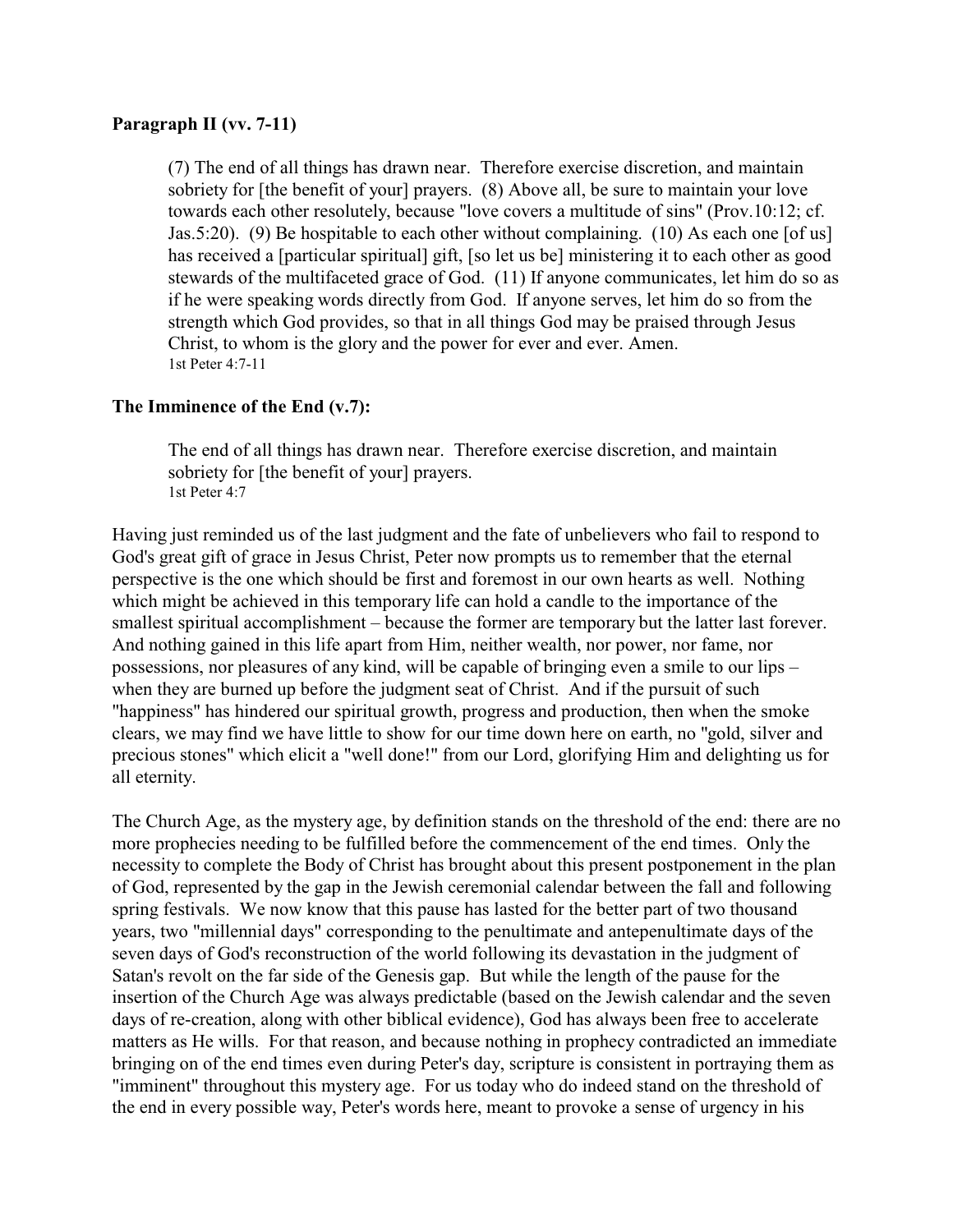**Paragraph II (vv. 7-11)**

> (7) The end of all things has drawn near. Therefore exercise discretion, and maintain sobriety for [the benefit of your] prayers. (8) Above all, be sure to maintain your love towards each other resolutely, because "love covers a multitude of sins" (Prov.10:12; cf. Jas.5:20). (9) Be hospitable to each other without complaining. (10) As each one [of us] has received a [particular spiritual] gift, [so let us be] ministering it to each other as good stewards of the multifaceted grace of God. (11) If anyone communicates, let him do so as if he were speaking words directly from God. If anyone serves, let him do so from the strength which God provides, so that in all things God may be praised through Jesus Christ, to whom is the glory and the power for ever and ever. Amen.
> 1st Peter 4:7-11

**The Imminence of the End (v.7):**

> The end of all things has drawn near. Therefore exercise discretion, and maintain sobriety for [the benefit of your] prayers.
> 1st Peter 4:7

Having just reminded us of the last judgment and the fate of unbelievers who fail to respond to God's great gift of grace in Jesus Christ, Peter now prompts us to remember that the eternal perspective is the one which should be first and foremost in our own hearts as well. Nothing which might be achieved in this temporary life can hold a candle to the importance of the smallest spiritual accomplishment – because the former are temporary but the latter last forever. And nothing gained in this life apart from Him, neither wealth, nor power, nor fame, nor possessions, nor pleasures of any kind, will be capable of bringing even a smile to our lips – when they are burned up before the judgment seat of Christ. And if the pursuit of such "happiness" has hindered our spiritual growth, progress and production, then when the smoke clears, we may find we have little to show for our time down here on earth, no "gold, silver and precious stones" which elicit a "well done!" from our Lord, glorifying Him and delighting us for all eternity.

The Church Age, as the mystery age, by definition stands on the threshold of the end: there are no more prophecies needing to be fulfilled before the commencement of the end times. Only the necessity to complete the Body of Christ has brought about this present postponement in the plan of God, represented by the gap in the Jewish ceremonial calendar between the fall and following spring festivals. We now know that this pause has lasted for the better part of two thousand years, two "millennial days" corresponding to the penultimate and antepenultimate days of the seven days of God's reconstruction of the world following its devastation in the judgment of Satan's revolt on the far side of the Genesis gap. But while the length of the pause for the insertion of the Church Age was always predictable (based on the Jewish calendar and the seven days of re-creation, along with other biblical evidence), God has always been free to accelerate matters as He wills. For that reason, and because nothing in prophecy contradicted an immediate bringing on of the end times even during Peter's day, scripture is consistent in portraying them as "imminent" throughout this mystery age. For us today who do indeed stand on the threshold of the end in every possible way, Peter's words here, meant to provoke a sense of urgency in his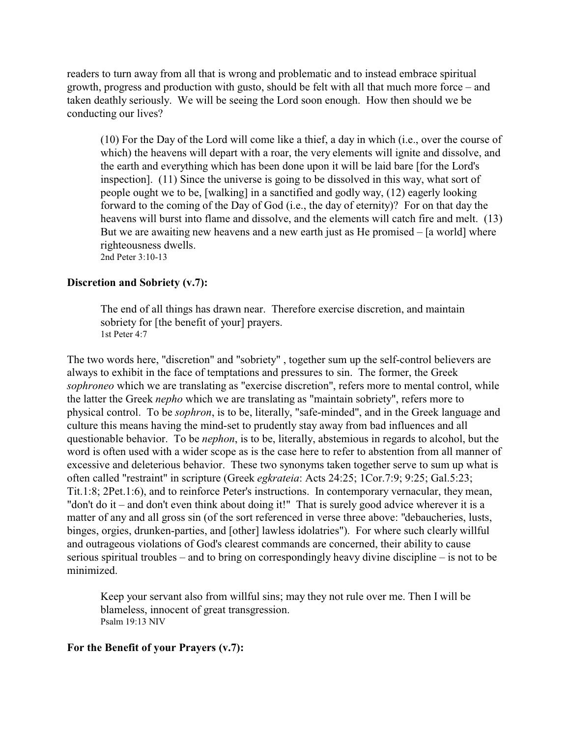readers to turn away from all that is wrong and problematic and to instead embrace spiritual growth, progress and production with gusto, should be felt with all that much more force – and taken deathly seriously. We will be seeing the Lord soon enough. How then should we be conducting our lives?

> (10) For the Day of the Lord will come like a thief, a day in which (i.e., over the course of which) the heavens will depart with a roar, the very elements will ignite and dissolve, and the earth and everything which has been done upon it will be laid bare [for the Lord's inspection]. (11) Since the universe is going to be dissolved in this way, what sort of people ought we to be, [walking] in a sanctified and godly way, (12) eagerly looking forward to the coming of the Day of God (i.e., the day of eternity)? For on that day the heavens will burst into flame and dissolve, and the elements will catch fire and melt. (13) But we are awaiting new heavens and a new earth just as He promised – [a world] where righteousness dwells.
> 2nd Peter 3:10-13

**Discretion and Sobriety (v.7):**

> The end of all things has drawn near. Therefore exercise discretion, and maintain sobriety for [the benefit of your] prayers.
> 1st Peter 4:7

The two words here, "discretion" and "sobriety" , together sum up the self-control believers are always to exhibit in the face of temptations and pressures to sin. The former, the Greek *sophroneo* which we are translating as "exercise discretion", refers more to mental control, while the latter the Greek *nepho* which we are translating as "maintain sobriety", refers more to physical control. To be *sophron*, is to be, literally, "safe-minded", and in the Greek language and culture this means having the mind-set to prudently stay away from bad influences and all questionable behavior. To be *nephon*, is to be, literally, abstemious in regards to alcohol, but the word is often used with a wider scope as is the case here to refer to abstention from all manner of excessive and deleterious behavior. These two synonyms taken together serve to sum up what is often called "restraint" in scripture (Greek *egkrateia*: Acts 24:25; 1Cor.7:9; 9:25; Gal.5:23; Tit.1:8; 2Pet.1:6), and to reinforce Peter's instructions. In contemporary vernacular, they mean, "don't do it – and don't even think about doing it!" That is surely good advice wherever it is a matter of any and all gross sin (of the sort referenced in verse three above: "debaucheries, lusts, binges, orgies, drunken-parties, and [other] lawless idolatries"). For where such clearly willful and outrageous violations of God's clearest commands are concerned, their ability to cause serious spiritual troubles – and to bring on correspondingly heavy divine discipline – is not to be minimized.

> Keep your servant also from willful sins; may they not rule over me. Then I will be blameless, innocent of great transgression.
> Psalm 19:13 NIV

**For the Benefit of your Prayers (v.7):**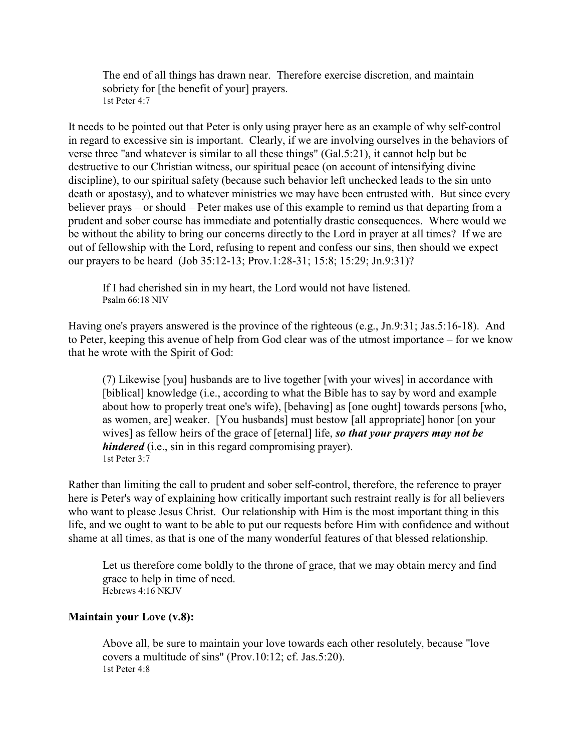> The end of all things has drawn near. Therefore exercise discretion, and maintain sobriety for [the benefit of your] prayers.
> 1st Peter 4:7

It needs to be pointed out that Peter is only using prayer here as an example of why self-control in regard to excessive sin is important. Clearly, if we are involving ourselves in the behaviors of verse three "and whatever is similar to all these things" (Gal.5:21), it cannot help but be destructive to our Christian witness, our spiritual peace (on account of intensifying divine discipline), to our spiritual safety (because such behavior left unchecked leads to the sin unto death or apostasy), and to whatever ministries we may have been entrusted with. But since every believer prays – or should – Peter makes use of this example to remind us that departing from a prudent and sober course has immediate and potentially drastic consequences. Where would we be without the ability to bring our concerns directly to the Lord in prayer at all times? If we are out of fellowship with the Lord, refusing to repent and confess our sins, then should we expect our prayers to be heard (Job 35:12-13; Prov.1:28-31; 15:8; 15:29; Jn.9:31)?

> If I had cherished sin in my heart, the Lord would not have listened.
> Psalm 66:18 NIV

Having one's prayers answered is the province of the righteous (e.g., Jn.9:31; Jas.5:16-18). And to Peter, keeping this avenue of help from God clear was of the utmost importance – for we know that he wrote with the Spirit of God:

> (7) Likewise [you] husbands are to live together [with your wives] in accordance with [biblical] knowledge (i.e., according to what the Bible has to say by word and example about how to properly treat one's wife), [behaving] as [one ought] towards persons [who, as women, are] weaker. [You husbands] must bestow [all appropriate] honor [on your wives] as fellow heirs of the grace of [eternal] life, ***so that your prayers may not be hindered*** (i.e., sin in this regard compromising prayer).
> 1st Peter 3:7

Rather than limiting the call to prudent and sober self-control, therefore, the reference to prayer here is Peter's way of explaining how critically important such restraint really is for all believers who want to please Jesus Christ. Our relationship with Him is the most important thing in this life, and we ought to want to be able to put our requests before Him with confidence and without shame at all times, as that is one of the many wonderful features of that blessed relationship.

> Let us therefore come boldly to the throne of grace, that we may obtain mercy and find grace to help in time of need.
> Hebrews 4:16 NKJV

**Maintain your Love (v.8):**

> Above all, be sure to maintain your love towards each other resolutely, because "love covers a multitude of sins" (Prov.10:12; cf. Jas.5:20).
> 1st Peter 4:8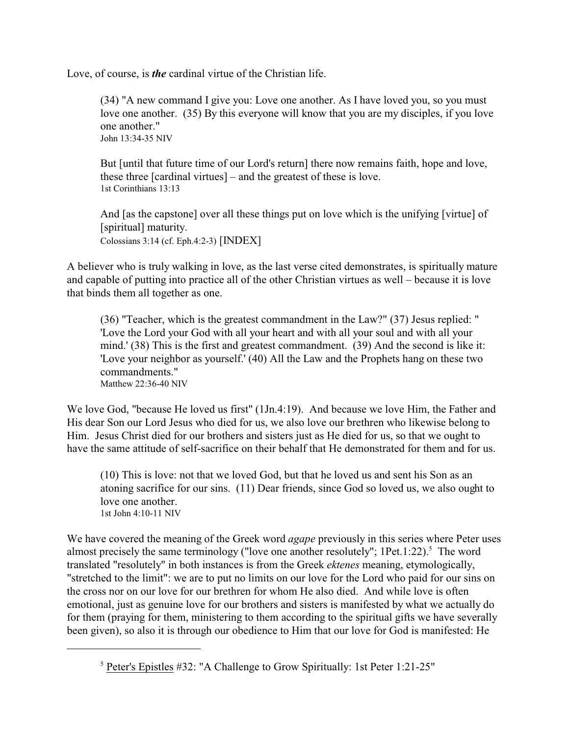Love, of course, is ***the*** cardinal virtue of the Christian life.

> (34) "A new command I give you: Love one another. As I have loved you, so you must love one another. (35) By this everyone will know that you are my disciples, if you love one another."
> John 13:34-35 NIV

> But [until that future time of our Lord's return] there now remains faith, hope and love, these three [cardinal virtues] – and the greatest of these is love.
> 1st Corinthians 13:13

> And [as the capstone] over all these things put on love which is the unifying [virtue] of [spiritual] maturity.
> Colossians 3:14 (cf. Eph.4:2-3) [INDEX]

A believer who is truly walking in love, as the last verse cited demonstrates, is spiritually mature and capable of putting into practice all of the other Christian virtues as well – because it is love that binds them all together as one.

> (36) "Teacher, which is the greatest commandment in the Law?" (37) Jesus replied: " 'Love the Lord your God with all your heart and with all your soul and with all your mind.' (38) This is the first and greatest commandment. (39) And the second is like it: 'Love your neighbor as yourself.' (40) All the Law and the Prophets hang on these two commandments."
> Matthew 22:36-40 NIV

We love God, "because He loved us first" (1Jn.4:19). And because we love Him, the Father and His dear Son our Lord Jesus who died for us, we also love our brethren who likewise belong to Him. Jesus Christ died for our brothers and sisters just as He died for us, so that we ought to have the same attitude of self-sacrifice on their behalf that He demonstrated for them and for us.

> (10) This is love: not that we loved God, but that he loved us and sent his Son as an atoning sacrifice for our sins. (11) Dear friends, since God so loved us, we also ought to love one another.
> 1st John 4:10-11 NIV

We have covered the meaning of the Greek word *agape* previously in this series where Peter uses almost precisely the same terminology ("love one another resolutely"; 1Pet.1:22).[5] The word translated "resolutely" in both instances is from the Greek *ektenes* meaning, etymologically, "stretched to the limit": we are to put no limits on our love for the Lord who paid for our sins on the cross nor on our love for our brethren for whom He also died. And while love is often emotional, just as genuine love for our brothers and sisters is manifested by what we actually do for them (praying for them, ministering to them according to the spiritual gifts we have severally been given), so also it is through our obedience to Him that our love for God is manifested: He

---

[5] Peter's Epistles #32: "A Challenge to Grow Spiritually: 1st Peter 1:21-25"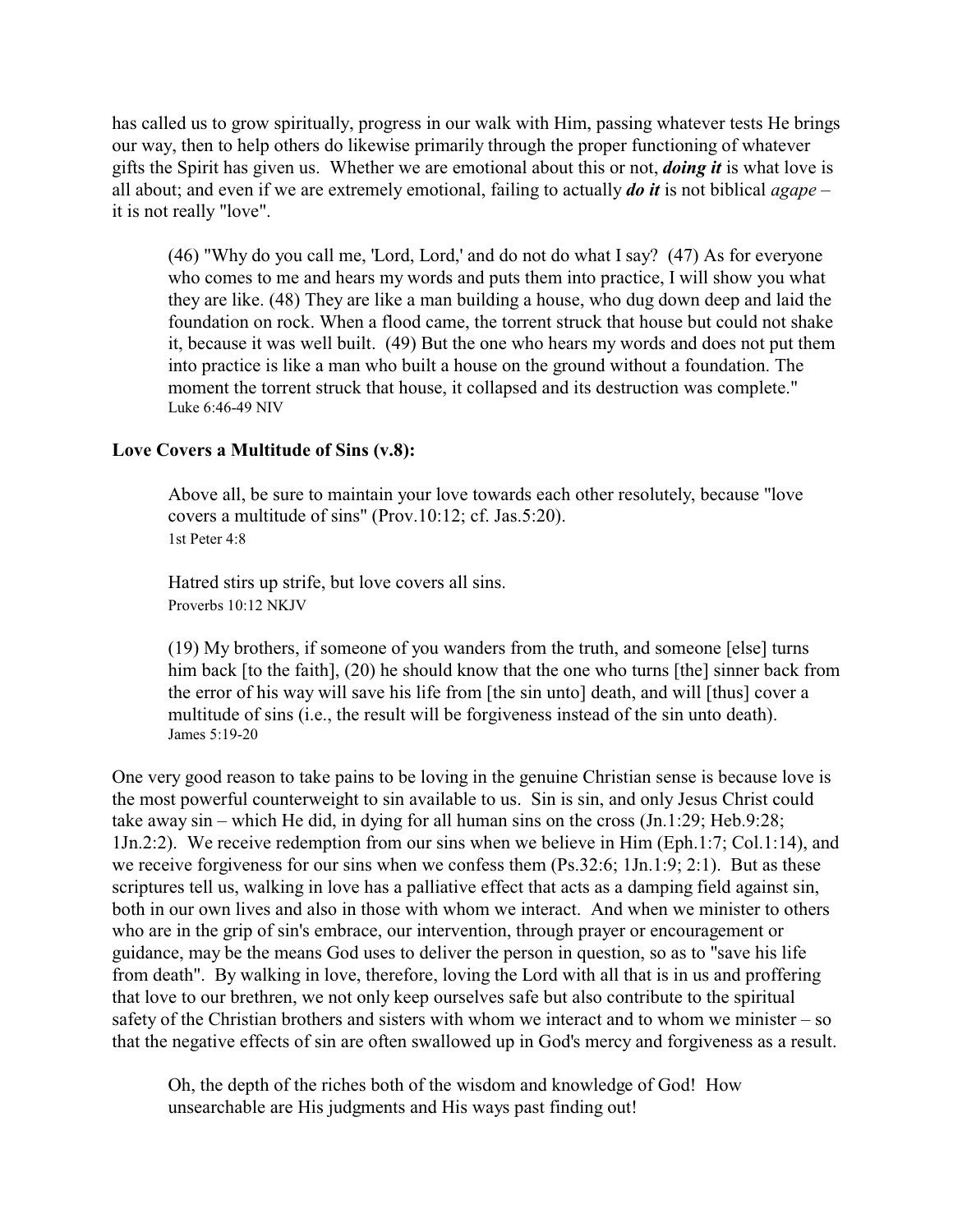has called us to grow spiritually, progress in our walk with Him, passing whatever tests He brings our way, then to help others do likewise primarily through the proper functioning of whatever gifts the Spirit has given us. Whether we are emotional about this or not, ***doing it*** is what love is all about; and even if we are extremely emotional, failing to actually ***do it*** is not biblical *agape* – it is not really "love".

> (46) "Why do you call me, 'Lord, Lord,' and do not do what I say? (47) As for everyone who comes to me and hears my words and puts them into practice, I will show you what they are like. (48) They are like a man building a house, who dug down deep and laid the foundation on rock. When a flood came, the torrent struck that house but could not shake it, because it was well built. (49) But the one who hears my words and does not put them into practice is like a man who built a house on the ground without a foundation. The moment the torrent struck that house, it collapsed and its destruction was complete."
> Luke 6:46-49 NIV

**Love Covers a Multitude of Sins (v.8):**

> Above all, be sure to maintain your love towards each other resolutely, because "love covers a multitude of sins" (Prov.10:12; cf. Jas.5:20).
> 1st Peter 4:8

> Hatred stirs up strife, but love covers all sins.
> Proverbs 10:12 NKJV

> (19) My brothers, if someone of you wanders from the truth, and someone [else] turns him back [to the faith], (20) he should know that the one who turns [the] sinner back from the error of his way will save his life from [the sin unto] death, and will [thus] cover a multitude of sins (i.e., the result will be forgiveness instead of the sin unto death).
> James 5:19-20

One very good reason to take pains to be loving in the genuine Christian sense is because love is the most powerful counterweight to sin available to us. Sin is sin, and only Jesus Christ could take away sin – which He did, in dying for all human sins on the cross (Jn.1:29; Heb.9:28; 1Jn.2:2). We receive redemption from our sins when we believe in Him (Eph.1:7; Col.1:14), and we receive forgiveness for our sins when we confess them (Ps.32:6; 1Jn.1:9; 2:1). But as these scriptures tell us, walking in love has a palliative effect that acts as a damping field against sin, both in our own lives and also in those with whom we interact. And when we minister to others who are in the grip of sin's embrace, our intervention, through prayer or encouragement or guidance, may be the means God uses to deliver the person in question, so as to "save his life from death". By walking in love, therefore, loving the Lord with all that is in us and proffering that love to our brethren, we not only keep ourselves safe but also contribute to the spiritual safety of the Christian brothers and sisters with whom we interact and to whom we minister – so that the negative effects of sin are often swallowed up in God's mercy and forgiveness as a result.

> Oh, the depth of the riches both of the wisdom and knowledge of God! How unsearchable are His judgments and His ways past finding out!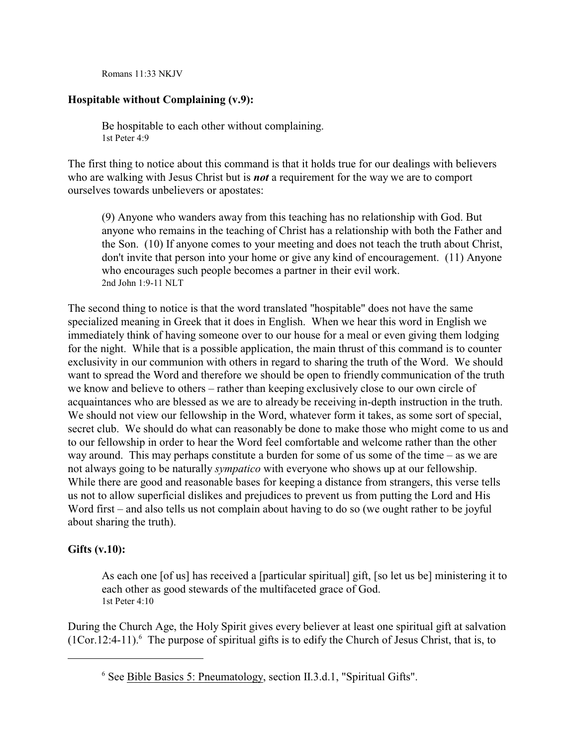Romans 11:33 NKJV

**Hospitable without Complaining (v.9):**

> Be hospitable to each other without complaining.
> 1st Peter 4:9

The first thing to notice about this command is that it holds true for our dealings with believers who are walking with Jesus Christ but is ***not*** a requirement for the way we are to comport ourselves towards unbelievers or apostates:

> (9) Anyone who wanders away from this teaching has no relationship with God. But anyone who remains in the teaching of Christ has a relationship with both the Father and the Son. (10) If anyone comes to your meeting and does not teach the truth about Christ, don't invite that person into your home or give any kind of encouragement. (11) Anyone who encourages such people becomes a partner in their evil work.
> 2nd John 1:9-11 NLT

The second thing to notice is that the word translated "hospitable" does not have the same specialized meaning in Greek that it does in English. When we hear this word in English we immediately think of having someone over to our house for a meal or even giving them lodging for the night. While that is a possible application, the main thrust of this command is to counter exclusivity in our communion with others in regard to sharing the truth of the Word. We should want to spread the Word and therefore we should be open to friendly communication of the truth we know and believe to others – rather than keeping exclusively close to our own circle of acquaintances who are blessed as we are to already be receiving in-depth instruction in the truth. We should not view our fellowship in the Word, whatever form it takes, as some sort of special, secret club. We should do what can reasonably be done to make those who might come to us and to our fellowship in order to hear the Word feel comfortable and welcome rather than the other way around. This may perhaps constitute a burden for some of us some of the time – as we are not always going to be naturally *sympatico* with everyone who shows up at our fellowship. While there are good and reasonable bases for keeping a distance from strangers, this verse tells us not to allow superficial dislikes and prejudices to prevent us from putting the Lord and His Word first – and also tells us not complain about having to do so (we ought rather to be joyful about sharing the truth).

**Gifts (v.10):**

> As each one [of us] has received a [particular spiritual] gift, [so let us be] ministering it to each other as good stewards of the multifaceted grace of God.
> 1st Peter 4:10

During the Church Age, the Holy Spirit gives every believer at least one spiritual gift at salvation (1Cor.12:4-11).[6] The purpose of spiritual gifts is to edify the Church of Jesus Christ, that is, to

[6] See Bible Basics 5: Pneumatology, section II.3.d.1, "Spiritual Gifts".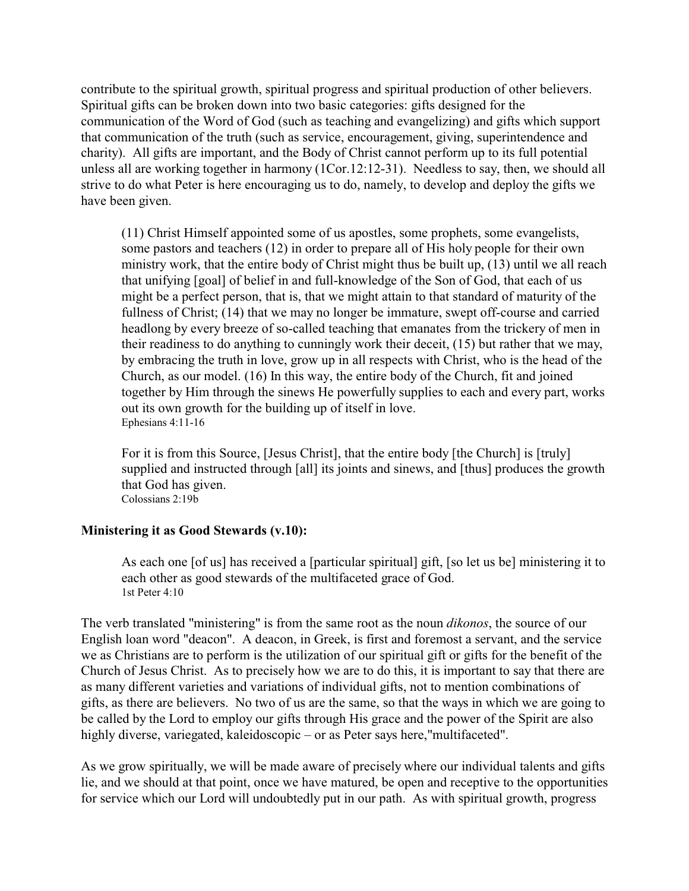contribute to the spiritual growth, spiritual progress and spiritual production of other believers. Spiritual gifts can be broken down into two basic categories: gifts designed for the communication of the Word of God (such as teaching and evangelizing) and gifts which support that communication of the truth (such as service, encouragement, giving, superintendence and charity). All gifts are important, and the Body of Christ cannot perform up to its full potential unless all are working together in harmony (1Cor.12:12-31). Needless to say, then, we should all strive to do what Peter is here encouraging us to do, namely, to develop and deploy the gifts we have been given.

> (11) Christ Himself appointed some of us apostles, some prophets, some evangelists, some pastors and teachers (12) in order to prepare all of His holy people for their own ministry work, that the entire body of Christ might thus be built up, (13) until we all reach that unifying [goal] of belief in and full-knowledge of the Son of God, that each of us might be a perfect person, that is, that we might attain to that standard of maturity of the fullness of Christ; (14) that we may no longer be immature, swept off-course and carried headlong by every breeze of so-called teaching that emanates from the trickery of men in their readiness to do anything to cunningly work their deceit, (15) but rather that we may, by embracing the truth in love, grow up in all respects with Christ, who is the head of the Church, as our model. (16) In this way, the entire body of the Church, fit and joined together by Him through the sinews He powerfully supplies to each and every part, works out its own growth for the building up of itself in love.
> Ephesians 4:11-16

> For it is from this Source, [Jesus Christ], that the entire body [the Church] is [truly] supplied and instructed through [all] its joints and sinews, and [thus] produces the growth that God has given.
> Colossians 2:19b

**Ministering it as Good Stewards (v.10):**

> As each one [of us] has received a [particular spiritual] gift, [so let us be] ministering it to each other as good stewards of the multifaceted grace of God.
> 1st Peter 4:10

The verb translated "ministering" is from the same root as the noun *dikonos*, the source of our English loan word "deacon". A deacon, in Greek, is first and foremost a servant, and the service we as Christians are to perform is the utilization of our spiritual gift or gifts for the benefit of the Church of Jesus Christ. As to precisely how we are to do this, it is important to say that there are as many different varieties and variations of individual gifts, not to mention combinations of gifts, as there are believers. No two of us are the same, so that the ways in which we are going to be called by the Lord to employ our gifts through His grace and the power of the Spirit are also highly diverse, variegated, kaleidoscopic – or as Peter says here,"multifaceted".

As we grow spiritually, we will be made aware of precisely where our individual talents and gifts lie, and we should at that point, once we have matured, be open and receptive to the opportunities for service which our Lord will undoubtedly put in our path. As with spiritual growth, progress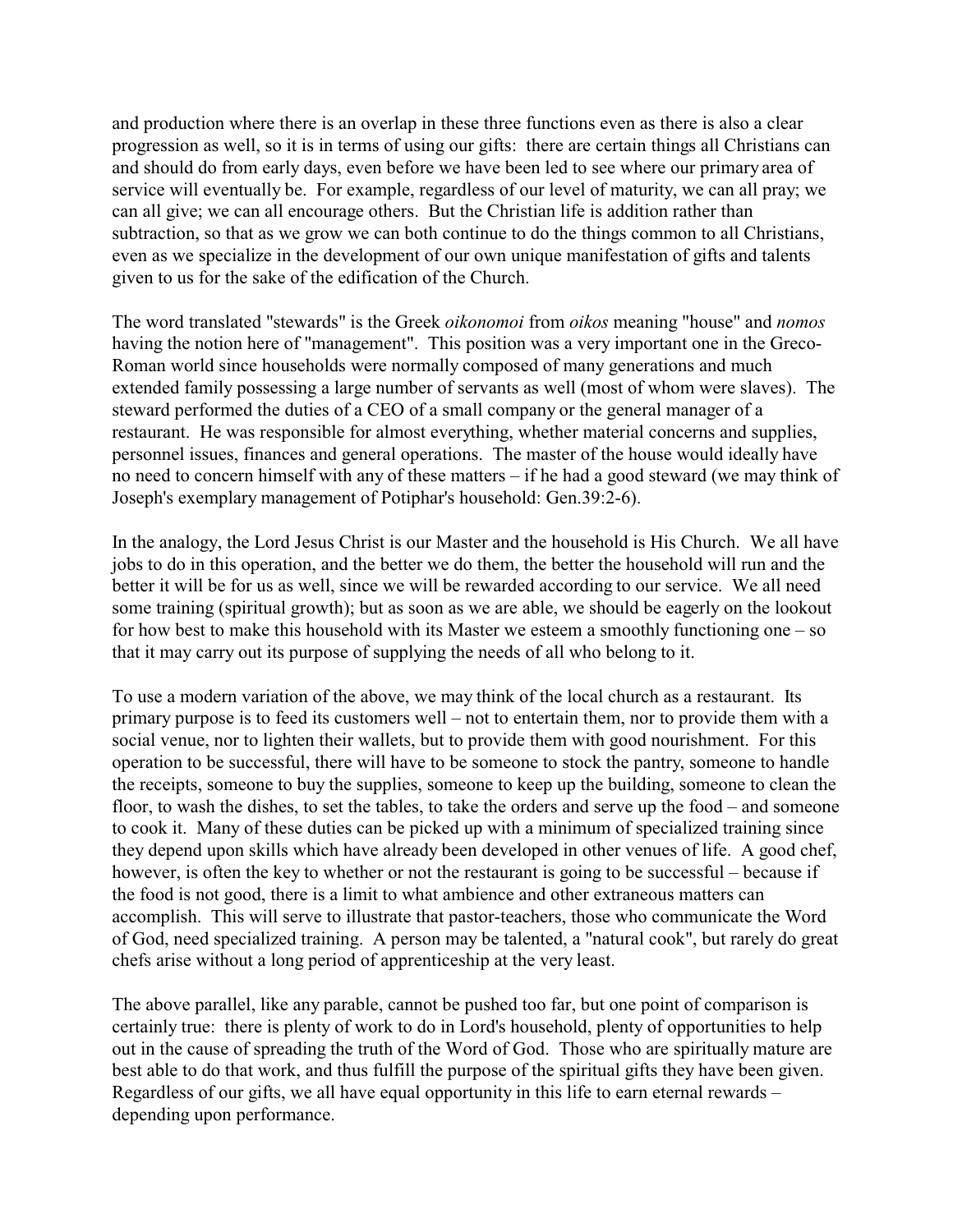and production where there is an overlap in these three functions even as there is also a clear progression as well, so it is in terms of using our gifts: there are certain things all Christians can and should do from early days, even before we have been led to see where our primary area of service will eventually be. For example, regardless of our level of maturity, we can all pray; we can all give; we can all encourage others. But the Christian life is addition rather than subtraction, so that as we grow we can both continue to do the things common to all Christians, even as we specialize in the development of our own unique manifestation of gifts and talents given to us for the sake of the edification of the Church.

The word translated "stewards" is the Greek *oikonomoi* from *oikos* meaning "house" and *nomos* having the notion here of "management". This position was a very important one in the Greco-Roman world since households were normally composed of many generations and much extended family possessing a large number of servants as well (most of whom were slaves). The steward performed the duties of a CEO of a small company or the general manager of a restaurant. He was responsible for almost everything, whether material concerns and supplies, personnel issues, finances and general operations. The master of the house would ideally have no need to concern himself with any of these matters – if he had a good steward (we may think of Joseph's exemplary management of Potiphar's household: Gen.39:2-6).

In the analogy, the Lord Jesus Christ is our Master and the household is His Church. We all have jobs to do in this operation, and the better we do them, the better the household will run and the better it will be for us as well, since we will be rewarded according to our service. We all need some training (spiritual growth); but as soon as we are able, we should be eagerly on the lookout for how best to make this household with its Master we esteem a smoothly functioning one – so that it may carry out its purpose of supplying the needs of all who belong to it.

To use a modern variation of the above, we may think of the local church as a restaurant. Its primary purpose is to feed its customers well – not to entertain them, nor to provide them with a social venue, nor to lighten their wallets, but to provide them with good nourishment. For this operation to be successful, there will have to be someone to stock the pantry, someone to handle the receipts, someone to buy the supplies, someone to keep up the building, someone to clean the floor, to wash the dishes, to set the tables, to take the orders and serve up the food – and someone to cook it. Many of these duties can be picked up with a minimum of specialized training since they depend upon skills which have already been developed in other venues of life. A good chef, however, is often the key to whether or not the restaurant is going to be successful – because if the food is not good, there is a limit to what ambience and other extraneous matters can accomplish. This will serve to illustrate that pastor-teachers, those who communicate the Word of God, need specialized training. A person may be talented, a "natural cook", but rarely do great chefs arise without a long period of apprenticeship at the very least.

The above parallel, like any parable, cannot be pushed too far, but one point of comparison is certainly true: there is plenty of work to do in Lord's household, plenty of opportunities to help out in the cause of spreading the truth of the Word of God. Those who are spiritually mature are best able to do that work, and thus fulfill the purpose of the spiritual gifts they have been given. Regardless of our gifts, we all have equal opportunity in this life to earn eternal rewards – depending upon performance.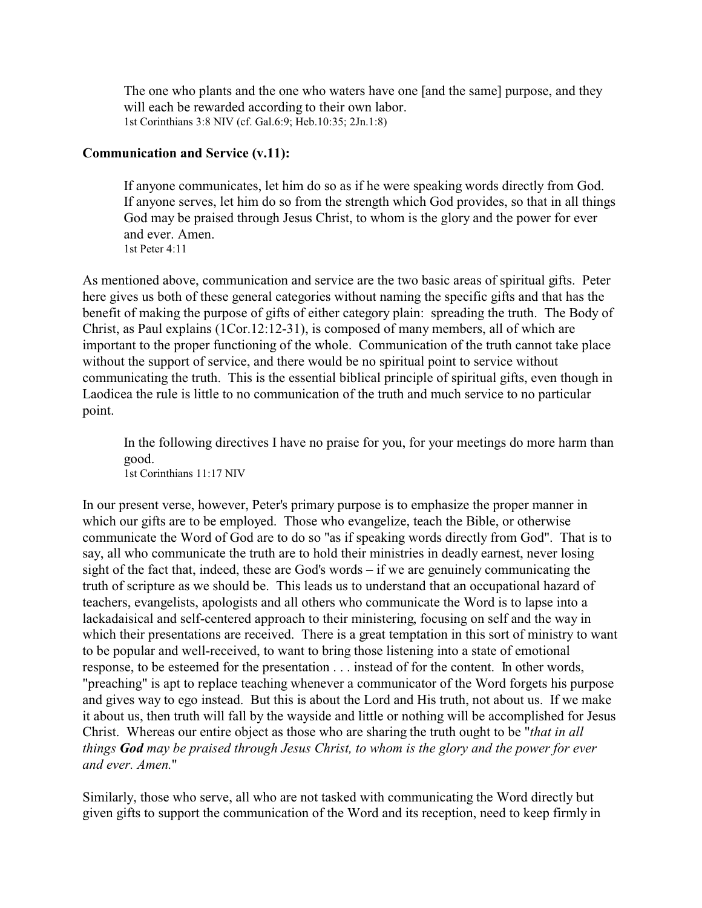> The one who plants and the one who waters have one [and the same] purpose, and they will each be rewarded according to their own labor.
> 1st Corinthians 3:8 NIV (cf. Gal.6:9; Heb.10:35; 2Jn.1:8)

**Communication and Service (v.11):**

> If anyone communicates, let him do so as if he were speaking words directly from God. If anyone serves, let him do so from the strength which God provides, so that in all things God may be praised through Jesus Christ, to whom is the glory and the power for ever and ever. Amen.
> 1st Peter 4:11

As mentioned above, communication and service are the two basic areas of spiritual gifts. Peter here gives us both of these general categories without naming the specific gifts and that has the benefit of making the purpose of gifts of either category plain: spreading the truth. The Body of Christ, as Paul explains (1Cor.12:12-31), is composed of many members, all of which are important to the proper functioning of the whole. Communication of the truth cannot take place without the support of service, and there would be no spiritual point to service without communicating the truth. This is the essential biblical principle of spiritual gifts, even though in Laodicea the rule is little to no communication of the truth and much service to no particular point.

> In the following directives I have no praise for you, for your meetings do more harm than good.
> 1st Corinthians 11:17 NIV

In our present verse, however, Peter's primary purpose is to emphasize the proper manner in which our gifts are to be employed. Those who evangelize, teach the Bible, or otherwise communicate the Word of God are to do so "as if speaking words directly from God". That is to say, all who communicate the truth are to hold their ministries in deadly earnest, never losing sight of the fact that, indeed, these are God's words – if we are genuinely communicating the truth of scripture as we should be. This leads us to understand that an occupational hazard of teachers, evangelists, apologists and all others who communicate the Word is to lapse into a lackadaisical and self-centered approach to their ministering, focusing on self and the way in which their presentations are received. There is a great temptation in this sort of ministry to want to be popular and well-received, to want to bring those listening into a state of emotional response, to be esteemed for the presentation . . . instead of for the content. In other words, "preaching" is apt to replace teaching whenever a communicator of the Word forgets his purpose and gives way to ego instead. But this is about the Lord and His truth, not about us. If we make it about us, then truth will fall by the wayside and little or nothing will be accomplished for Jesus Christ. Whereas our entire object as those who are sharing the truth ought to be "*that in all things **God** may be praised through Jesus Christ, to whom is the glory and the power for ever and ever. Amen.*"

Similarly, those who serve, all who are not tasked with communicating the Word directly but given gifts to support the communication of the Word and its reception, need to keep firmly in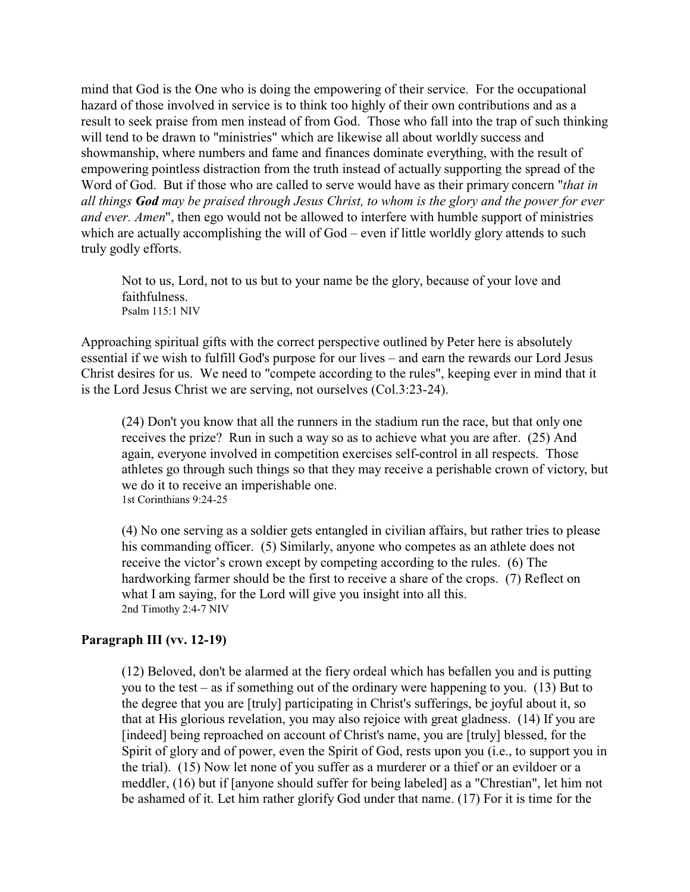mind that God is the One who is doing the empowering of their service. For the occupational hazard of those involved in service is to think too highly of their own contributions and as a result to seek praise from men instead of from God. Those who fall into the trap of such thinking will tend to be drawn to "ministries" which are likewise all about worldly success and showmanship, where numbers and fame and finances dominate everything, with the result of empowering pointless distraction from the truth instead of actually supporting the spread of the Word of God. But if those who are called to serve would have as their primary concern "*that in all things **God** may be praised through Jesus Christ, to whom is the glory and the power for ever and ever. Amen*", then ego would not be allowed to interfere with humble support of ministries which are actually accomplishing the will of God – even if little worldly glory attends to such truly godly efforts.

> Not to us, Lord, not to us but to your name be the glory, because of your love and faithfulness.
> Psalm 115:1 NIV

Approaching spiritual gifts with the correct perspective outlined by Peter here is absolutely essential if we wish to fulfill God's purpose for our lives – and earn the rewards our Lord Jesus Christ desires for us. We need to "compete according to the rules", keeping ever in mind that it is the Lord Jesus Christ we are serving, not ourselves (Col.3:23-24).

> (24) Don't you know that all the runners in the stadium run the race, but that only one receives the prize? Run in such a way so as to achieve what you are after. (25) And again, everyone involved in competition exercises self-control in all respects. Those athletes go through such things so that they may receive a perishable crown of victory, but we do it to receive an imperishable one.
> 1st Corinthians 9:24-25

> (4) No one serving as a soldier gets entangled in civilian affairs, but rather tries to please his commanding officer. (5) Similarly, anyone who competes as an athlete does not receive the victor's crown except by competing according to the rules. (6) The hardworking farmer should be the first to receive a share of the crops. (7) Reflect on what I am saying, for the Lord will give you insight into all this.
> 2nd Timothy 2:4-7 NIV

### Paragraph III (vv. 12-19)

> (12) Beloved, don't be alarmed at the fiery ordeal which has befallen you and is putting you to the test – as if something out of the ordinary were happening to you. (13) But to the degree that you are [truly] participating in Christ's sufferings, be joyful about it, so that at His glorious revelation, you may also rejoice with great gladness. (14) If you are [indeed] being reproached on account of Christ's name, you are [truly] blessed, for the Spirit of glory and of power, even the Spirit of God, rests upon you (i.e., to support you in the trial). (15) Now let none of you suffer as a murderer or a thief or an evildoer or a meddler, (16) but if [anyone should suffer for being labeled] as a "Chrestian", let him not be ashamed of it. Let him rather glorify God under that name. (17) For it is time for the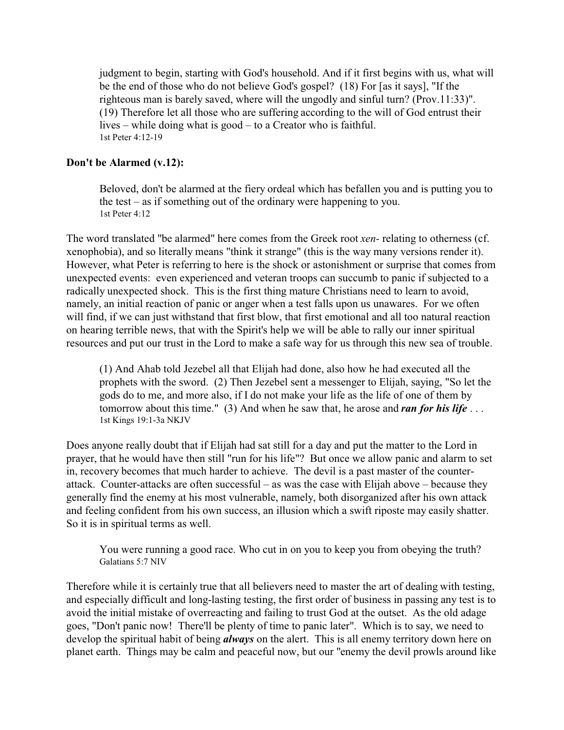judgment to begin, starting with God's household. And if it first begins with us, what will be the end of those who do not believe God's gospel? (18) For [as it says], "If the righteous man is barely saved, where will the ungodly and sinful turn? (Prov.11:33)". (19) Therefore let all those who are suffering according to the will of God entrust their lives – while doing what is good – to a Creator who is faithful.
1st Peter 4:12-19

**Don't be Alarmed (v.12):**

> Beloved, don't be alarmed at the fiery ordeal which has befallen you and is putting you to the test – as if something out of the ordinary were happening to you.
> 1st Peter 4:12

The word translated "be alarmed" here comes from the Greek root *xen-* relating to otherness (cf. xenophobia), and so literally means "think it strange" (this is the way many versions render it). However, what Peter is referring to here is the shock or astonishment or surprise that comes from unexpected events: even experienced and veteran troops can succumb to panic if subjected to a radically unexpected shock. This is the first thing mature Christians need to learn to avoid, namely, an initial reaction of panic or anger when a test falls upon us unawares. For we often will find, if we can just withstand that first blow, that first emotional and all too natural reaction on hearing terrible news, that with the Spirit's help we will be able to rally our inner spiritual resources and put our trust in the Lord to make a safe way for us through this new sea of trouble.

> (1) And Ahab told Jezebel all that Elijah had done, also how he had executed all the prophets with the sword. (2) Then Jezebel sent a messenger to Elijah, saying, "So let the gods do to me, and more also, if I do not make your life as the life of one of them by tomorrow about this time." (3) And when he saw that, he arose and ***ran for his life*** . . .
> 1st Kings 19:1-3a NKJV

Does anyone really doubt that if Elijah had sat still for a day and put the matter to the Lord in prayer, that he would have then still "run for his life"? But once we allow panic and alarm to set in, recovery becomes that much harder to achieve. The devil is a past master of the counter-attack. Counter-attacks are often successful – as was the case with Elijah above – because they generally find the enemy at his most vulnerable, namely, both disorganized after his own attack and feeling confident from his own success, an illusion which a swift riposte may easily shatter. So it is in spiritual terms as well.

> You were running a good race. Who cut in on you to keep you from obeying the truth?
> Galatians 5:7 NIV

Therefore while it is certainly true that all believers need to master the art of dealing with testing, and especially difficult and long-lasting testing, the first order of business in passing any test is to avoid the initial mistake of overreacting and failing to trust God at the outset. As the old adage goes, "Don't panic now! There'll be plenty of time to panic later". Which is to say, we need to develop the spiritual habit of being ***always*** on the alert. This is all enemy territory down here on planet earth. Things may be calm and peaceful now, but our "enemy the devil prowls around like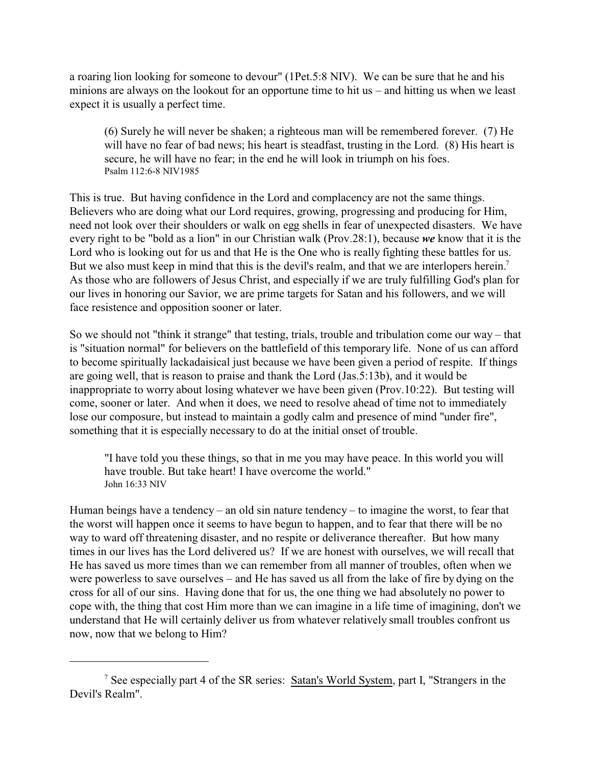a roaring lion looking for someone to devour" (1Pet.5:8 NIV). We can be sure that he and his minions are always on the lookout for an opportune time to hit us – and hitting us when we least expect it is usually a perfect time.

> (6) Surely he will never be shaken; a righteous man will be remembered forever. (7) He will have no fear of bad news; his heart is steadfast, trusting in the Lord. (8) His heart is secure, he will have no fear; in the end he will look in triumph on his foes.
> Psalm 112:6-8 NIV1985

This is true. But having confidence in the Lord and complacency are not the same things. Believers who are doing what our Lord requires, growing, progressing and producing for Him, need not look over their shoulders or walk on egg shells in fear of unexpected disasters. We have every right to be "bold as a lion" in our Christian walk (Prov.28:1), because ***we*** know that it is the Lord who is looking out for us and that He is the One who is really fighting these battles for us. But we also must keep in mind that this is the devil's realm, and that we are interlopers herein.[7] As those who are followers of Jesus Christ, and especially if we are truly fulfilling God's plan for our lives in honoring our Savior, we are prime targets for Satan and his followers, and we will face resistence and opposition sooner or later.

So we should not "think it strange" that testing, trials, trouble and tribulation come our way – that is "situation normal" for believers on the battlefield of this temporary life. None of us can afford to become spiritually lackadaisical just because we have been given a period of respite. If things are going well, that is reason to praise and thank the Lord (Jas.5:13b), and it would be inappropriate to worry about losing whatever we have been given (Prov.10:22). But testing will come, sooner or later. And when it does, we need to resolve ahead of time not to immediately lose our composure, but instead to maintain a godly calm and presence of mind "under fire", something that it is especially necessary to do at the initial onset of trouble.

> "I have told you these things, so that in me you may have peace. In this world you will have trouble. But take heart! I have overcome the world."
> John 16:33 NIV

Human beings have a tendency – an old sin nature tendency – to imagine the worst, to fear that the worst will happen once it seems to have begun to happen, and to fear that there will be no way to ward off threatening disaster, and no respite or deliverance thereafter. But how many times in our lives has the Lord delivered us? If we are honest with ourselves, we will recall that He has saved us more times than we can remember from all manner of troubles, often when we were powerless to save ourselves – and He has saved us all from the lake of fire by dying on the cross for all of our sins. Having done that for us, the one thing we had absolutely no power to cope with, the thing that cost Him more than we can imagine in a life time of imagining, don't we understand that He will certainly deliver us from whatever relatively small troubles confront us now, now that we belong to Him?

---

[7] See especially part 4 of the SR series: Satan's World System, part I, "Strangers in the Devil's Realm".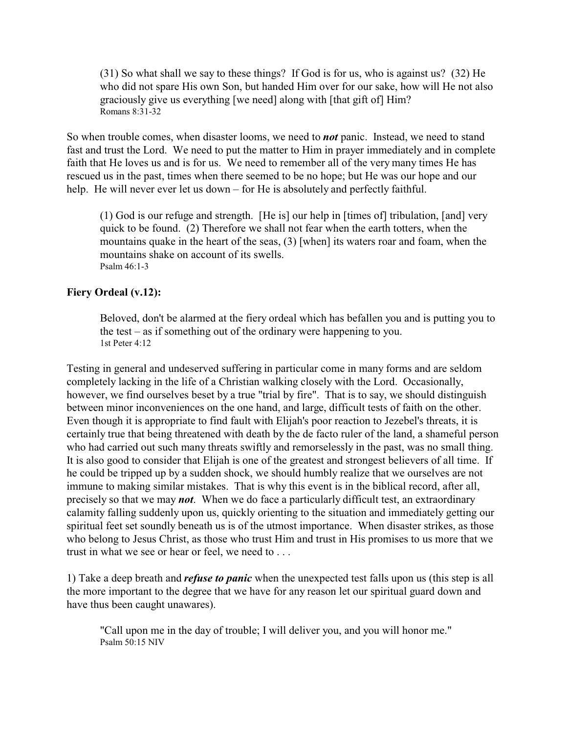> (31) So what shall we say to these things? If God is for us, who is against us? (32) He who did not spare His own Son, but handed Him over for our sake, how will He not also graciously give us everything [we need] along with [that gift of] Him?
> Romans 8:31-32

So when trouble comes, when disaster looms, we need to ***not*** panic. Instead, we need to stand fast and trust the Lord. We need to put the matter to Him in prayer immediately and in complete faith that He loves us and is for us. We need to remember all of the very many times He has rescued us in the past, times when there seemed to be no hope; but He was our hope and our help. He will never ever let us down – for He is absolutely and perfectly faithful.

> (1) God is our refuge and strength. [He is] our help in [times of] tribulation, [and] very quick to be found. (2) Therefore we shall not fear when the earth totters, when the mountains quake in the heart of the seas, (3) [when] its waters roar and foam, when the mountains shake on account of its swells.
> Psalm 46:1-3

**Fiery Ordeal (v.12):**

> Beloved, don't be alarmed at the fiery ordeal which has befallen you and is putting you to the test – as if something out of the ordinary were happening to you.
> 1st Peter 4:12

Testing in general and undeserved suffering in particular come in many forms and are seldom completely lacking in the life of a Christian walking closely with the Lord. Occasionally, however, we find ourselves beset by a true "trial by fire". That is to say, we should distinguish between minor inconveniences on the one hand, and large, difficult tests of faith on the other. Even though it is appropriate to find fault with Elijah's poor reaction to Jezebel's threats, it is certainly true that being threatened with death by the de facto ruler of the land, a shameful person who had carried out such many threats swiftly and remorselessly in the past, was no small thing. It is also good to consider that Elijah is one of the greatest and strongest believers of all time. If he could be tripped up by a sudden shock, we should humbly realize that we ourselves are not immune to making similar mistakes. That is why this event is in the biblical record, after all, precisely so that we may ***not***. When we do face a particularly difficult test, an extraordinary calamity falling suddenly upon us, quickly orienting to the situation and immediately getting our spiritual feet set soundly beneath us is of the utmost importance. When disaster strikes, as those who belong to Jesus Christ, as those who trust Him and trust in His promises to us more that we trust in what we see or hear or feel, we need to . . .

1) Take a deep breath and ***refuse to panic*** when the unexpected test falls upon us (this step is all the more important to the degree that we have for any reason let our spiritual guard down and have thus been caught unawares).

> "Call upon me in the day of trouble; I will deliver you, and you will honor me."
> Psalm 50:15 NIV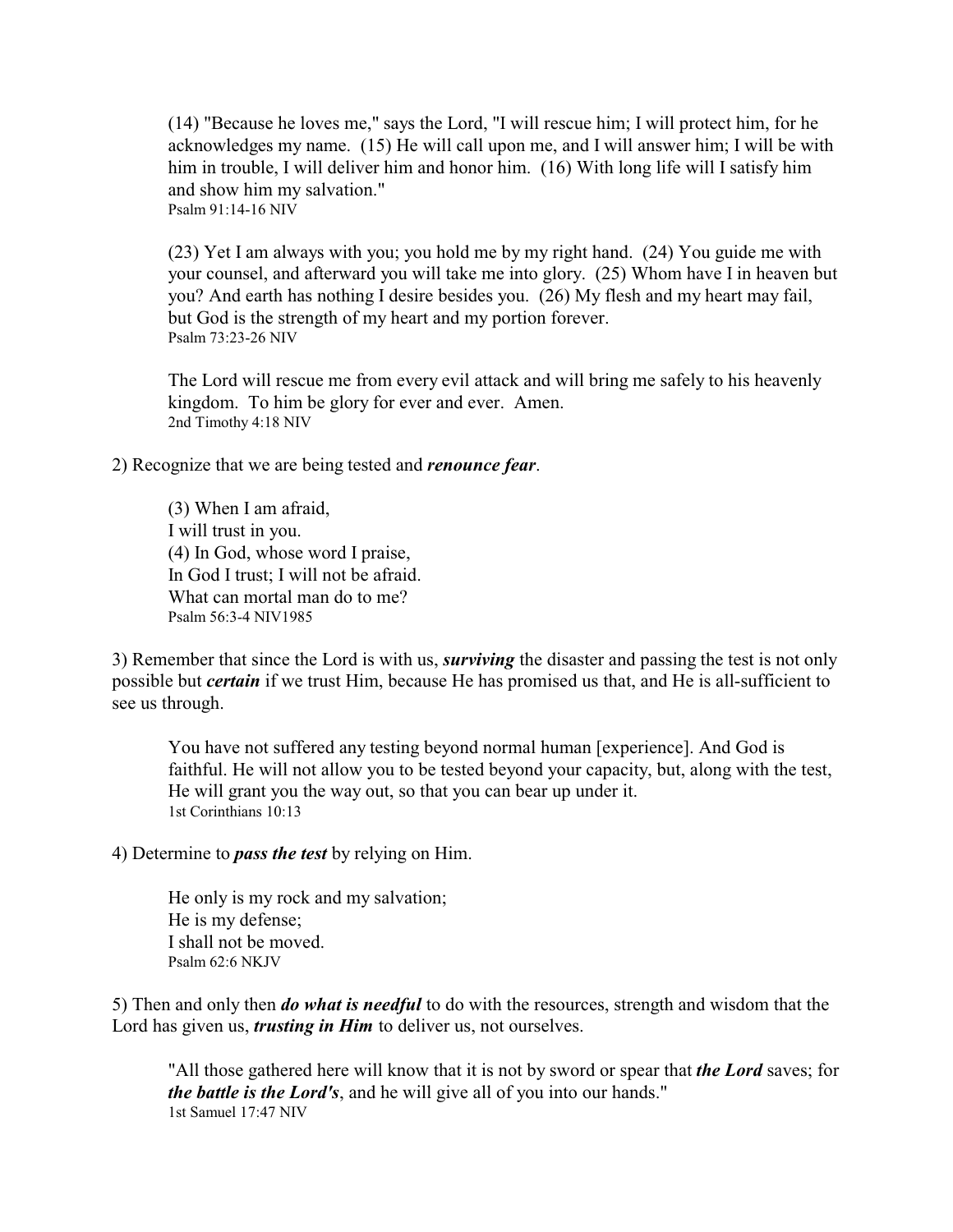> (14) "Because he loves me," says the Lord, "I will rescue him; I will protect him, for he acknowledges my name. (15) He will call upon me, and I will answer him; I will be with him in trouble, I will deliver him and honor him. (16) With long life will I satisfy him and show him my salvation."
> Psalm 91:14-16 NIV

> (23) Yet I am always with you; you hold me by my right hand. (24) You guide me with your counsel, and afterward you will take me into glory. (25) Whom have I in heaven but you? And earth has nothing I desire besides you. (26) My flesh and my heart may fail, but God is the strength of my heart and my portion forever.
> Psalm 73:23-26 NIV

> The Lord will rescue me from every evil attack and will bring me safely to his heavenly kingdom. To him be glory for ever and ever. Amen.
> 2nd Timothy 4:18 NIV

2) Recognize that we are being tested and ***renounce fear***.

> (3) When I am afraid,
> I will trust in you.
> (4) In God, whose word I praise,
> In God I trust; I will not be afraid.
> What can mortal man do to me?
> Psalm 56:3-4 NIV1985

3) Remember that since the Lord is with us, ***surviving*** the disaster and passing the test is not only possible but ***certain*** if we trust Him, because He has promised us that, and He is all-sufficient to see us through.

> You have not suffered any testing beyond normal human [experience]. And God is faithful. He will not allow you to be tested beyond your capacity, but, along with the test, He will grant you the way out, so that you can bear up under it.
> 1st Corinthians 10:13

4) Determine to ***pass the test*** by relying on Him.

> He only is my rock and my salvation;
> He is my defense;
> I shall not be moved.
> Psalm 62:6 NKJV

5) Then and only then ***do what is needful*** to do with the resources, strength and wisdom that the Lord has given us, ***trusting in Him*** to deliver us, not ourselves.

> "All those gathered here will know that it is not by sword or spear that ***the Lord*** saves; for ***the battle is the Lord's***, and he will give all of you into our hands."
> 1st Samuel 17:47 NIV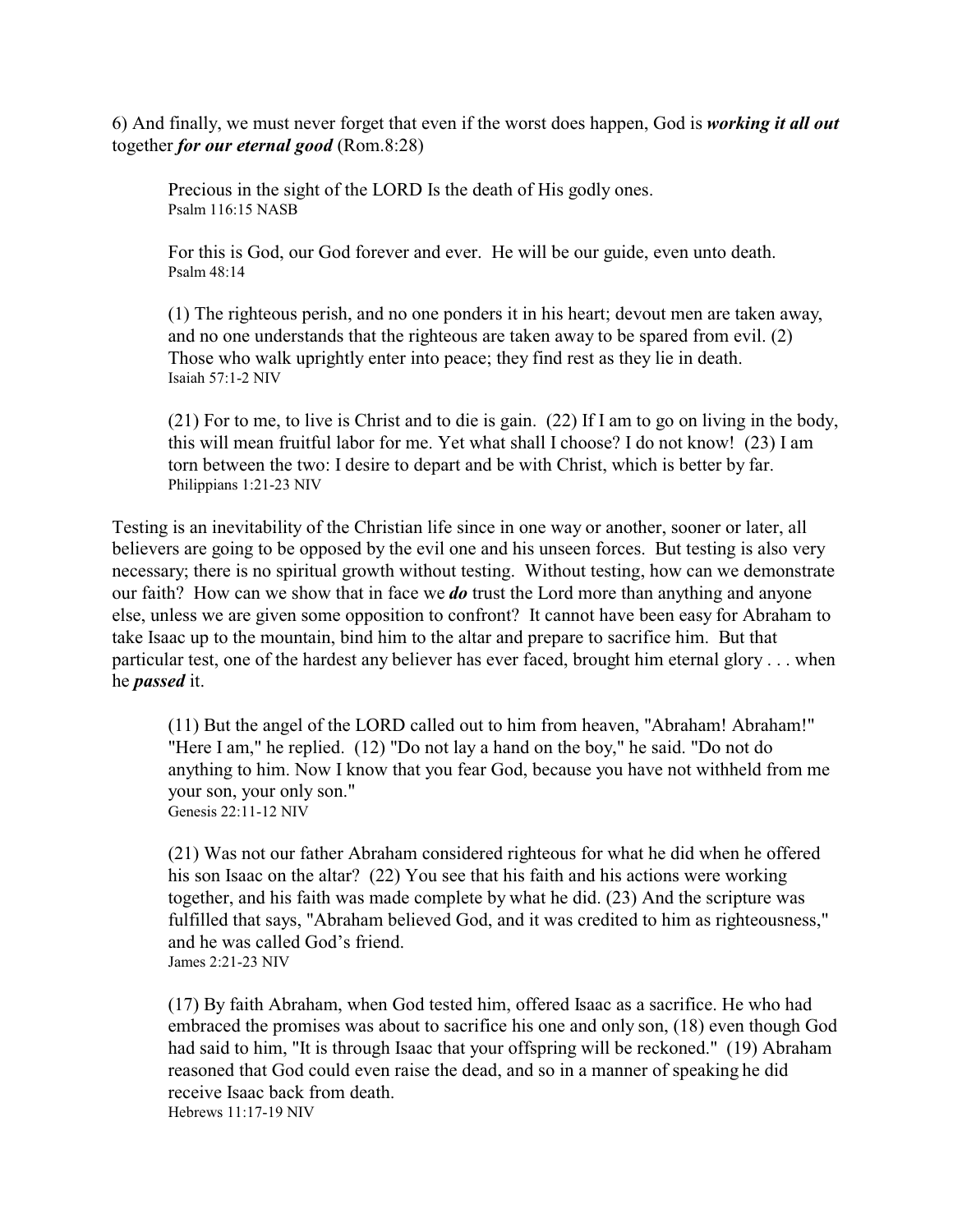6) And finally, we must never forget that even if the worst does happen, God is ***working it all out*** together ***for our eternal good*** (Rom.8:28)

> Precious in the sight of the LORD Is the death of His godly ones.
> Psalm 116:15 NASB

> For this is God, our God forever and ever. He will be our guide, even unto death.
> Psalm 48:14

> (1) The righteous perish, and no one ponders it in his heart; devout men are taken away, and no one understands that the righteous are taken away to be spared from evil. (2) Those who walk uprightly enter into peace; they find rest as they lie in death.
> Isaiah 57:1-2 NIV

> (21) For to me, to live is Christ and to die is gain. (22) If I am to go on living in the body, this will mean fruitful labor for me. Yet what shall I choose? I do not know! (23) I am torn between the two: I desire to depart and be with Christ, which is better by far.
> Philippians 1:21-23 NIV

Testing is an inevitability of the Christian life since in one way or another, sooner or later, all believers are going to be opposed by the evil one and his unseen forces. But testing is also very necessary; there is no spiritual growth without testing. Without testing, how can we demonstrate our faith? How can we show that in face we ***do*** trust the Lord more than anything and anyone else, unless we are given some opposition to confront? It cannot have been easy for Abraham to take Isaac up to the mountain, bind him to the altar and prepare to sacrifice him. But that particular test, one of the hardest any believer has ever faced, brought him eternal glory . . . when he ***passed*** it.

> (11) But the angel of the LORD called out to him from heaven, "Abraham! Abraham!" "Here I am," he replied. (12) "Do not lay a hand on the boy," he said. "Do not do anything to him. Now I know that you fear God, because you have not withheld from me your son, your only son."
> Genesis 22:11-12 NIV

> (21) Was not our father Abraham considered righteous for what he did when he offered his son Isaac on the altar? (22) You see that his faith and his actions were working together, and his faith was made complete by what he did. (23) And the scripture was fulfilled that says, "Abraham believed God, and it was credited to him as righteousness," and he was called God's friend.
> James 2:21-23 NIV

> (17) By faith Abraham, when God tested him, offered Isaac as a sacrifice. He who had embraced the promises was about to sacrifice his one and only son, (18) even though God had said to him, "It is through Isaac that your offspring will be reckoned." (19) Abraham reasoned that God could even raise the dead, and so in a manner of speaking he did receive Isaac back from death.
> Hebrews 11:17-19 NIV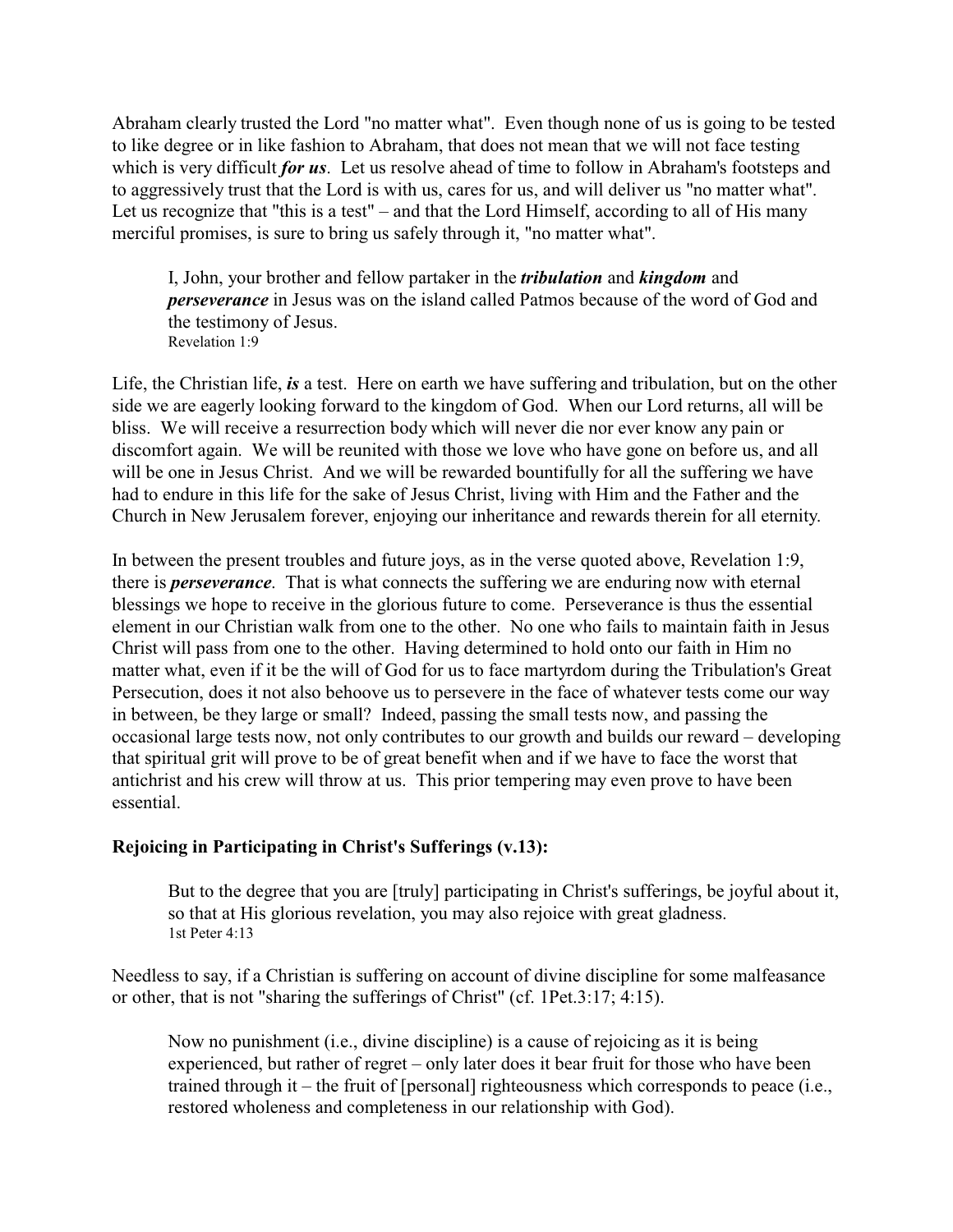Abraham clearly trusted the Lord "no matter what". Even though none of us is going to be tested to like degree or in like fashion to Abraham, that does not mean that we will not face testing which is very difficult ***for us***. Let us resolve ahead of time to follow in Abraham's footsteps and to aggressively trust that the Lord is with us, cares for us, and will deliver us "no matter what". Let us recognize that "this is a test" – and that the Lord Himself, according to all of His many merciful promises, is sure to bring us safely through it, "no matter what".

> I, John, your brother and fellow partaker in the ***tribulation*** and ***kingdom*** and ***perseverance*** in Jesus was on the island called Patmos because of the word of God and the testimony of Jesus.
> Revelation 1:9

Life, the Christian life, ***is*** a test. Here on earth we have suffering and tribulation, but on the other side we are eagerly looking forward to the kingdom of God. When our Lord returns, all will be bliss. We will receive a resurrection body which will never die nor ever know any pain or discomfort again. We will be reunited with those we love who have gone on before us, and all will be one in Jesus Christ. And we will be rewarded bountifully for all the suffering we have had to endure in this life for the sake of Jesus Christ, living with Him and the Father and the Church in New Jerusalem forever, enjoying our inheritance and rewards therein for all eternity.

In between the present troubles and future joys, as in the verse quoted above, Revelation 1:9, there is ***perseverance***. That is what connects the suffering we are enduring now with eternal blessings we hope to receive in the glorious future to come. Perseverance is thus the essential element in our Christian walk from one to the other. No one who fails to maintain faith in Jesus Christ will pass from one to the other. Having determined to hold onto our faith in Him no matter what, even if it be the will of God for us to face martyrdom during the Tribulation's Great Persecution, does it not also behoove us to persevere in the face of whatever tests come our way in between, be they large or small? Indeed, passing the small tests now, and passing the occasional large tests now, not only contributes to our growth and builds our reward – developing that spiritual grit will prove to be of great benefit when and if we have to face the worst that antichrist and his crew will throw at us. This prior tempering may even prove to have been essential.

**Rejoicing in Participating in Christ's Sufferings (v.13):**

> But to the degree that you are [truly] participating in Christ's sufferings, be joyful about it, so that at His glorious revelation, you may also rejoice with great gladness.
> 1st Peter 4:13

Needless to say, if a Christian is suffering on account of divine discipline for some malfeasance or other, that is not "sharing the sufferings of Christ" (cf. 1Pet.3:17; 4:15).

> Now no punishment (i.e., divine discipline) is a cause of rejoicing as it is being experienced, but rather of regret – only later does it bear fruit for those who have been trained through it – the fruit of [personal] righteousness which corresponds to peace (i.e., restored wholeness and completeness in our relationship with God).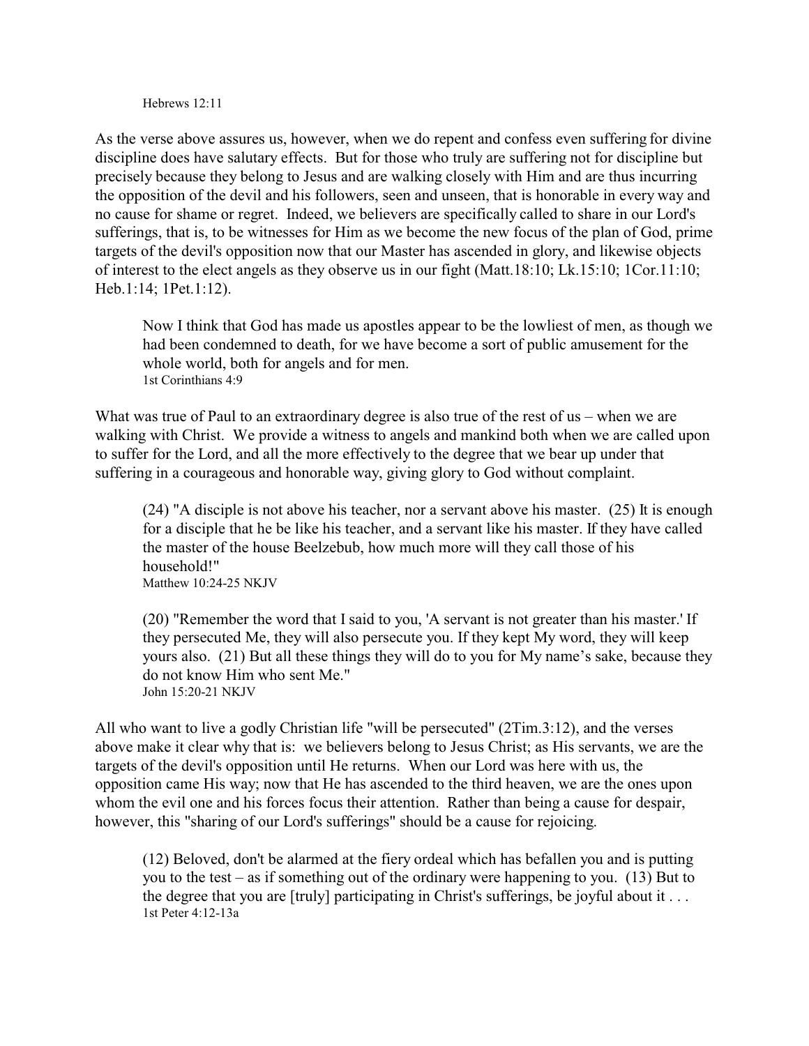Hebrews 12:11

As the verse above assures us, however, when we do repent and confess even suffering for divine discipline does have salutary effects. But for those who truly are suffering not for discipline but precisely because they belong to Jesus and are walking closely with Him and are thus incurring the opposition of the devil and his followers, seen and unseen, that is honorable in every way and no cause for shame or regret. Indeed, we believers are specifically called to share in our Lord's sufferings, that is, to be witnesses for Him as we become the new focus of the plan of God, prime targets of the devil's opposition now that our Master has ascended in glory, and likewise objects of interest to the elect angels as they observe us in our fight (Matt.18:10; Lk.15:10; 1Cor.11:10; Heb.1:14; 1Pet.1:12).

> Now I think that God has made us apostles appear to be the lowliest of men, as though we had been condemned to death, for we have become a sort of public amusement for the whole world, both for angels and for men.
> 1st Corinthians 4:9

What was true of Paul to an extraordinary degree is also true of the rest of us – when we are walking with Christ. We provide a witness to angels and mankind both when we are called upon to suffer for the Lord, and all the more effectively to the degree that we bear up under that suffering in a courageous and honorable way, giving glory to God without complaint.

> (24) "A disciple is not above his teacher, nor a servant above his master. (25) It is enough for a disciple that he be like his teacher, and a servant like his master. If they have called the master of the house Beelzebub, how much more will they call those of his household!"
> Matthew 10:24-25 NKJV

> (20) "Remember the word that I said to you, 'A servant is not greater than his master.' If they persecuted Me, they will also persecute you. If they kept My word, they will keep yours also. (21) But all these things they will do to you for My name's sake, because they do not know Him who sent Me."
> John 15:20-21 NKJV

All who want to live a godly Christian life "will be persecuted" (2Tim.3:12), and the verses above make it clear why that is: we believers belong to Jesus Christ; as His servants, we are the targets of the devil's opposition until He returns. When our Lord was here with us, the opposition came His way; now that He has ascended to the third heaven, we are the ones upon whom the evil one and his forces focus their attention. Rather than being a cause for despair, however, this "sharing of our Lord's sufferings" should be a cause for rejoicing.

> (12) Beloved, don't be alarmed at the fiery ordeal which has befallen you and is putting you to the test – as if something out of the ordinary were happening to you. (13) But to the degree that you are [truly] participating in Christ's sufferings, be joyful about it . . .
> 1st Peter 4:12-13a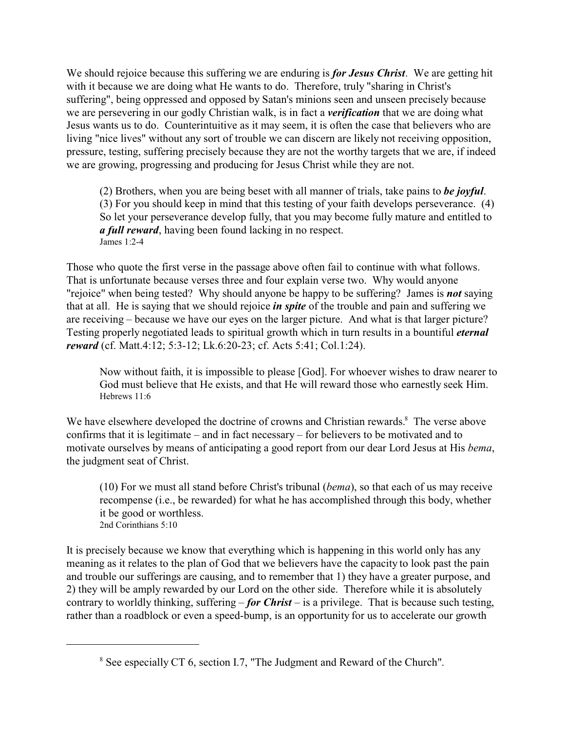We should rejoice because this suffering we are enduring is ***for Jesus Christ***. We are getting hit with it because we are doing what He wants to do. Therefore, truly "sharing in Christ's suffering", being oppressed and opposed by Satan's minions seen and unseen precisely because we are persevering in our godly Christian walk, is in fact a ***verification*** that we are doing what Jesus wants us to do. Counterintuitive as it may seem, it is often the case that believers who are living "nice lives" without any sort of trouble we can discern are likely not receiving opposition, pressure, testing, suffering precisely because they are not the worthy targets that we are, if indeed we are growing, progressing and producing for Jesus Christ while they are not.

> (2) Brothers, when you are being beset with all manner of trials, take pains to ***be joyful***. (3) For you should keep in mind that this testing of your faith develops perseverance. (4) So let your perseverance develop fully, that you may become fully mature and entitled to ***a full reward***, having been found lacking in no respect.
> James 1:2-4

Those who quote the first verse in the passage above often fail to continue with what follows. That is unfortunate because verses three and four explain verse two. Why would anyone "rejoice" when being tested? Why should anyone be happy to be suffering? James is ***not*** saying that at all. He is saying that we should rejoice ***in spite*** of the trouble and pain and suffering we are receiving – because we have our eyes on the larger picture. And what is that larger picture? Testing properly negotiated leads to spiritual growth which in turn results in a bountiful ***eternal reward*** (cf. Matt.4:12; 5:3-12; Lk.6:20-23; cf. Acts 5:41; Col.1:24).

> Now without faith, it is impossible to please [God]. For whoever wishes to draw nearer to God must believe that He exists, and that He will reward those who earnestly seek Him.
> Hebrews 11:6

We have elsewhere developed the doctrine of crowns and Christian rewards.[8] The verse above confirms that it is legitimate – and in fact necessary – for believers to be motivated and to motivate ourselves by means of anticipating a good report from our dear Lord Jesus at His *bema*, the judgment seat of Christ.

> (10) For we must all stand before Christ's tribunal (*bema*), so that each of us may receive recompense (i.e., be rewarded) for what he has accomplished through this body, whether it be good or worthless.
> 2nd Corinthians 5:10

It is precisely because we know that everything which is happening in this world only has any meaning as it relates to the plan of God that we believers have the capacity to look past the pain and trouble our sufferings are causing, and to remember that 1) they have a greater purpose, and 2) they will be amply rewarded by our Lord on the other side. Therefore while it is absolutely contrary to worldly thinking, suffering – ***for Christ*** – is a privilege. That is because such testing, rather than a roadblock or even a speed-bump, is an opportunity for us to accelerate our growth

---

[8] See especially CT 6, section I.7, "The Judgment and Reward of the Church".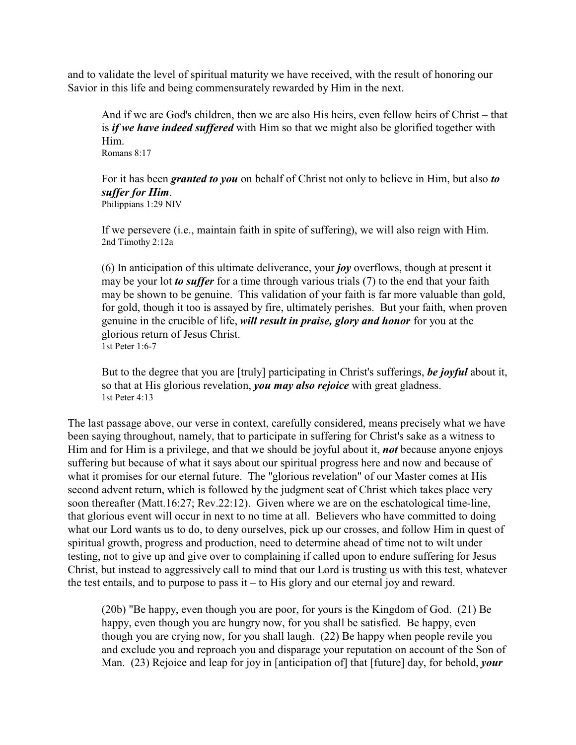and to validate the level of spiritual maturity we have received, with the result of honoring our Savior in this life and being commensurately rewarded by Him in the next.

> And if we are God's children, then we are also His heirs, even fellow heirs of Christ – that is ***if we have indeed suffered*** with Him so that we might also be glorified together with Him.
> Romans 8:17

> For it has been ***granted to you*** on behalf of Christ not only to believe in Him, but also ***to suffer for Him***.
> Philippians 1:29 NIV

> If we persevere (i.e., maintain faith in spite of suffering), we will also reign with Him.
> 2nd Timothy 2:12a

> (6) In anticipation of this ultimate deliverance, your ***joy*** overflows, though at present it may be your lot ***to suffer*** for a time through various trials (7) to the end that your faith may be shown to be genuine. This validation of your faith is far more valuable than gold, for gold, though it too is assayed by fire, ultimately perishes. But your faith, when proven genuine in the crucible of life, ***will result in praise, glory and honor*** for you at the glorious return of Jesus Christ.
> 1st Peter 1:6-7

> But to the degree that you are [truly] participating in Christ's sufferings, ***be joyful*** about it, so that at His glorious revelation, ***you may also rejoice*** with great gladness.
> 1st Peter 4:13

The last passage above, our verse in context, carefully considered, means precisely what we have been saying throughout, namely, that to participate in suffering for Christ's sake as a witness to Him and for Him is a privilege, and that we should be joyful about it, ***not*** because anyone enjoys suffering but because of what it says about our spiritual progress here and now and because of what it promises for our eternal future. The "glorious revelation" of our Master comes at His second advent return, which is followed by the judgment seat of Christ which takes place very soon thereafter (Matt.16:27; Rev.22:12). Given where we are on the eschatological time-line, that glorious event will occur in next to no time at all. Believers who have committed to doing what our Lord wants us to do, to deny ourselves, pick up our crosses, and follow Him in quest of spiritual growth, progress and production, need to determine ahead of time not to wilt under testing, not to give up and give over to complaining if called upon to endure suffering for Jesus Christ, but instead to aggressively call to mind that our Lord is trusting us with this test, whatever the test entails, and to purpose to pass it – to His glory and our eternal joy and reward.

> (20b) "Be happy, even though you are poor, for yours is the Kingdom of God. (21) Be happy, even though you are hungry now, for you shall be satisfied. Be happy, even though you are crying now, for you shall laugh. (22) Be happy when people revile you and exclude you and reproach you and disparage your reputation on account of the Son of Man. (23) Rejoice and leap for joy in [anticipation of] that [future] day, for behold, ***your***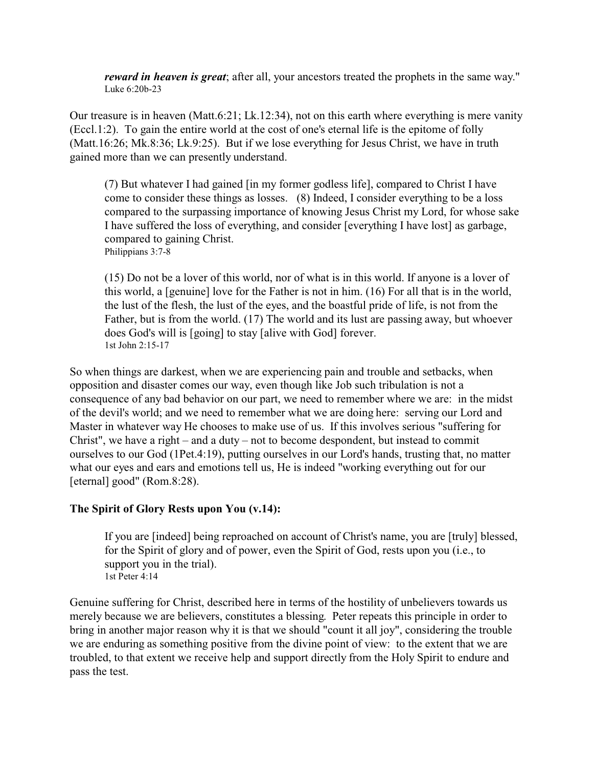> ***reward in heaven is great***; after all, your ancestors treated the prophets in the same way."
> Luke 6:20b-23

Our treasure is in heaven (Matt.6:21; Lk.12:34), not on this earth where everything is mere vanity (Eccl.1:2). To gain the entire world at the cost of one's eternal life is the epitome of folly (Matt.16:26; Mk.8:36; Lk.9:25). But if we lose everything for Jesus Christ, we have in truth gained more than we can presently understand.

> (7) But whatever I had gained [in my former godless life], compared to Christ I have come to consider these things as losses. (8) Indeed, I consider everything to be a loss compared to the surpassing importance of knowing Jesus Christ my Lord, for whose sake I have suffered the loss of everything, and consider [everything I have lost] as garbage, compared to gaining Christ.
> Philippians 3:7-8

> (15) Do not be a lover of this world, nor of what is in this world. If anyone is a lover of this world, a [genuine] love for the Father is not in him. (16) For all that is in the world, the lust of the flesh, the lust of the eyes, and the boastful pride of life, is not from the Father, but is from the world. (17) The world and its lust are passing away, but whoever does God's will is [going] to stay [alive with God] forever.
> 1st John 2:15-17

So when things are darkest, when we are experiencing pain and trouble and setbacks, when opposition and disaster comes our way, even though like Job such tribulation is not a consequence of any bad behavior on our part, we need to remember where we are: in the midst of the devil's world; and we need to remember what we are doing here: serving our Lord and Master in whatever way He chooses to make use of us. If this involves serious "suffering for Christ", we have a right – and a duty – not to become despondent, but instead to commit ourselves to our God (1Pet.4:19), putting ourselves in our Lord's hands, trusting that, no matter what our eyes and ears and emotions tell us, He is indeed "working everything out for our [eternal] good" (Rom.8:28).

**The Spirit of Glory Rests upon You (v.14):**

> If you are [indeed] being reproached on account of Christ's name, you are [truly] blessed, for the Spirit of glory and of power, even the Spirit of God, rests upon you (i.e., to support you in the trial).
> 1st Peter 4:14

Genuine suffering for Christ, described here in terms of the hostility of unbelievers towards us merely because we are believers, constitutes a blessing. Peter repeats this principle in order to bring in another major reason why it is that we should "count it all joy", considering the trouble we are enduring as something positive from the divine point of view: to the extent that we are troubled, to that extent we receive help and support directly from the Holy Spirit to endure and pass the test.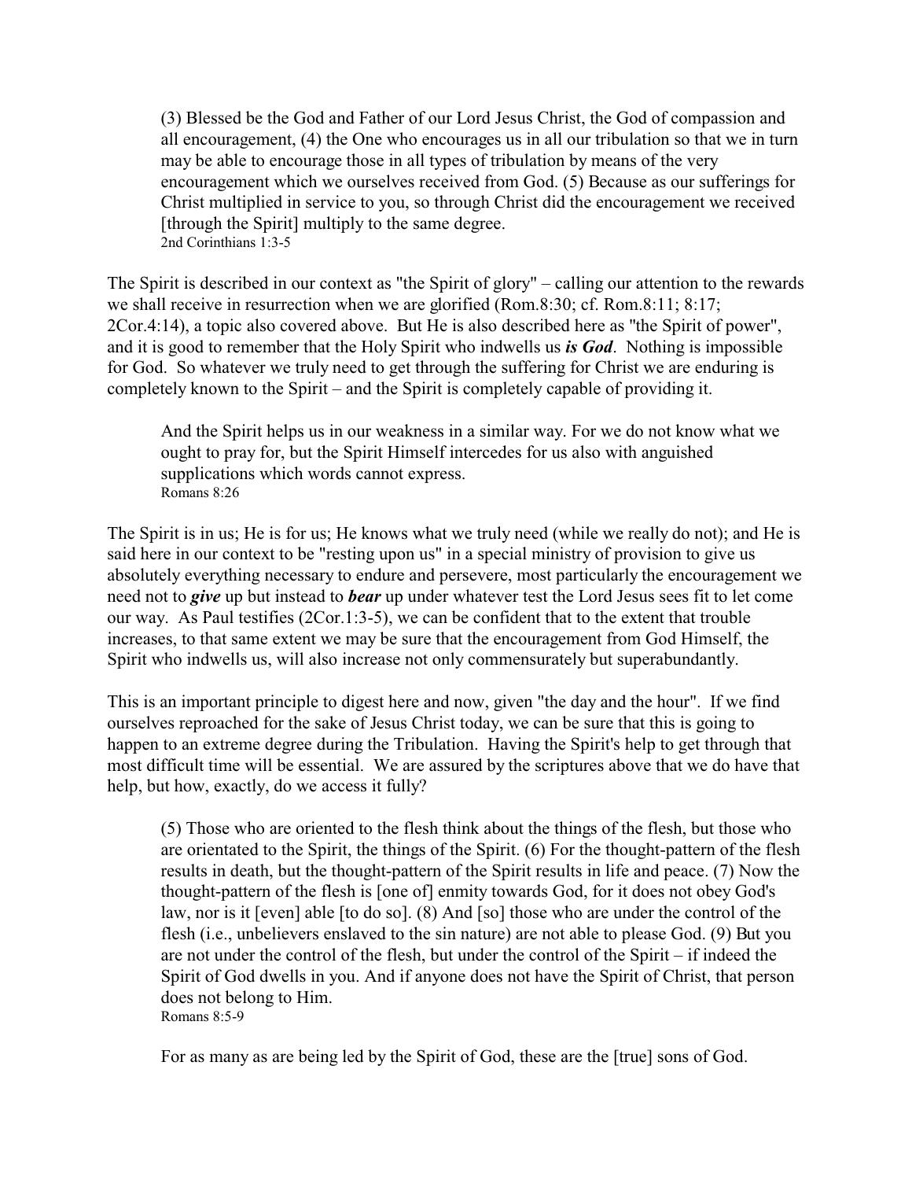> (3) Blessed be the God and Father of our Lord Jesus Christ, the God of compassion and all encouragement, (4) the One who encourages us in all our tribulation so that we in turn may be able to encourage those in all types of tribulation by means of the very encouragement which we ourselves received from God. (5) Because as our sufferings for Christ multiplied in service to you, so through Christ did the encouragement we received [through the Spirit] multiply to the same degree.
> 2nd Corinthians 1:3-5

The Spirit is described in our context as "the Spirit of glory" – calling our attention to the rewards we shall receive in resurrection when we are glorified (Rom.8:30; cf. Rom.8:11; 8:17; 2Cor.4:14), a topic also covered above. But He is also described here as "the Spirit of power", and it is good to remember that the Holy Spirit who indwells us ***is God***. Nothing is impossible for God. So whatever we truly need to get through the suffering for Christ we are enduring is completely known to the Spirit – and the Spirit is completely capable of providing it.

> And the Spirit helps us in our weakness in a similar way. For we do not know what we ought to pray for, but the Spirit Himself intercedes for us also with anguished supplications which words cannot express.
> Romans 8:26

The Spirit is in us; He is for us; He knows what we truly need (while we really do not); and He is said here in our context to be "resting upon us" in a special ministry of provision to give us absolutely everything necessary to endure and persevere, most particularly the encouragement we need not to ***give*** up but instead to ***bear*** up under whatever test the Lord Jesus sees fit to let come our way. As Paul testifies (2Cor.1:3-5), we can be confident that to the extent that trouble increases, to that same extent we may be sure that the encouragement from God Himself, the Spirit who indwells us, will also increase not only commensurately but superabundantly.

This is an important principle to digest here and now, given "the day and the hour". If we find ourselves reproached for the sake of Jesus Christ today, we can be sure that this is going to happen to an extreme degree during the Tribulation. Having the Spirit's help to get through that most difficult time will be essential. We are assured by the scriptures above that we do have that help, but how, exactly, do we access it fully?

> (5) Those who are oriented to the flesh think about the things of the flesh, but those who are orientated to the Spirit, the things of the Spirit. (6) For the thought-pattern of the flesh results in death, but the thought-pattern of the Spirit results in life and peace. (7) Now the thought-pattern of the flesh is [one of] enmity towards God, for it does not obey God's law, nor is it [even] able [to do so]. (8) And [so] those who are under the control of the flesh (i.e., unbelievers enslaved to the sin nature) are not able to please God. (9) But you are not under the control of the flesh, but under the control of the Spirit – if indeed the Spirit of God dwells in you. And if anyone does not have the Spirit of Christ, that person does not belong to Him.
> Romans 8:5-9

> For as many as are being led by the Spirit of God, these are the [true] sons of God.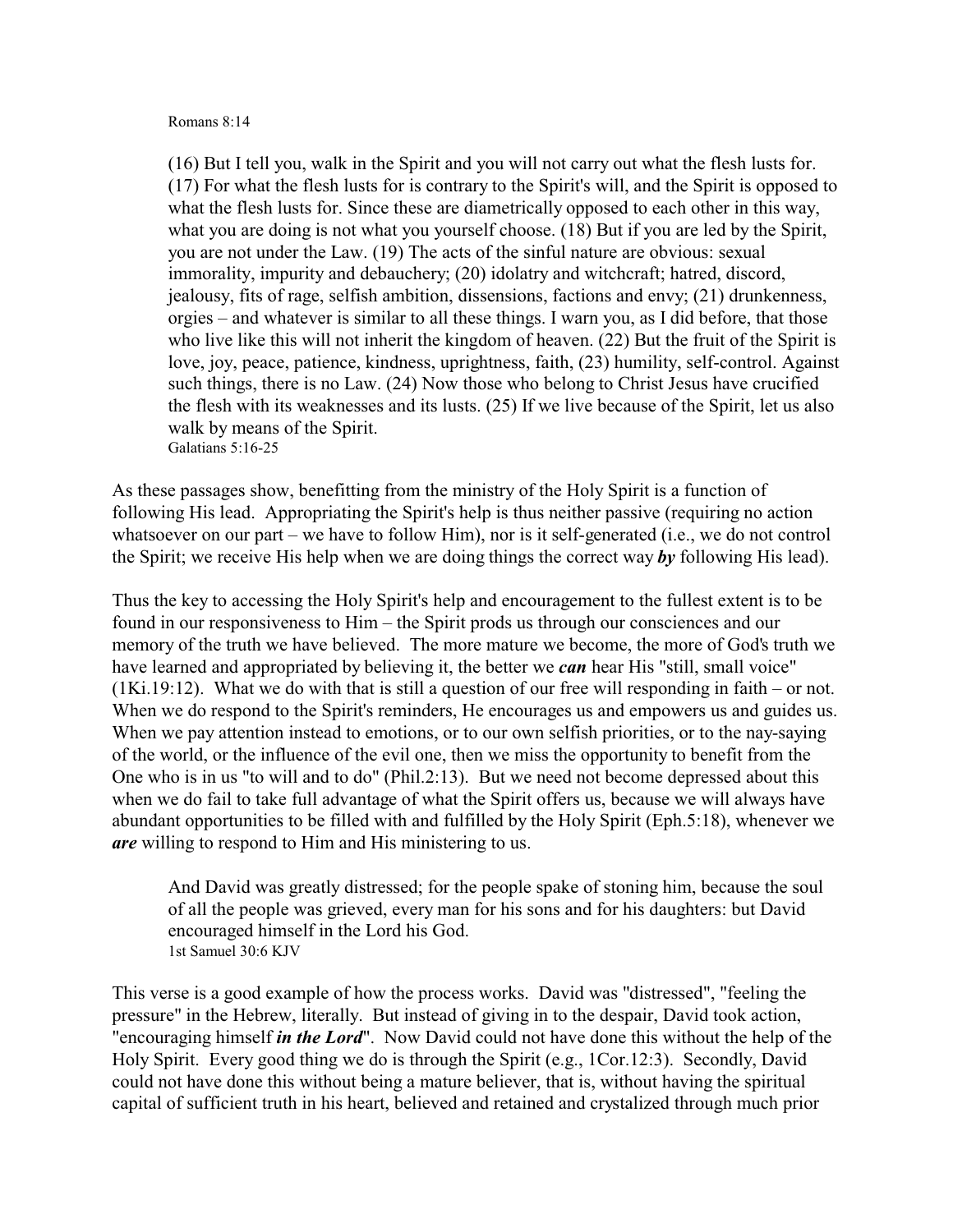Romans 8:14

> (16) But I tell you, walk in the Spirit and you will not carry out what the flesh lusts for. (17) For what the flesh lusts for is contrary to the Spirit's will, and the Spirit is opposed to what the flesh lusts for. Since these are diametrically opposed to each other in this way, what you are doing is not what you yourself choose. (18) But if you are led by the Spirit, you are not under the Law. (19) The acts of the sinful nature are obvious: sexual immorality, impurity and debauchery; (20) idolatry and witchcraft; hatred, discord, jealousy, fits of rage, selfish ambition, dissensions, factions and envy; (21) drunkenness, orgies – and whatever is similar to all these things. I warn you, as I did before, that those who live like this will not inherit the kingdom of heaven. (22) But the fruit of the Spirit is love, joy, peace, patience, kindness, uprightness, faith, (23) humility, self-control. Against such things, there is no Law. (24) Now those who belong to Christ Jesus have crucified the flesh with its weaknesses and its lusts. (25) If we live because of the Spirit, let us also walk by means of the Spirit.
> Galatians 5:16-25

As these passages show, benefitting from the ministry of the Holy Spirit is a function of following His lead. Appropriating the Spirit's help is thus neither passive (requiring no action whatsoever on our part – we have to follow Him), nor is it self-generated (i.e., we do not control the Spirit; we receive His help when we are doing things the correct way ***by*** following His lead).

Thus the key to accessing the Holy Spirit's help and encouragement to the fullest extent is to be found in our responsiveness to Him – the Spirit prods us through our consciences and our memory of the truth we have believed. The more mature we become, the more of God's truth we have learned and appropriated by believing it, the better we ***can*** hear His "still, small voice" (1Ki.19:12). What we do with that is still a question of our free will responding in faith – or not. When we do respond to the Spirit's reminders, He encourages us and empowers us and guides us. When we pay attention instead to emotions, or to our own selfish priorities, or to the nay-saying of the world, or the influence of the evil one, then we miss the opportunity to benefit from the One who is in us "to will and to do" (Phil.2:13). But we need not become depressed about this when we do fail to take full advantage of what the Spirit offers us, because we will always have abundant opportunities to be filled with and fulfilled by the Holy Spirit (Eph.5:18), whenever we ***are*** willing to respond to Him and His ministering to us.

> And David was greatly distressed; for the people spake of stoning him, because the soul of all the people was grieved, every man for his sons and for his daughters: but David encouraged himself in the Lord his God.
> 1st Samuel 30:6 KJV

This verse is a good example of how the process works. David was "distressed", "feeling the pressure" in the Hebrew, literally. But instead of giving in to the despair, David took action, "encouraging himself ***in the Lord***". Now David could not have done this without the help of the Holy Spirit. Every good thing we do is through the Spirit (e.g., 1Cor.12:3). Secondly, David could not have done this without being a mature believer, that is, without having the spiritual capital of sufficient truth in his heart, believed and retained and crystalized through much prior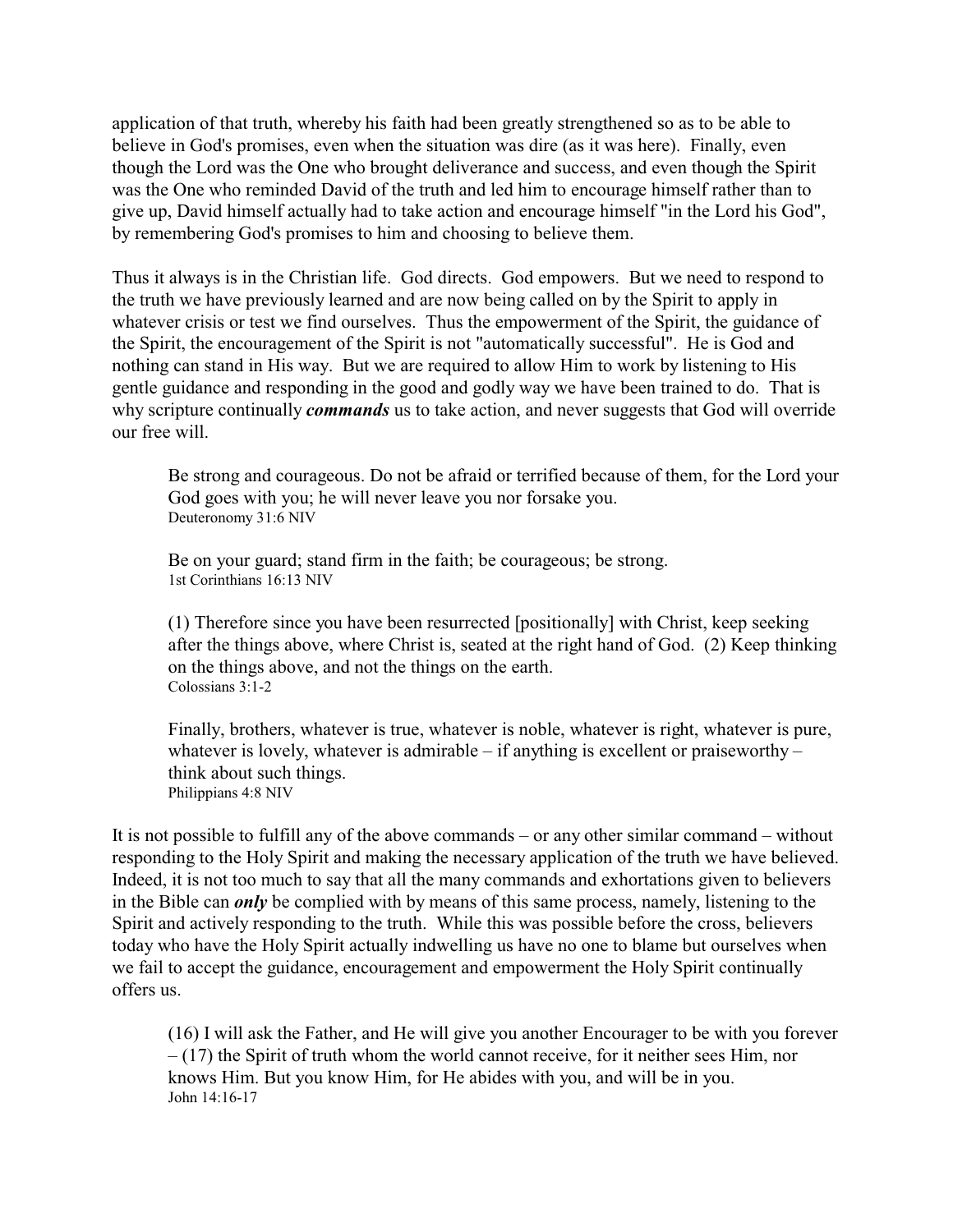application of that truth, whereby his faith had been greatly strengthened so as to be able to believe in God's promises, even when the situation was dire (as it was here). Finally, even though the Lord was the One who brought deliverance and success, and even though the Spirit was the One who reminded David of the truth and led him to encourage himself rather than to give up, David himself actually had to take action and encourage himself "in the Lord his God", by remembering God's promises to him and choosing to believe them.

Thus it always is in the Christian life. God directs. God empowers. But we need to respond to the truth we have previously learned and are now being called on by the Spirit to apply in whatever crisis or test we find ourselves. Thus the empowerment of the Spirit, the guidance of the Spirit, the encouragement of the Spirit is not "automatically successful". He is God and nothing can stand in His way. But we are required to allow Him to work by listening to His gentle guidance and responding in the good and godly way we have been trained to do. That is why scripture continually ***commands*** us to take action, and never suggests that God will override our free will.

> Be strong and courageous. Do not be afraid or terrified because of them, for the Lord your God goes with you; he will never leave you nor forsake you.
> Deuteronomy 31:6 NIV

> Be on your guard; stand firm in the faith; be courageous; be strong.
> 1st Corinthians 16:13 NIV

> (1) Therefore since you have been resurrected [positionally] with Christ, keep seeking after the things above, where Christ is, seated at the right hand of God. (2) Keep thinking on the things above, and not the things on the earth.
> Colossians 3:1-2

> Finally, brothers, whatever is true, whatever is noble, whatever is right, whatever is pure, whatever is lovely, whatever is admirable – if anything is excellent or praiseworthy – think about such things.
> Philippians 4:8 NIV

It is not possible to fulfill any of the above commands – or any other similar command – without responding to the Holy Spirit and making the necessary application of the truth we have believed. Indeed, it is not too much to say that all the many commands and exhortations given to believers in the Bible can ***only*** be complied with by means of this same process, namely, listening to the Spirit and actively responding to the truth. While this was possible before the cross, believers today who have the Holy Spirit actually indwelling us have no one to blame but ourselves when we fail to accept the guidance, encouragement and empowerment the Holy Spirit continually offers us.

> (16) I will ask the Father, and He will give you another Encourager to be with you forever – (17) the Spirit of truth whom the world cannot receive, for it neither sees Him, nor knows Him. But you know Him, for He abides with you, and will be in you.
> John 14:16-17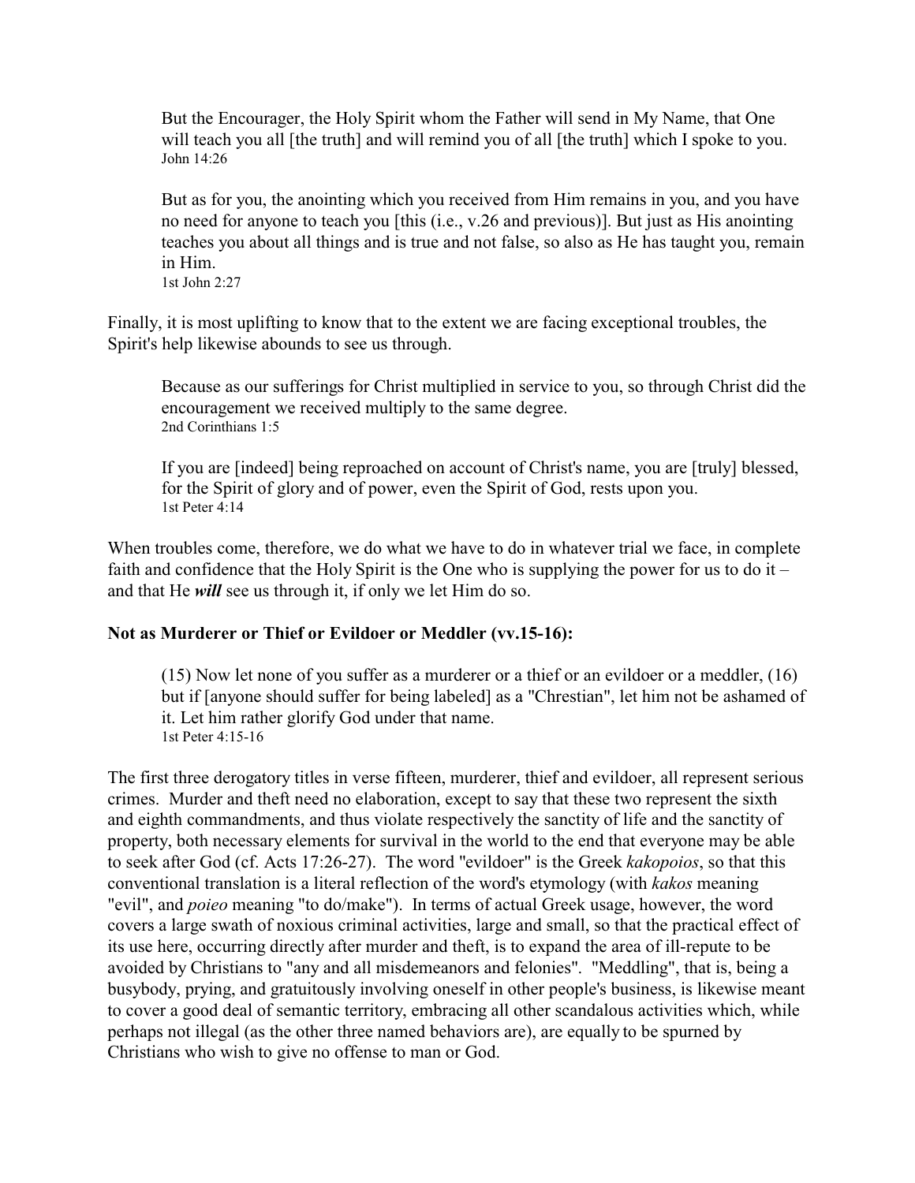> But the Encourager, the Holy Spirit whom the Father will send in My Name, that One will teach you all [the truth] and will remind you of all [the truth] which I spoke to you.
> John 14:26

> But as for you, the anointing which you received from Him remains in you, and you have no need for anyone to teach you [this (i.e., v.26 and previous)]. But just as His anointing teaches you about all things and is true and not false, so also as He has taught you, remain in Him.
> 1st John 2:27

Finally, it is most uplifting to know that to the extent we are facing exceptional troubles, the Spirit's help likewise abounds to see us through.

> Because as our sufferings for Christ multiplied in service to you, so through Christ did the encouragement we received multiply to the same degree.
> 2nd Corinthians 1:5

> If you are [indeed] being reproached on account of Christ's name, you are [truly] blessed, for the Spirit of glory and of power, even the Spirit of God, rests upon you.
> 1st Peter 4:14

When troubles come, therefore, we do what we have to do in whatever trial we face, in complete faith and confidence that the Holy Spirit is the One who is supplying the power for us to do it – and that He ***will*** see us through it, if only we let Him do so.

**Not as Murderer or Thief or Evildoer or Meddler (vv.15-16):**

> (15) Now let none of you suffer as a murderer or a thief or an evildoer or a meddler, (16) but if [anyone should suffer for being labeled] as a "Chrestian", let him not be ashamed of it. Let him rather glorify God under that name.
> 1st Peter 4:15-16

The first three derogatory titles in verse fifteen, murderer, thief and evildoer, all represent serious crimes. Murder and theft need no elaboration, except to say that these two represent the sixth and eighth commandments, and thus violate respectively the sanctity of life and the sanctity of property, both necessary elements for survival in the world to the end that everyone may be able to seek after God (cf. Acts 17:26-27). The word "evildoer" is the Greek *kakopoios*, so that this conventional translation is a literal reflection of the word's etymology (with *kakos* meaning "evil", and *poieo* meaning "to do/make"). In terms of actual Greek usage, however, the word covers a large swath of noxious criminal activities, large and small, so that the practical effect of its use here, occurring directly after murder and theft, is to expand the area of ill-repute to be avoided by Christians to "any and all misdemeanors and felonies". "Meddling", that is, being a busybody, prying, and gratuitously involving oneself in other people's business, is likewise meant to cover a good deal of semantic territory, embracing all other scandalous activities which, while perhaps not illegal (as the other three named behaviors are), are equally to be spurned by Christians who wish to give no offense to man or God.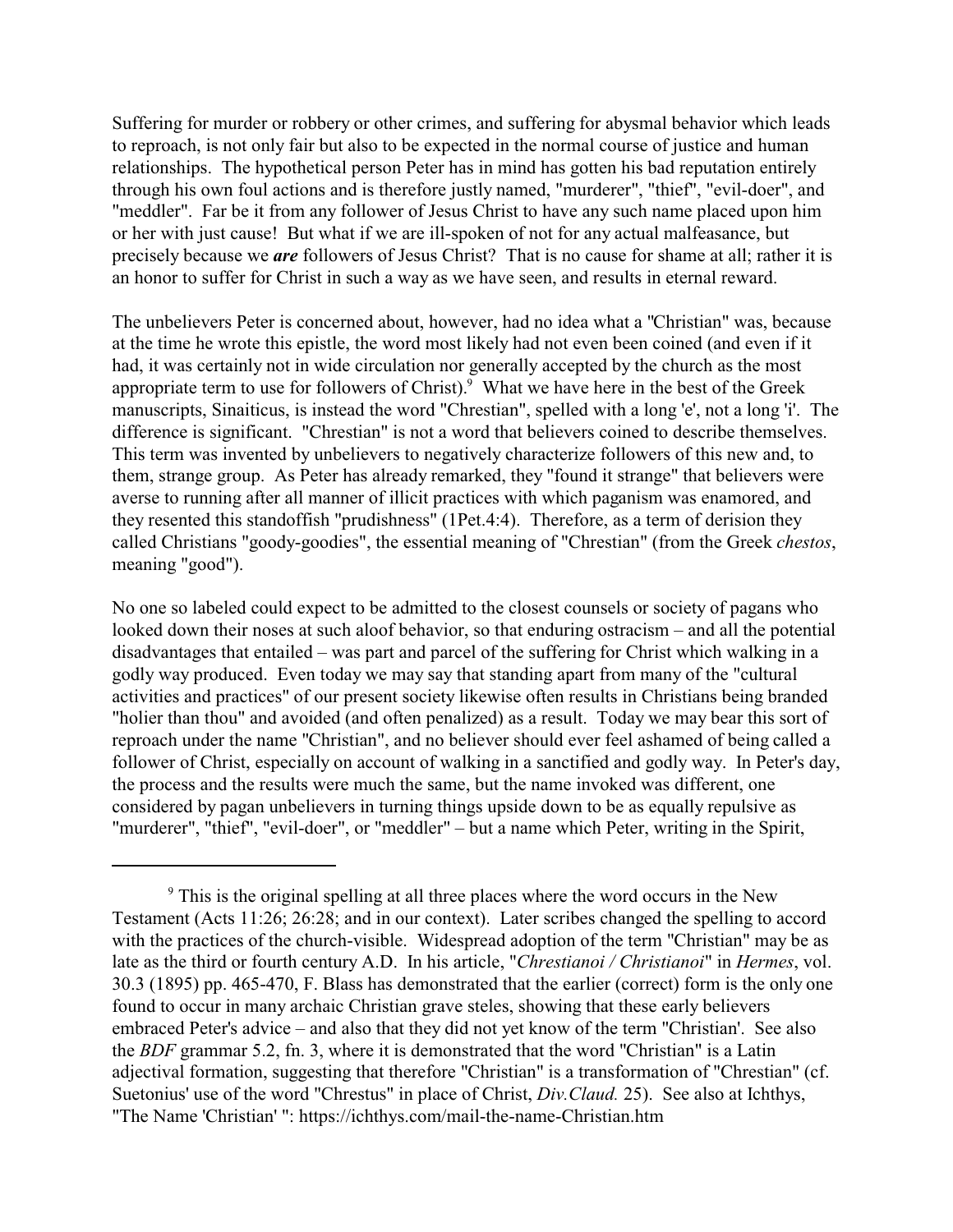Suffering for murder or robbery or other crimes, and suffering for abysmal behavior which leads to reproach, is not only fair but also to be expected in the normal course of justice and human relationships. The hypothetical person Peter has in mind has gotten his bad reputation entirely through his own foul actions and is therefore justly named, "murderer", "thief", "evil-doer", and "meddler". Far be it from any follower of Jesus Christ to have any such name placed upon him or her with just cause! But what if we are ill-spoken of not for any actual malfeasance, but precisely because we ***are*** followers of Jesus Christ? That is no cause for shame at all; rather it is an honor to suffer for Christ in such a way as we have seen, and results in eternal reward.

The unbelievers Peter is concerned about, however, had no idea what a "Christian" was, because at the time he wrote this epistle, the word most likely had not even been coined (and even if it had, it was certainly not in wide circulation nor generally accepted by the church as the most appropriate term to use for followers of Christ).[9] What we have here in the best of the Greek manuscripts, Sinaiticus, is instead the word "Chrestian", spelled with a long 'e', not a long 'i'. The difference is significant. "Chrestian" is not a word that believers coined to describe themselves. This term was invented by unbelievers to negatively characterize followers of this new and, to them, strange group. As Peter has already remarked, they "found it strange" that believers were averse to running after all manner of illicit practices with which paganism was enamored, and they resented this standoffish "prudishness" (1Pet.4:4). Therefore, as a term of derision they called Christians "goody-goodies", the essential meaning of "Chrestian" (from the Greek *chestos*, meaning "good").

No one so labeled could expect to be admitted to the closest counsels or society of pagans who looked down their noses at such aloof behavior, so that enduring ostracism – and all the potential disadvantages that entailed – was part and parcel of the suffering for Christ which walking in a godly way produced. Even today we may say that standing apart from many of the "cultural activities and practices" of our present society likewise often results in Christians being branded "holier than thou" and avoided (and often penalized) as a result. Today we may bear this sort of reproach under the name "Christian", and no believer should ever feel ashamed of being called a follower of Christ, especially on account of walking in a sanctified and godly way. In Peter's day, the process and the results were much the same, but the name invoked was different, one considered by pagan unbelievers in turning things upside down to be as equally repulsive as "murderer", "thief", "evil-doer", or "meddler" – but a name which Peter, writing in the Spirit,

---

[9] This is the original spelling at all three places where the word occurs in the New Testament (Acts 11:26; 26:28; and in our context). Later scribes changed the spelling to accord with the practices of the church-visible. Widespread adoption of the term "Christian" may be as late as the third or fourth century A.D. In his article, "*Chrestianoi / Christianoi*" in *Hermes*, vol. 30.3 (1895) pp. 465-470, F. Blass has demonstrated that the earlier (correct) form is the only one found to occur in many archaic Christian grave steles, showing that these early believers embraced Peter's advice – and also that they did not yet know of the term "Christian'. See also the *BDF* grammar 5.2, fn. 3, where it is demonstrated that the word "Christian" is a Latin adjectival formation, suggesting that therefore "Christian" is a transformation of "Chrestian" (cf. Suetonius' use of the word "Chrestus" in place of Christ, *Div.Claud.* 25). See also at Ichthys, "The Name 'Christian' ": https://ichthys.com/mail-the-name-Christian.htm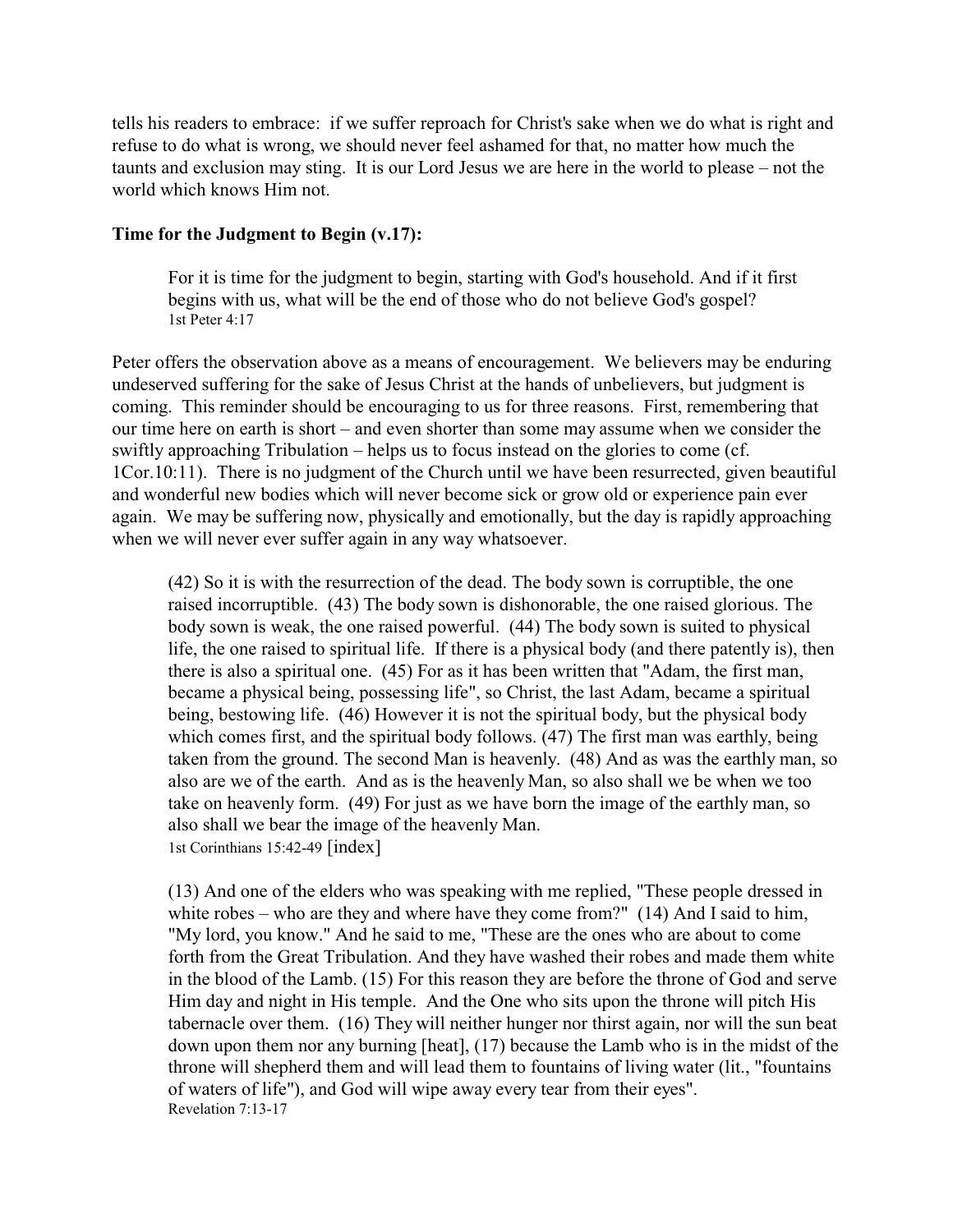tells his readers to embrace: if we suffer reproach for Christ's sake when we do what is right and refuse to do what is wrong, we should never feel ashamed for that, no matter how much the taunts and exclusion may sting. It is our Lord Jesus we are here in the world to please – not the world which knows Him not.

**Time for the Judgment to Begin (v.17):**

> For it is time for the judgment to begin, starting with God's household. And if it first begins with us, what will be the end of those who do not believe God's gospel?
> 1st Peter 4:17

Peter offers the observation above as a means of encouragement. We believers may be enduring undeserved suffering for the sake of Jesus Christ at the hands of unbelievers, but judgment is coming. This reminder should be encouraging to us for three reasons. First, remembering that our time here on earth is short – and even shorter than some may assume when we consider the swiftly approaching Tribulation – helps us to focus instead on the glories to come (cf. 1Cor.10:11). There is no judgment of the Church until we have been resurrected, given beautiful and wonderful new bodies which will never become sick or grow old or experience pain ever again. We may be suffering now, physically and emotionally, but the day is rapidly approaching when we will never ever suffer again in any way whatsoever.

> (42) So it is with the resurrection of the dead. The body sown is corruptible, the one raised incorruptible. (43) The body sown is dishonorable, the one raised glorious. The body sown is weak, the one raised powerful. (44) The body sown is suited to physical life, the one raised to spiritual life. If there is a physical body (and there patently is), then there is also a spiritual one. (45) For as it has been written that "Adam, the first man, became a physical being, possessing life", so Christ, the last Adam, became a spiritual being, bestowing life. (46) However it is not the spiritual body, but the physical body which comes first, and the spiritual body follows. (47) The first man was earthly, being taken from the ground. The second Man is heavenly. (48) And as was the earthly man, so also are we of the earth. And as is the heavenly Man, so also shall we be when we too take on heavenly form. (49) For just as we have born the image of the earthly man, so also shall we bear the image of the heavenly Man.
> 1st Corinthians 15:42-49 [index]

> (13) And one of the elders who was speaking with me replied, "These people dressed in white robes – who are they and where have they come from?" (14) And I said to him, "My lord, you know." And he said to me, "These are the ones who are about to come forth from the Great Tribulation. And they have washed their robes and made them white in the blood of the Lamb. (15) For this reason they are before the throne of God and serve Him day and night in His temple. And the One who sits upon the throne will pitch His tabernacle over them. (16) They will neither hunger nor thirst again, nor will the sun beat down upon them nor any burning [heat], (17) because the Lamb who is in the midst of the throne will shepherd them and will lead them to fountains of living water (lit., "fountains of waters of life"), and God will wipe away every tear from their eyes".
> Revelation 7:13-17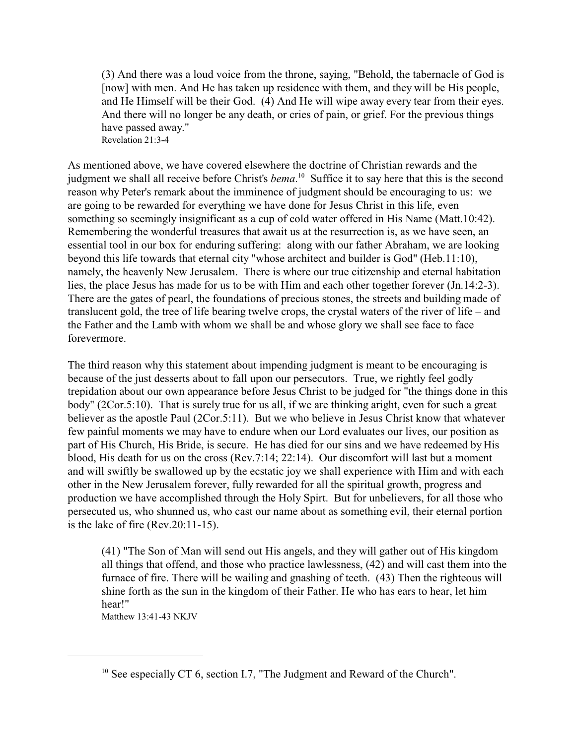> (3) And there was a loud voice from the throne, saying, "Behold, the tabernacle of God is [now] with men. And He has taken up residence with them, and they will be His people, and He Himself will be their God. (4) And He will wipe away every tear from their eyes. And there will no longer be any death, or cries of pain, or grief. For the previous things have passed away."
> Revelation 21:3-4

As mentioned above, we have covered elsewhere the doctrine of Christian rewards and the judgment we shall all receive before Christ's *bema*.[10] Suffice it to say here that this is the second reason why Peter's remark about the imminence of judgment should be encouraging to us: we are going to be rewarded for everything we have done for Jesus Christ in this life, even something so seemingly insignificant as a cup of cold water offered in His Name (Matt.10:42). Remembering the wonderful treasures that await us at the resurrection is, as we have seen, an essential tool in our box for enduring suffering: along with our father Abraham, we are looking beyond this life towards that eternal city "whose architect and builder is God" (Heb.11:10), namely, the heavenly New Jerusalem. There is where our true citizenship and eternal habitation lies, the place Jesus has made for us to be with Him and each other together forever (Jn.14:2-3). There are the gates of pearl, the foundations of precious stones, the streets and building made of translucent gold, the tree of life bearing twelve crops, the crystal waters of the river of life – and the Father and the Lamb with whom we shall be and whose glory we shall see face to face forevermore.

The third reason why this statement about impending judgment is meant to be encouraging is because of the just desserts about to fall upon our persecutors. True, we rightly feel godly trepidation about our own appearance before Jesus Christ to be judged for "the things done in this body" (2Cor.5:10). That is surely true for us all, if we are thinking aright, even for such a great believer as the apostle Paul (2Cor.5:11). But we who believe in Jesus Christ know that whatever few painful moments we may have to endure when our Lord evaluates our lives, our position as part of His Church, His Bride, is secure. He has died for our sins and we have redeemed by His blood, His death for us on the cross (Rev.7:14; 22:14). Our discomfort will last but a moment and will swiftly be swallowed up by the ecstatic joy we shall experience with Him and with each other in the New Jerusalem forever, fully rewarded for all the spiritual growth, progress and production we have accomplished through the Holy Spirt. But for unbelievers, for all those who persecuted us, who shunned us, who cast our name about as something evil, their eternal portion is the lake of fire (Rev.20:11-15).

> (41) "The Son of Man will send out His angels, and they will gather out of His kingdom all things that offend, and those who practice lawlessness, (42) and will cast them into the furnace of fire. There will be wailing and gnashing of teeth. (43) Then the righteous will shine forth as the sun in the kingdom of their Father. He who has ears to hear, let him hear!"
> Matthew 13:41-43 NKJV

---

[10] See especially CT 6, section I.7, "The Judgment and Reward of the Church".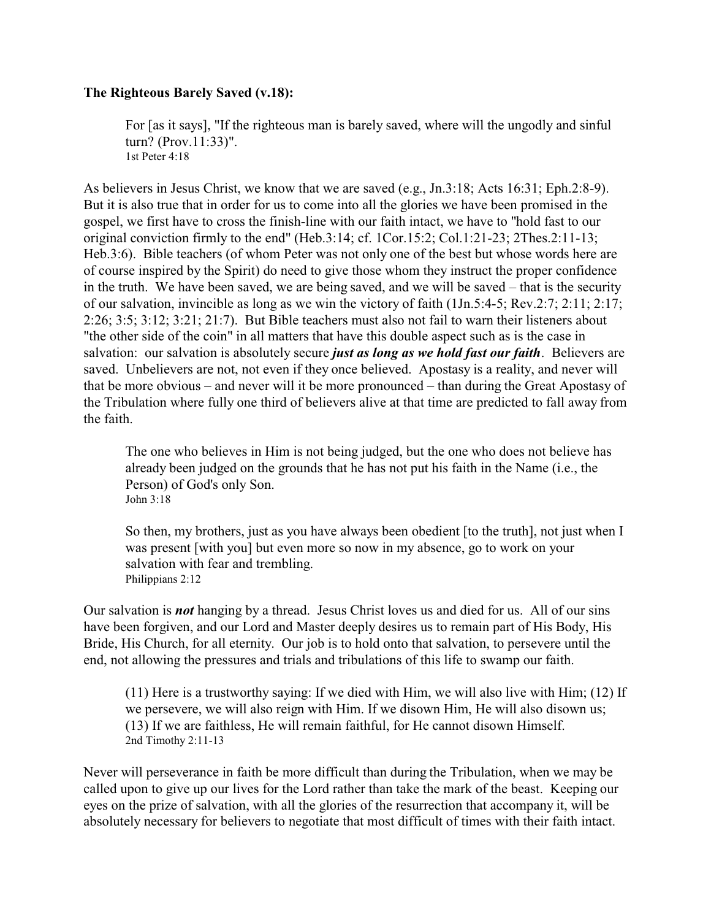**The Righteous Barely Saved (v.18):**

> For [as it says], "If the righteous man is barely saved, where will the ungodly and sinful turn? (Prov.11:33)".
> 1st Peter 4:18

As believers in Jesus Christ, we know that we are saved (e.g., Jn.3:18; Acts 16:31; Eph.2:8-9). But it is also true that in order for us to come into all the glories we have been promised in the gospel, we first have to cross the finish-line with our faith intact, we have to "hold fast to our original conviction firmly to the end" (Heb.3:14; cf. 1Cor.15:2; Col.1:21-23; 2Thes.2:11-13; Heb.3:6). Bible teachers (of whom Peter was not only one of the best but whose words here are of course inspired by the Spirit) do need to give those whom they instruct the proper confidence in the truth. We have been saved, we are being saved, and we will be saved – that is the security of our salvation, invincible as long as we win the victory of faith (1Jn.5:4-5; Rev.2:7; 2:11; 2:17; 2:26; 3:5; 3:12; 3:21; 21:7). But Bible teachers must also not fail to warn their listeners about "the other side of the coin" in all matters that have this double aspect such as is the case in salvation: our salvation is absolutely secure ***just as long as we hold fast our faith***. Believers are saved. Unbelievers are not, not even if they once believed. Apostasy is a reality, and never will that be more obvious – and never will it be more pronounced – than during the Great Apostasy of the Tribulation where fully one third of believers alive at that time are predicted to fall away from the faith.

> The one who believes in Him is not being judged, but the one who does not believe has already been judged on the grounds that he has not put his faith in the Name (i.e., the Person) of God's only Son.
> John 3:18

> So then, my brothers, just as you have always been obedient [to the truth], not just when I was present [with you] but even more so now in my absence, go to work on your salvation with fear and trembling.
> Philippians 2:12

Our salvation is ***not*** hanging by a thread. Jesus Christ loves us and died for us. All of our sins have been forgiven, and our Lord and Master deeply desires us to remain part of His Body, His Bride, His Church, for all eternity. Our job is to hold onto that salvation, to persevere until the end, not allowing the pressures and trials and tribulations of this life to swamp our faith.

> (11) Here is a trustworthy saying: If we died with Him, we will also live with Him; (12) If we persevere, we will also reign with Him. If we disown Him, He will also disown us; (13) If we are faithless, He will remain faithful, for He cannot disown Himself.
> 2nd Timothy 2:11-13

Never will perseverance in faith be more difficult than during the Tribulation, when we may be called upon to give up our lives for the Lord rather than take the mark of the beast. Keeping our eyes on the prize of salvation, with all the glories of the resurrection that accompany it, will be absolutely necessary for believers to negotiate that most difficult of times with their faith intact.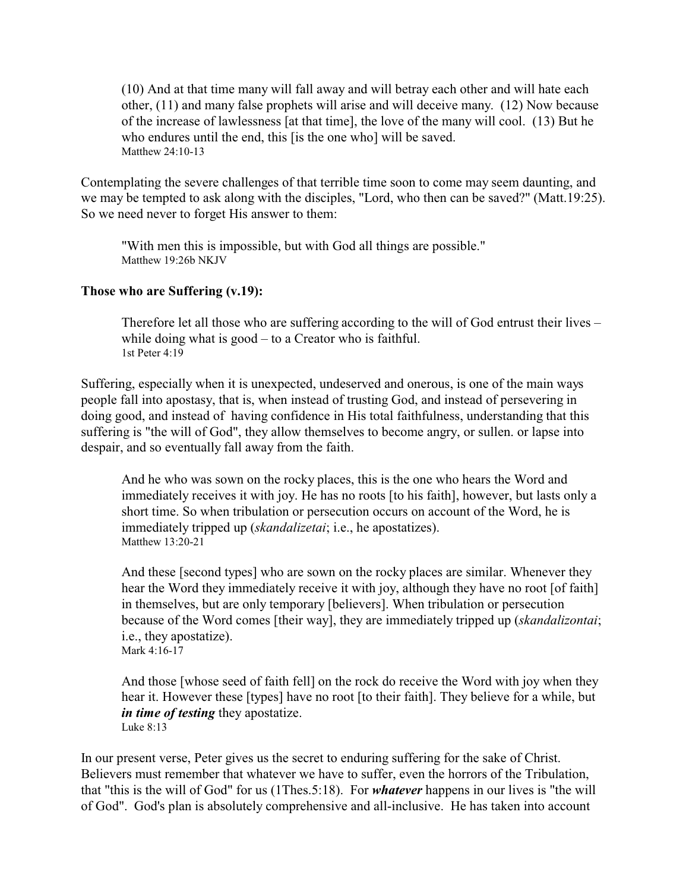> (10) And at that time many will fall away and will betray each other and will hate each other, (11) and many false prophets will arise and will deceive many. (12) Now because of the increase of lawlessness [at that time], the love of the many will cool. (13) But he who endures until the end, this [is the one who] will be saved.
> Matthew 24:10-13

Contemplating the severe challenges of that terrible time soon to come may seem daunting, and we may be tempted to ask along with the disciples, "Lord, who then can be saved?" (Matt.19:25). So we need never to forget His answer to them:

> "With men this is impossible, but with God all things are possible."
> Matthew 19:26b NKJV

**Those who are Suffering (v.19):**

> Therefore let all those who are suffering according to the will of God entrust their lives – while doing what is good – to a Creator who is faithful.
> 1st Peter 4:19

Suffering, especially when it is unexpected, undeserved and onerous, is one of the main ways people fall into apostasy, that is, when instead of trusting God, and instead of persevering in doing good, and instead of having confidence in His total faithfulness, understanding that this suffering is "the will of God", they allow themselves to become angry, or sullen. or lapse into despair, and so eventually fall away from the faith.

> And he who was sown on the rocky places, this is the one who hears the Word and immediately receives it with joy. He has no roots [to his faith], however, but lasts only a short time. So when tribulation or persecution occurs on account of the Word, he is immediately tripped up (*skandalizetai*; i.e., he apostatizes).
> Matthew 13:20-21

> And these [second types] who are sown on the rocky places are similar. Whenever they hear the Word they immediately receive it with joy, although they have no root [of faith] in themselves, but are only temporary [believers]. When tribulation or persecution because of the Word comes [their way], they are immediately tripped up (*skandalizontai*; i.e., they apostatize).
> Mark 4:16-17

> And those [whose seed of faith fell] on the rock do receive the Word with joy when they hear it. However these [types] have no root [to their faith]. They believe for a while, but ***in time of testing*** they apostatize.
> Luke 8:13

In our present verse, Peter gives us the secret to enduring suffering for the sake of Christ. Believers must remember that whatever we have to suffer, even the horrors of the Tribulation, that "this is the will of God" for us (1Thes.5:18). For ***whatever*** happens in our lives is "the will of God". God's plan is absolutely comprehensive and all-inclusive. He has taken into account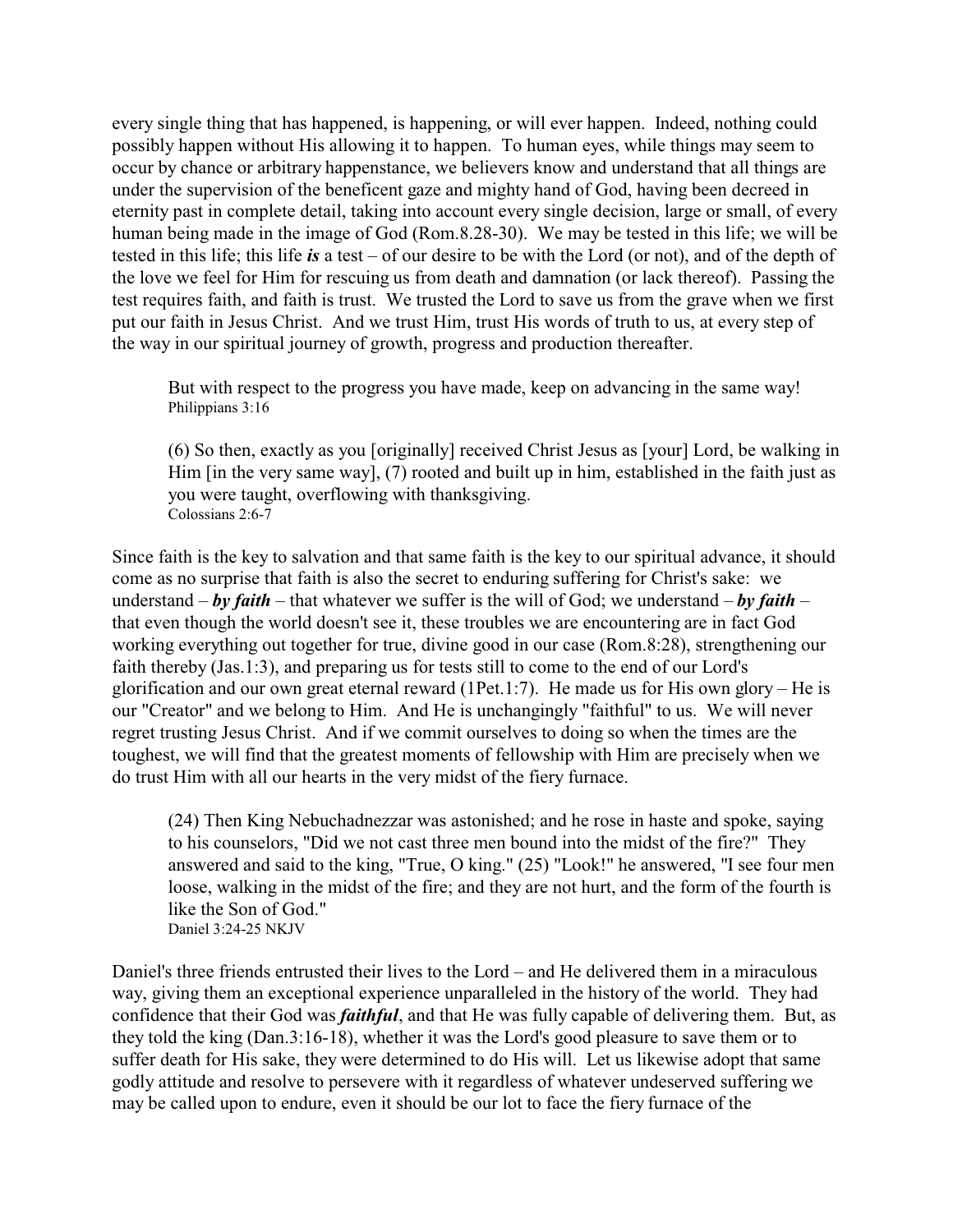every single thing that has happened, is happening, or will ever happen. Indeed, nothing could possibly happen without His allowing it to happen. To human eyes, while things may seem to occur by chance or arbitrary happenstance, we believers know and understand that all things are under the supervision of the beneficent gaze and mighty hand of God, having been decreed in eternity past in complete detail, taking into account every single decision, large or small, of every human being made in the image of God (Rom.8.28-30). We may be tested in this life; we will be tested in this life; this life ***is*** a test – of our desire to be with the Lord (or not), and of the depth of the love we feel for Him for rescuing us from death and damnation (or lack thereof). Passing the test requires faith, and faith is trust. We trusted the Lord to save us from the grave when we first put our faith in Jesus Christ. And we trust Him, trust His words of truth to us, at every step of the way in our spiritual journey of growth, progress and production thereafter.

> But with respect to the progress you have made, keep on advancing in the same way!
> Philippians 3:16

> (6) So then, exactly as you [originally] received Christ Jesus as [your] Lord, be walking in Him [in the very same way], (7) rooted and built up in him, established in the faith just as you were taught, overflowing with thanksgiving.
> Colossians 2:6-7

Since faith is the key to salvation and that same faith is the key to our spiritual advance, it should come as no surprise that faith is also the secret to enduring suffering for Christ's sake: we understand – ***by faith*** – that whatever we suffer is the will of God; we understand – ***by faith*** – that even though the world doesn't see it, these troubles we are encountering are in fact God working everything out together for true, divine good in our case (Rom.8:28), strengthening our faith thereby (Jas.1:3), and preparing us for tests still to come to the end of our Lord's glorification and our own great eternal reward (1Pet.1:7). He made us for His own glory – He is our "Creator" and we belong to Him. And He is unchangingly "faithful" to us. We will never regret trusting Jesus Christ. And if we commit ourselves to doing so when the times are the toughest, we will find that the greatest moments of fellowship with Him are precisely when we do trust Him with all our hearts in the very midst of the fiery furnace.

> (24) Then King Nebuchadnezzar was astonished; and he rose in haste and spoke, saying to his counselors, "Did we not cast three men bound into the midst of the fire?" They answered and said to the king, "True, O king." (25) "Look!" he answered, "I see four men loose, walking in the midst of the fire; and they are not hurt, and the form of the fourth is like the Son of God."
> Daniel 3:24-25 NKJV

Daniel's three friends entrusted their lives to the Lord – and He delivered them in a miraculous way, giving them an exceptional experience unparalleled in the history of the world. They had confidence that their God was ***faithful***, and that He was fully capable of delivering them. But, as they told the king (Dan.3:16-18), whether it was the Lord's good pleasure to save them or to suffer death for His sake, they were determined to do His will. Let us likewise adopt that same godly attitude and resolve to persevere with it regardless of whatever undeserved suffering we may be called upon to endure, even it should be our lot to face the fiery furnace of the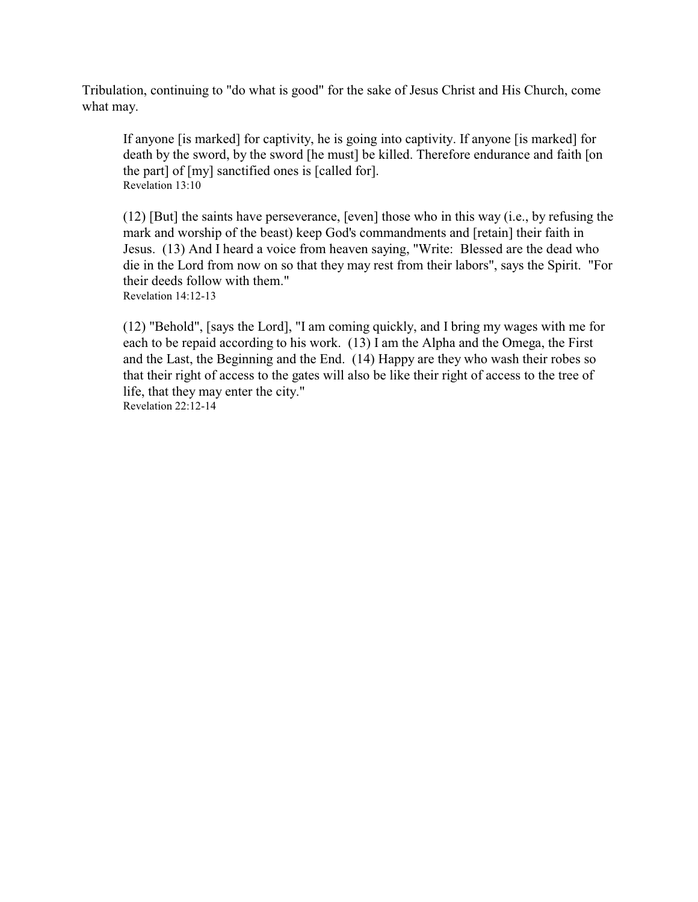Tribulation, continuing to "do what is good" for the sake of Jesus Christ and His Church, come what may.

> If anyone [is marked] for captivity, he is going into captivity. If anyone [is marked] for death by the sword, by the sword [he must] be killed. Therefore endurance and faith [on the part] of [my] sanctified ones is [called for].
> Revelation 13:10

> (12) [But] the saints have perseverance, [even] those who in this way (i.e., by refusing the mark and worship of the beast) keep God's commandments and [retain] their faith in Jesus.  (13) And I heard a voice from heaven saying, "Write:  Blessed are the dead who die in the Lord from now on so that they may rest from their labors", says the Spirit.  "For their deeds follow with them."
> Revelation 14:12-13

> (12) "Behold", [says the Lord], "I am coming quickly, and I bring my wages with me for each to be repaid according to his work.  (13) I am the Alpha and the Omega, the First and the Last, the Beginning and the End.  (14) Happy are they who wash their robes so that their right of access to the gates will also be like their right of access to the tree of life, that they may enter the city."
> Revelation 22:12-14